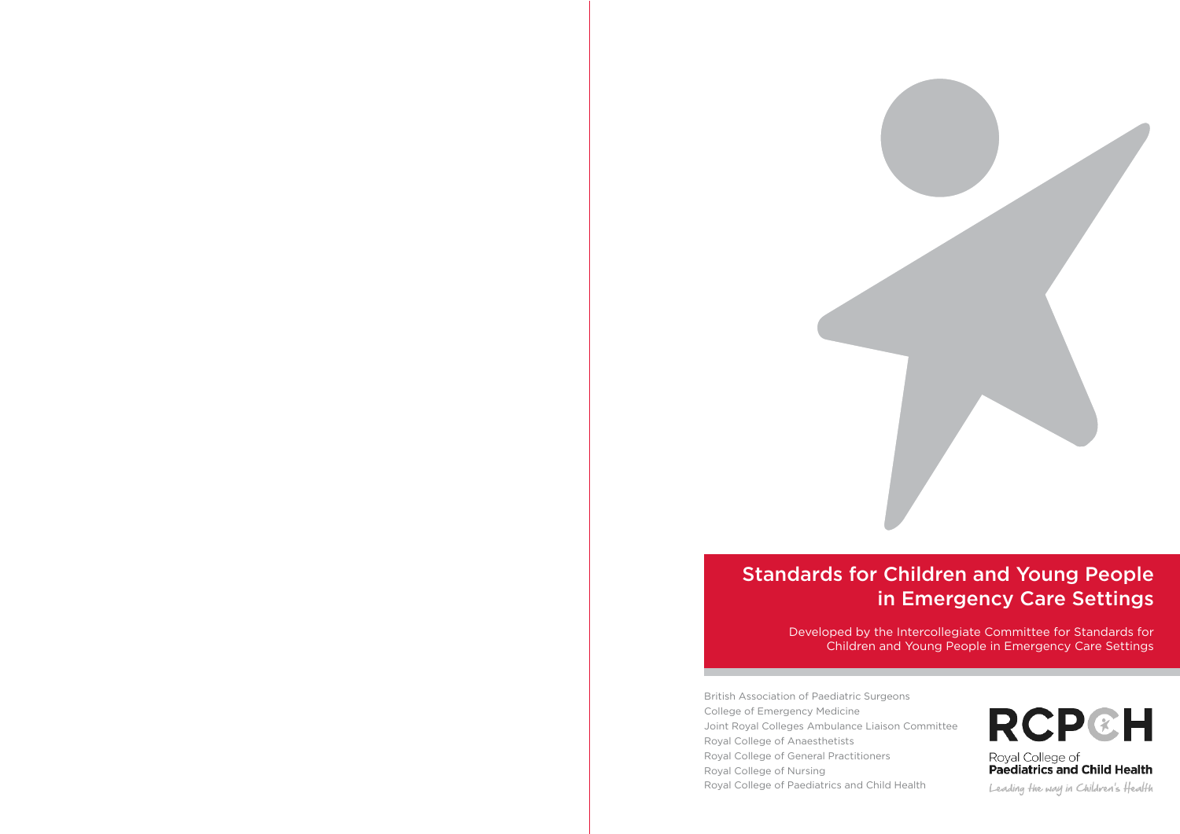# Standards for Children and Young People in Emergency Care Settings

Developed by the Intercollegiate Committee for Standards for Children and Young People in Emergency Care Settings

British Association of Paediatric Surgeons
College of Emergency Medicine
Joint Royal Colleges Ambulance Liaison Committee
Royal College of Anaesthetists
Royal College of General Practitioners
Royal College of Nursing
Royal College of Paediatrics and Child Health

RCPCH
Royal College of
**Paediatrics and Child Health**
*Leading the way in Children's Health*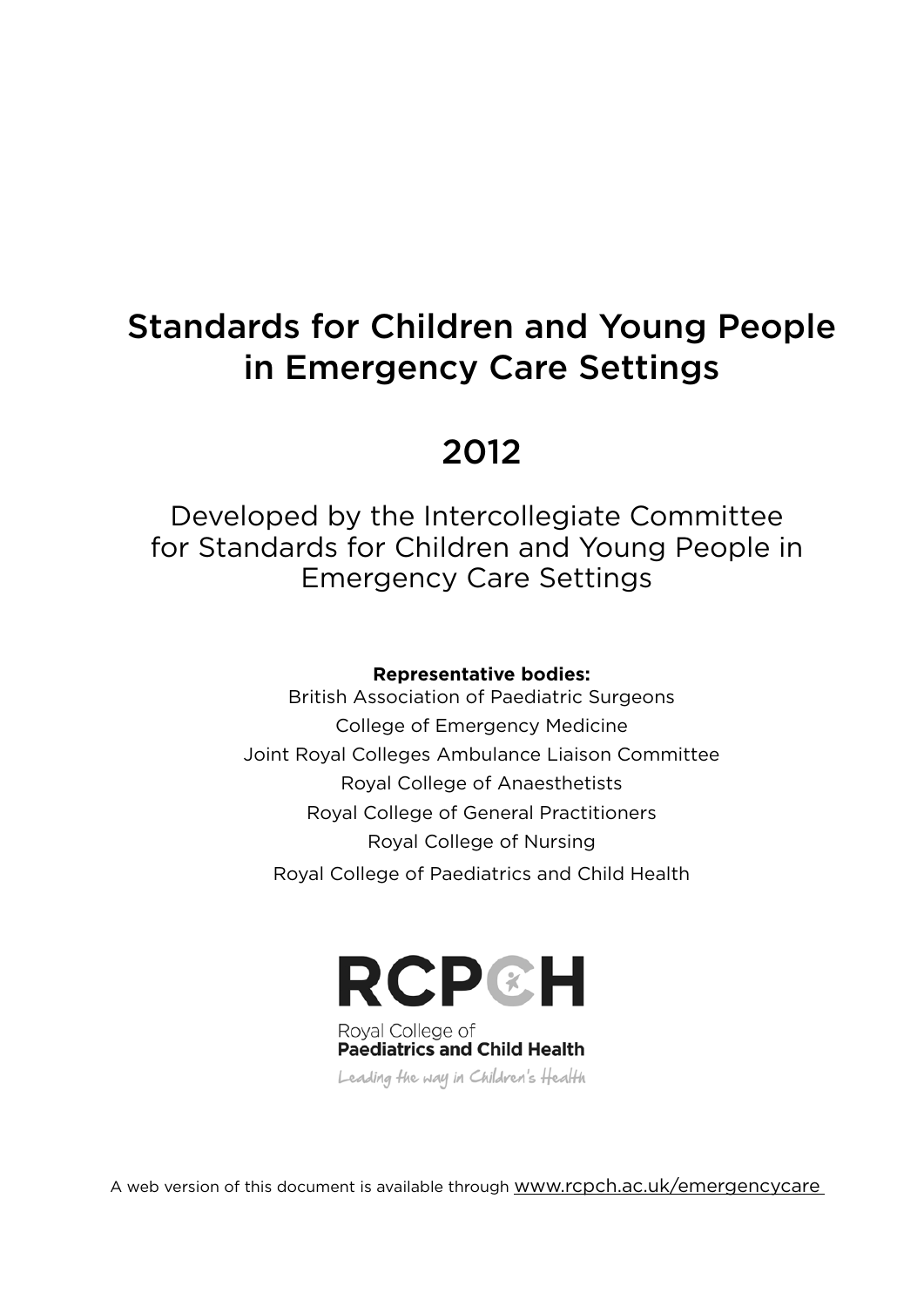# Standards for Children and Young People in Emergency Care Settings

# 2012

Developed by the Intercollegiate Committee for Standards for Children and Young People in Emergency Care Settings

**Representative bodies:**

British Association of Paediatric Surgeons

College of Emergency Medicine

Joint Royal Colleges Ambulance Liaison Committee

Royal College of Anaesthetists

Royal College of General Practitioners

Royal College of Nursing

Royal College of Paediatrics and Child Health

RCPCH

Royal College of Paediatrics and Child Health

Leading the way in Children's Health

A web version of this document is available through www.rcpch.ac.uk/emergencycare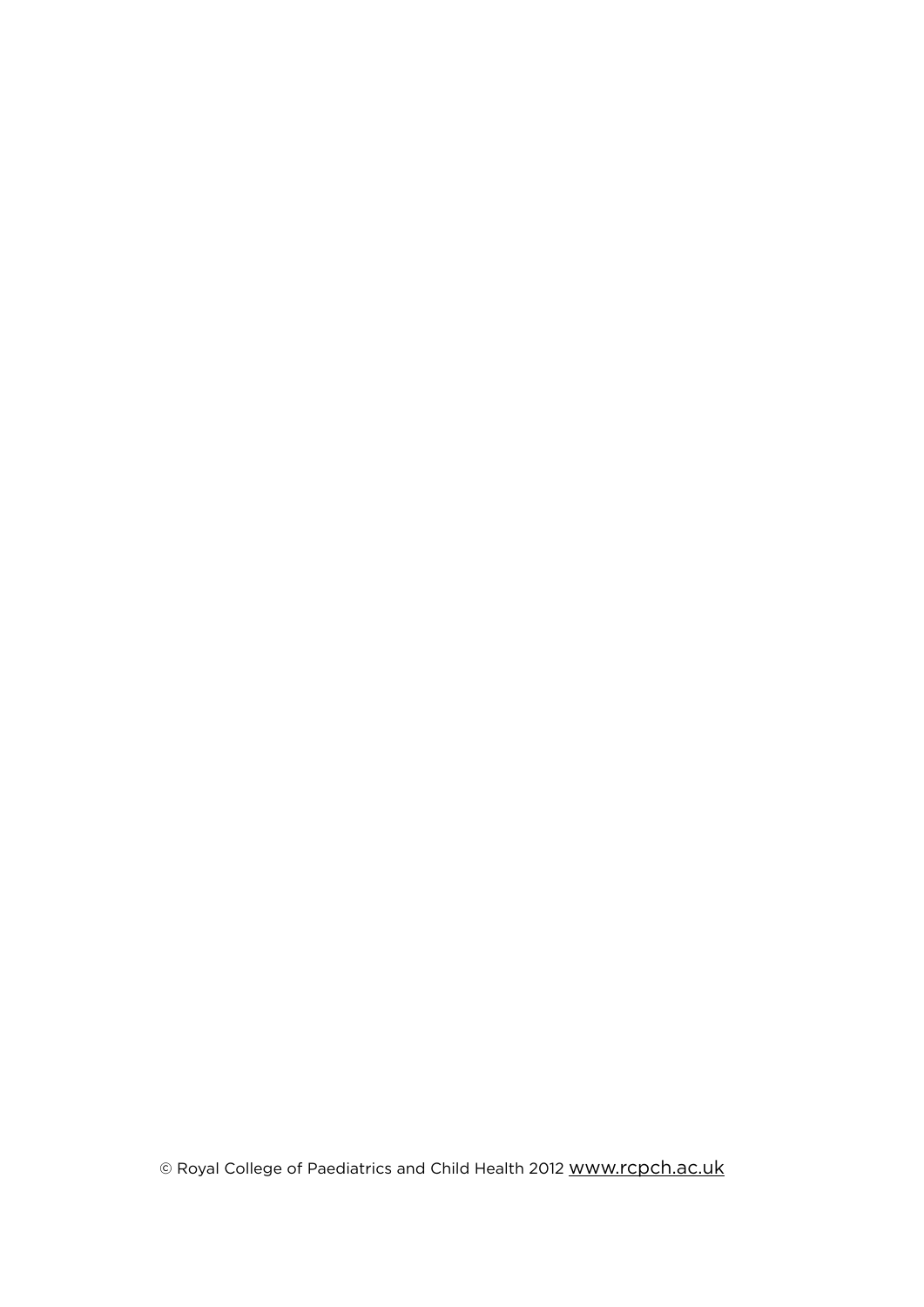© Royal College of Paediatrics and Child Health 2012 www.rcpch.ac.uk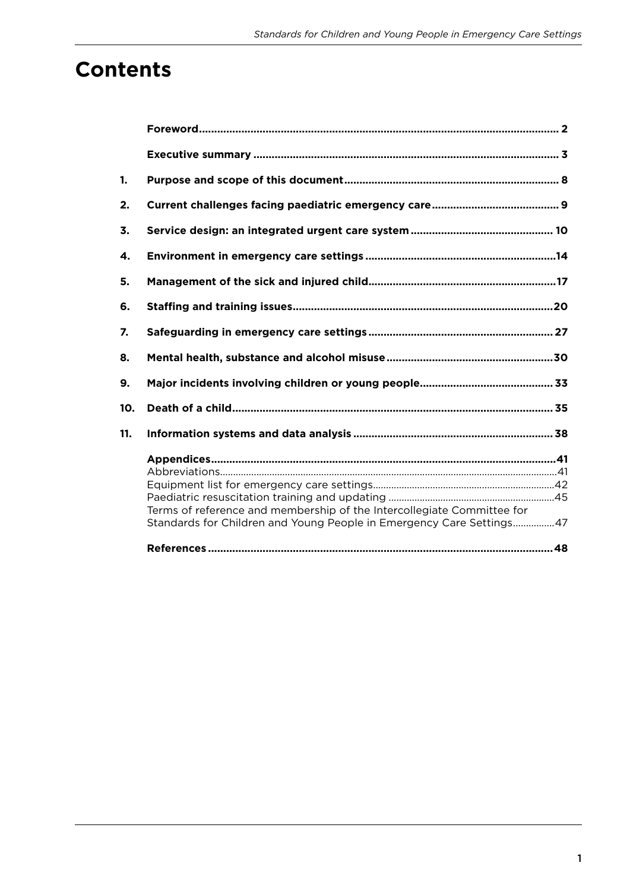# Contents

| | | |
|---|---|---|
| | **Foreword** | **2** |
| | **Executive summary** | **3** |
| **1.** | **Purpose and scope of this document** | **8** |
| **2.** | **Current challenges facing paediatric emergency care** | **9** |
| **3.** | **Service design: an integrated urgent care system** | **10** |
| **4.** | **Environment in emergency care settings** | **14** |
| **5.** | **Management of the sick and injured child** | **17** |
| **6.** | **Staffing and training issues** | **20** |
| **7.** | **Safeguarding in emergency care settings** | **27** |
| **8.** | **Mental health, substance and alcohol misuse** | **30** |
| **9.** | **Major incidents involving children or young people** | **33** |
| **10.** | **Death of a child** | **35** |
| **11.** | **Information systems and data analysis** | **38** |
| | **Appendices** | **41** |
| | Abbreviations | 41 |
| | Equipment list for emergency care settings | 42 |
| | Paediatric resuscitation training and updating | 45 |
| | Terms of reference and membership of the Intercollegiate Committee for Standards for Children and Young People in Emergency Care Settings | 47 |
| | **References** | **48** |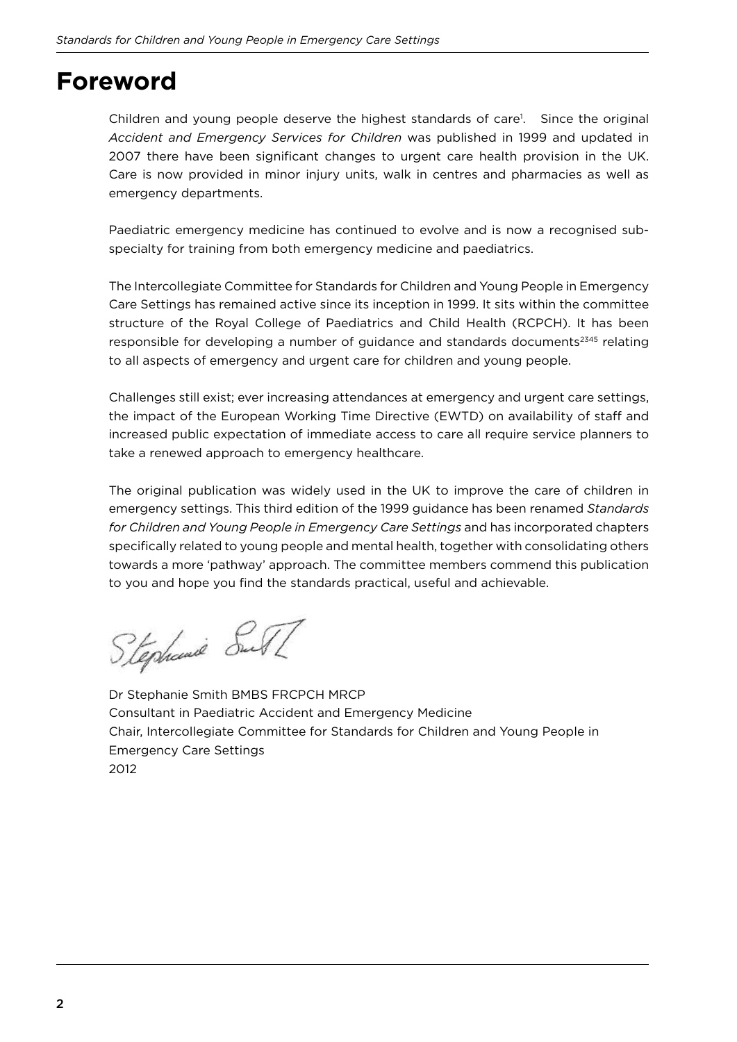# Foreword

Children and young people deserve the highest standards of care[1]. Since the original *Accident and Emergency Services for Children* was published in 1999 and updated in 2007 there have been significant changes to urgent care health provision in the UK. Care is now provided in minor injury units, walk in centres and pharmacies as well as emergency departments.

Paediatric emergency medicine has continued to evolve and is now a recognised sub-specialty for training from both emergency medicine and paediatrics.

The Intercollegiate Committee for Standards for Children and Young People in Emergency Care Settings has remained active since its inception in 1999. It sits within the committee structure of the Royal College of Paediatrics and Child Health (RCPCH). It has been responsible for developing a number of guidance and standards documents[2,3,4,5] relating to all aspects of emergency and urgent care for children and young people.

Challenges still exist; ever increasing attendances at emergency and urgent care settings, the impact of the European Working Time Directive (EWTD) on availability of staff and increased public expectation of immediate access to care all require service planners to take a renewed approach to emergency healthcare.

The original publication was widely used in the UK to improve the care of children in emergency settings. This third edition of the 1999 guidance has been renamed *Standards for Children and Young People in Emergency Care Settings* and has incorporated chapters specifically related to young people and mental health, together with consolidating others towards a more 'pathway' approach. The committee members commend this publication to you and hope you find the standards practical, useful and achievable.

Dr Stephanie Smith BMBS FRCPCH MRCP
Consultant in Paediatric Accident and Emergency Medicine
Chair, Intercollegiate Committee for Standards for Children and Young People in Emergency Care Settings
2012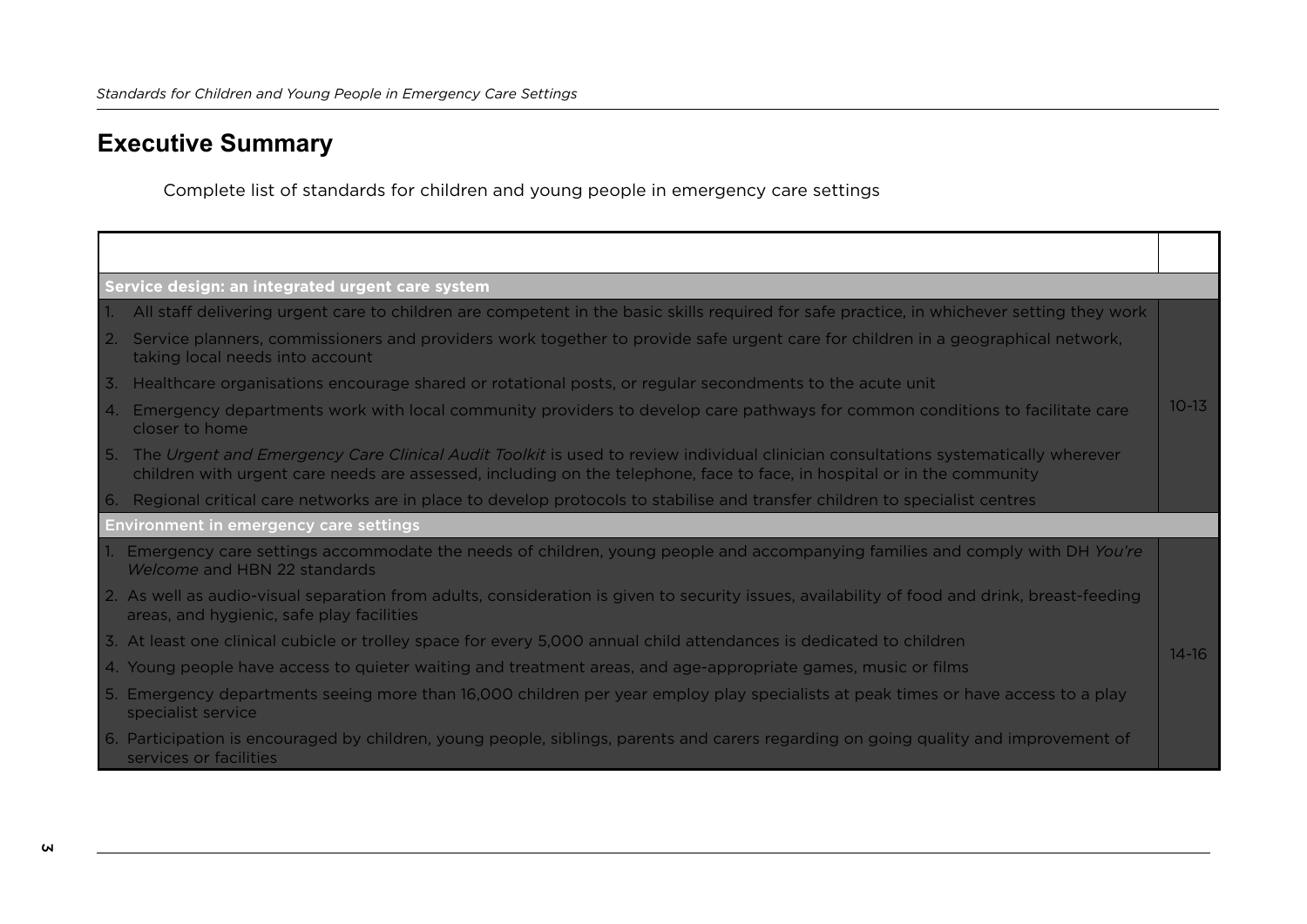## Executive Summary

Complete list of standards for children and young people in emergency care settings

| | |
|---|---|
| **Service design: an integrated urgent care system** | |
| 1. All staff delivering urgent care to children are competent in the basic skills required for safe practice, in whichever setting they work<br>2. Service planners, commissioners and providers work together to provide safe urgent care for children in a geographical network, taking local needs into account<br>3. Healthcare organisations encourage shared or rotational posts, or regular secondments to the acute unit<br>4. Emergency departments work with local community providers to develop care pathways for common conditions to facilitate care closer to home<br>5. The *Urgent and Emergency Care Clinical Audit Toolkit* is used to review individual clinician consultations systematically wherever children with urgent care needs are assessed, including on the telephone, face to face, in hospital or in the community<br>6. Regional critical care networks are in place to develop protocols to stabilise and transfer children to specialist centres | 10-13 |
| **Environment in emergency care settings** | |
| 1. Emergency care settings accommodate the needs of children, young people and accompanying families and comply with DH *You're Welcome* and HBN 22 standards<br>2. As well as audio-visual separation from adults, consideration is given to security issues, availability of food and drink, breast-feeding areas, and hygienic, safe play facilities<br>3. At least one clinical cubicle or trolley space for every 5,000 annual child attendances is dedicated to children<br>4. Young people have access to quieter waiting and treatment areas, and age-appropriate games, music or films<br>5. Emergency departments seeing more than 16,000 children per year employ play specialists at peak times or have access to a play specialist service<br>6. Participation is encouraged by children, young people, siblings, parents and carers regarding on going quality and improvement of services or facilities | 14-16 |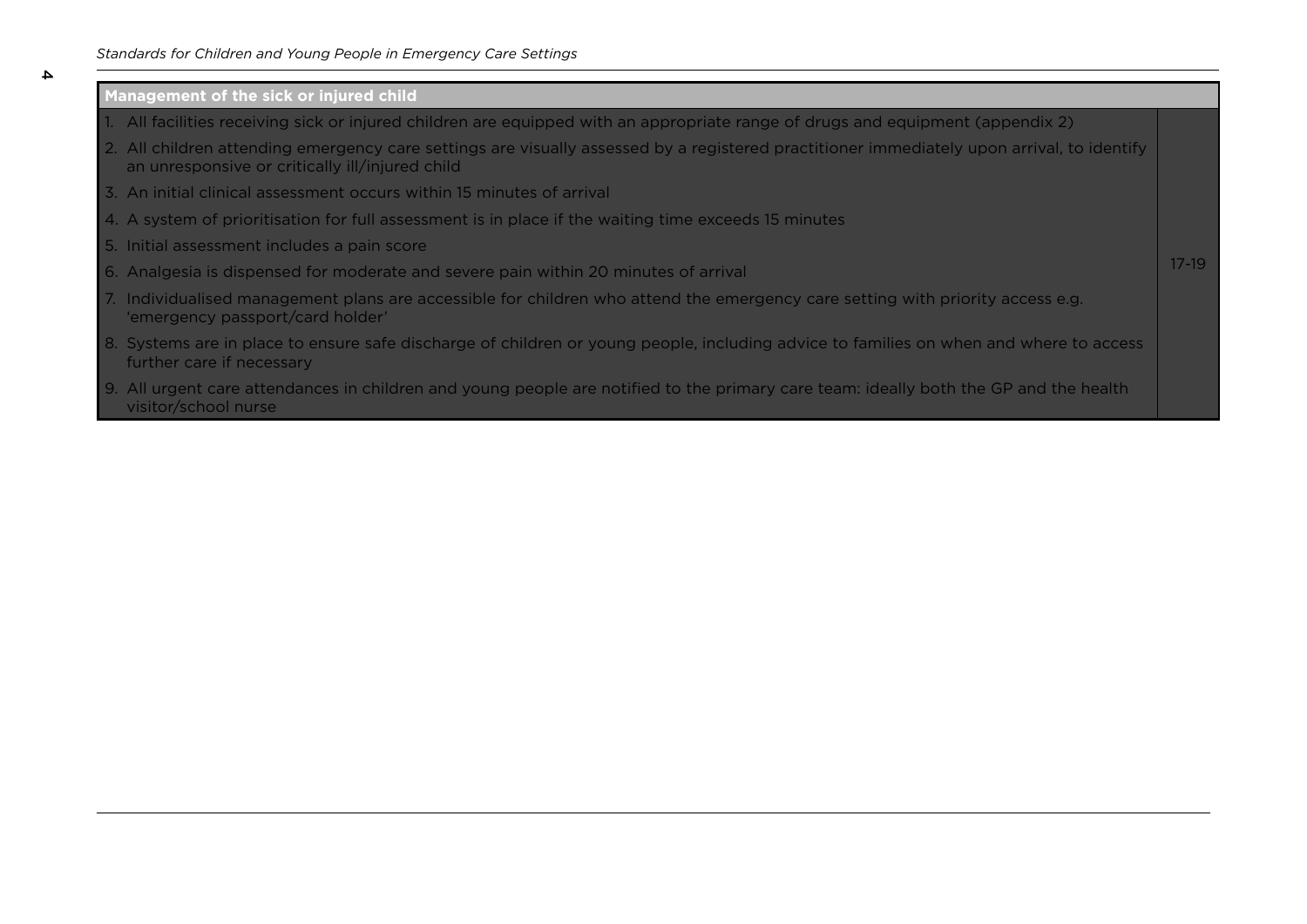| Management of the sick or injured child | |
|---|---|
| 1. All facilities receiving sick or injured children are equipped with an appropriate range of drugs and equipment (appendix 2) | 17-19 |
| 2. All children attending emergency care settings are visually assessed by a registered practitioner immediately upon arrival, to identify an unresponsive or critically ill/injured child | |
| 3. An initial clinical assessment occurs within 15 minutes of arrival | |
| 4. A system of prioritisation for full assessment is in place if the waiting time exceeds 15 minutes | |
| 5. Initial assessment includes a pain score | |
| 6. Analgesia is dispensed for moderate and severe pain within 20 minutes of arrival | |
| 7. Individualised management plans are accessible for children who attend the emergency care setting with priority access e.g. 'emergency passport/card holder' | |
| 8. Systems are in place to ensure safe discharge of children or young people, including advice to families on when and where to access further care if necessary | |
| 9. All urgent care attendances in children and young people are notified to the primary care team: ideally both the GP and the health visitor/school nurse | |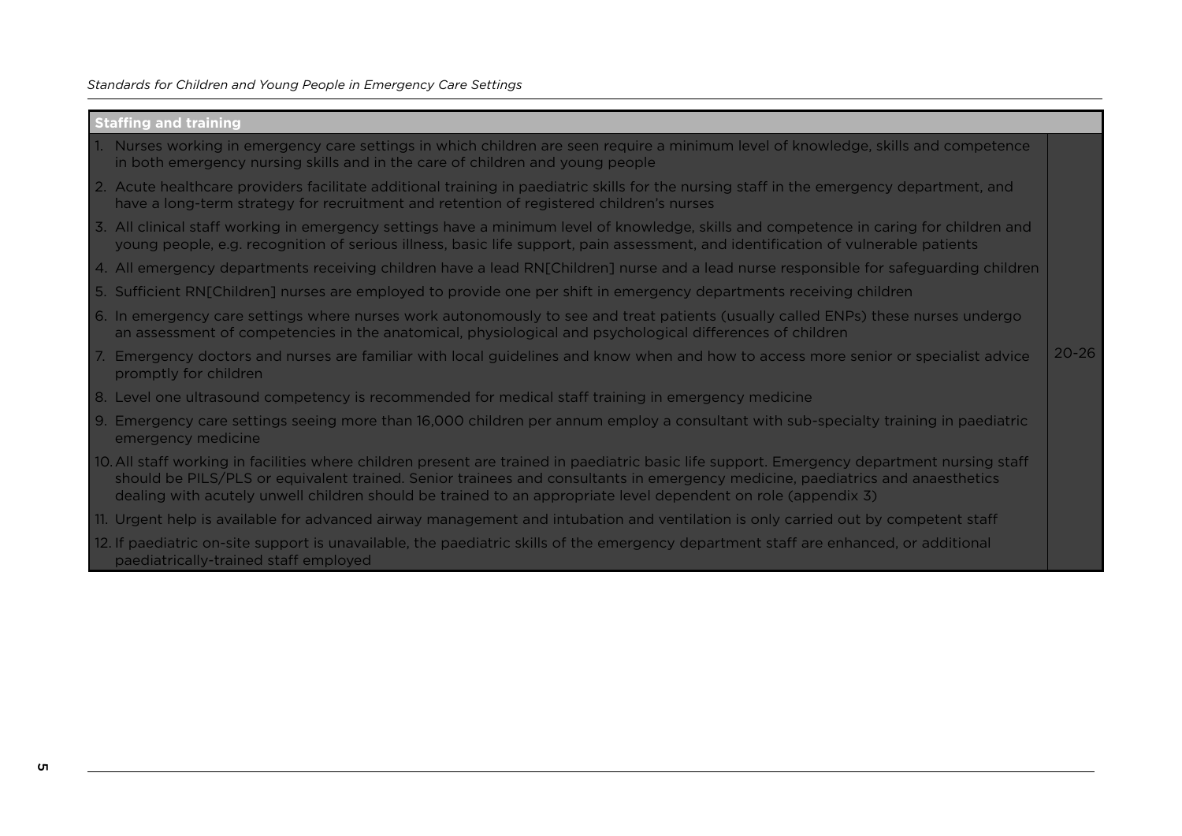| Staffing and training | |
|---|---|
| 1. Nurses working in emergency care settings in which children are seen require a minimum level of knowledge, skills and competence in both emergency nursing skills and in the care of children and young people | 20-26 |
| 2. Acute healthcare providers facilitate additional training in paediatric skills for the nursing staff in the emergency department, and have a long-term strategy for recruitment and retention of registered children's nurses | |
| 3. All clinical staff working in emergency settings have a minimum level of knowledge, skills and competence in caring for children and young people, e.g. recognition of serious illness, basic life support, pain assessment, and identification of vulnerable patients | |
| 4. All emergency departments receiving children have a lead RN[Children] nurse and a lead nurse responsible for safeguarding children | |
| 5. Sufficient RN[Children] nurses are employed to provide one per shift in emergency departments receiving children | |
| 6. In emergency care settings where nurses work autonomously to see and treat patients (usually called ENPs) these nurses undergo an assessment of competencies in the anatomical, physiological and psychological differences of children | |
| 7. Emergency doctors and nurses are familiar with local guidelines and know when and how to access more senior or specialist advice promptly for children | |
| 8. Level one ultrasound competency is recommended for medical staff training in emergency medicine | |
| 9. Emergency care settings seeing more than 16,000 children per annum employ a consultant with sub-specialty training in paediatric emergency medicine | |
| 10. All staff working in facilities where children present are trained in paediatric basic life support. Emergency department nursing staff should be PILS/PLS or equivalent trained. Senior trainees and consultants in emergency medicine, paediatrics and anaesthetics dealing with acutely unwell children should be trained to an appropriate level dependent on role (appendix 3) | |
| 11. Urgent help is available for advanced airway management and intubation and ventilation is only carried out by competent staff | |
| 12. If paediatric on-site support is unavailable, the paediatric skills of the emergency department staff are enhanced, or additional paediatrically-trained staff employed | |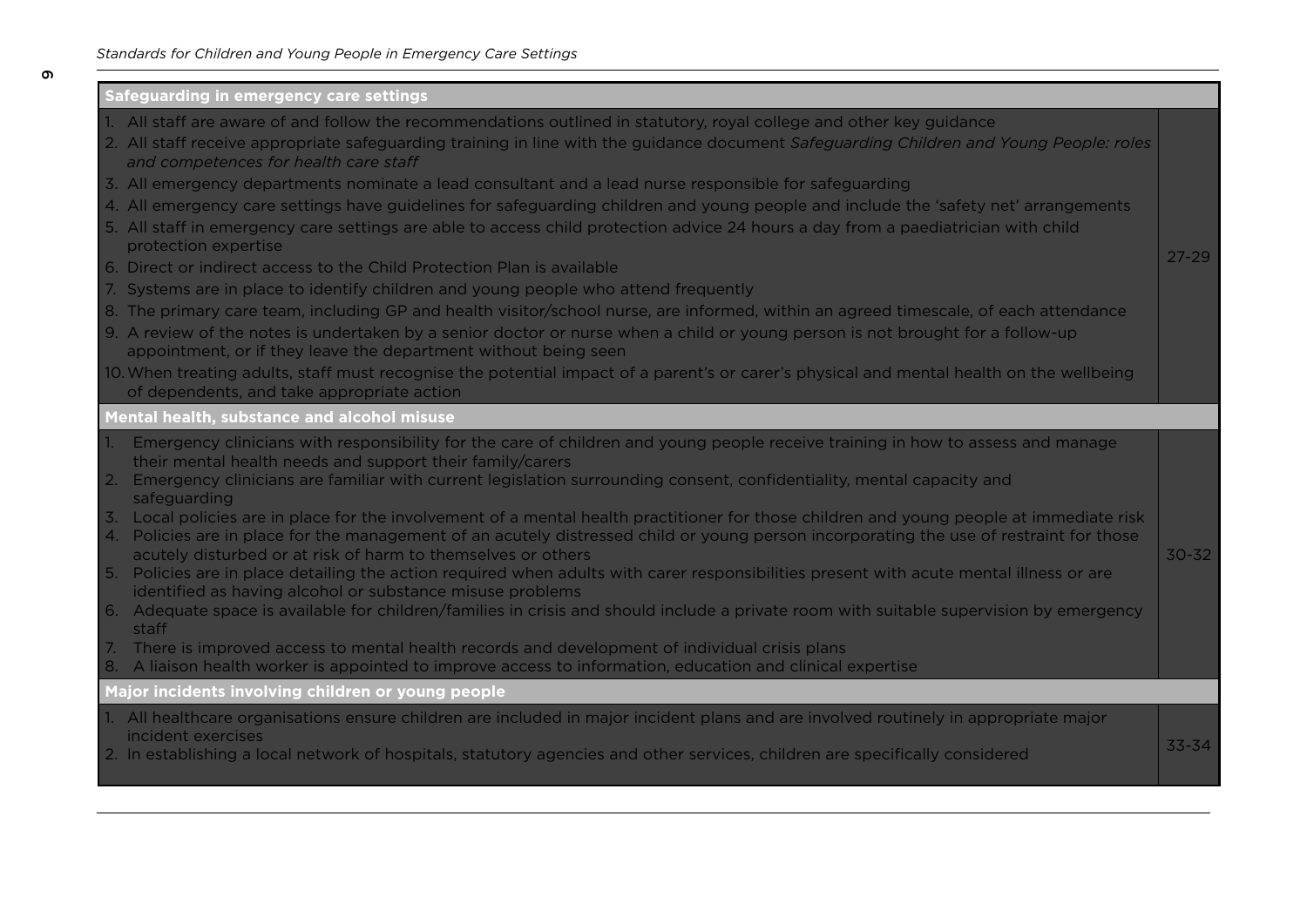| Safeguarding in emergency care settings | |
|---|---|
| 1. All staff are aware of and follow the recommendations outlined in statutory, royal college and other key guidance<br>2. All staff receive appropriate safeguarding training in line with the guidance document *Safeguarding Children and Young People: roles and competences for health care staff*<br>3. All emergency departments nominate a lead consultant and a lead nurse responsible for safeguarding<br>4. All emergency care settings have guidelines for safeguarding children and young people and include the 'safety net' arrangements<br>5. All staff in emergency care settings are able to access child protection advice 24 hours a day from a paediatrician with child protection expertise<br>6. Direct or indirect access to the Child Protection Plan is available<br>7. Systems are in place to identify children and young people who attend frequently<br>8. The primary care team, including GP and health visitor/school nurse, are informed, within an agreed timescale, of each attendance<br>9. A review of the notes is undertaken by a senior doctor or nurse when a child or young person is not brought for a follow-up appointment, or if they leave the department without being seen<br>10. When treating adults, staff must recognise the potential impact of a parent's or carer's physical and mental health on the wellbeing of dependents, and take appropriate action | 27-29 |
| **Mental health, substance and alcohol misuse** | |
| 1. Emergency clinicians with responsibility for the care of children and young people receive training in how to assess and manage their mental health needs and support their family/carers<br>2. Emergency clinicians are familiar with current legislation surrounding consent, confidentiality, mental capacity and safeguarding<br>3. Local policies are in place for the involvement of a mental health practitioner for those children and young people at immediate risk<br>4. Policies are in place for the management of an acutely distressed child or young person incorporating the use of restraint for those acutely disturbed or at risk of harm to themselves or others<br>5. Policies are in place detailing the action required when adults with carer responsibilities present with acute mental illness or are identified as having alcohol or substance misuse problems<br>6. Adequate space is available for children/families in crisis and should include a private room with suitable supervision by emergency staff<br>7. There is improved access to mental health records and development of individual crisis plans<br>8. A liaison health worker is appointed to improve access to information, education and clinical expertise | 30-32 |
| **Major incidents involving children or young people** | |
| 1. All healthcare organisations ensure children are included in major incident plans and are involved routinely in appropriate major incident exercises<br>2. In establishing a local network of hospitals, statutory agencies and other services, children are specifically considered | 33-34 |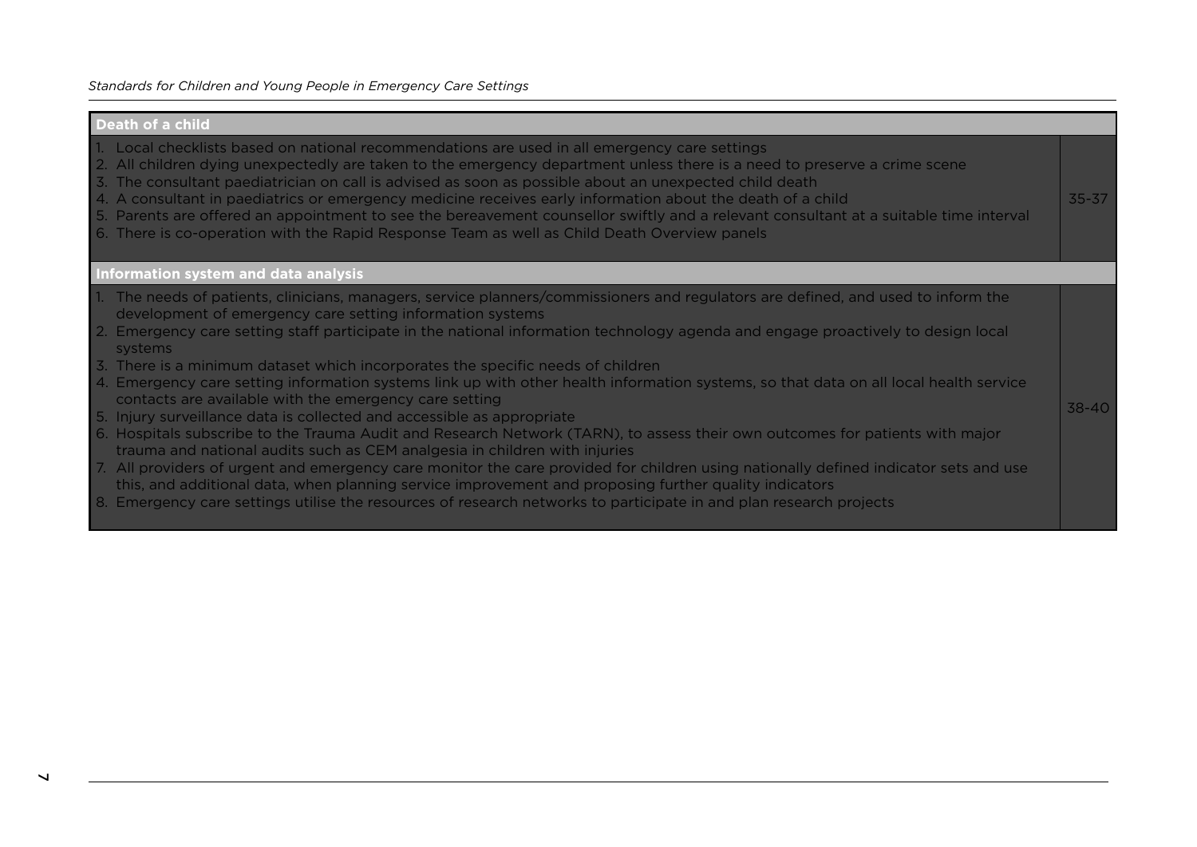| Death of a child | |
|---|---|
| 1. Local checklists based on national recommendations are used in all emergency care settings<br>2. All children dying unexpectedly are taken to the emergency department unless there is a need to preserve a crime scene<br>3. The consultant paediatrician on call is advised as soon as possible about an unexpected child death<br>4. A consultant in paediatrics or emergency medicine receives early information about the death of a child<br>5. Parents are offered an appointment to see the bereavement counsellor swiftly and a relevant consultant at a suitable time interval<br>6. There is co-operation with the Rapid Response Team as well as Child Death Overview panels | 35-37 |
| **Information system and data analysis** | |
| 1. The needs of patients, clinicians, managers, service planners/commissioners and regulators are defined, and used to inform the development of emergency care setting information systems<br>2. Emergency care setting staff participate in the national information technology agenda and engage proactively to design local systems<br>3. There is a minimum dataset which incorporates the specific needs of children<br>4. Emergency care setting information systems link up with other health information systems, so that data on all local health service contacts are available with the emergency care setting<br>5. Injury surveillance data is collected and accessible as appropriate<br>6. Hospitals subscribe to the Trauma Audit and Research Network (TARN), to assess their own outcomes for patients with major trauma and national audits such as CEM analgesia in children with injuries<br>7. All providers of urgent and emergency care monitor the care provided for children using nationally defined indicator sets and use this, and additional data, when planning service improvement and proposing further quality indicators<br>8. Emergency care settings utilise the resources of research networks to participate in and plan research projects | 38-40 |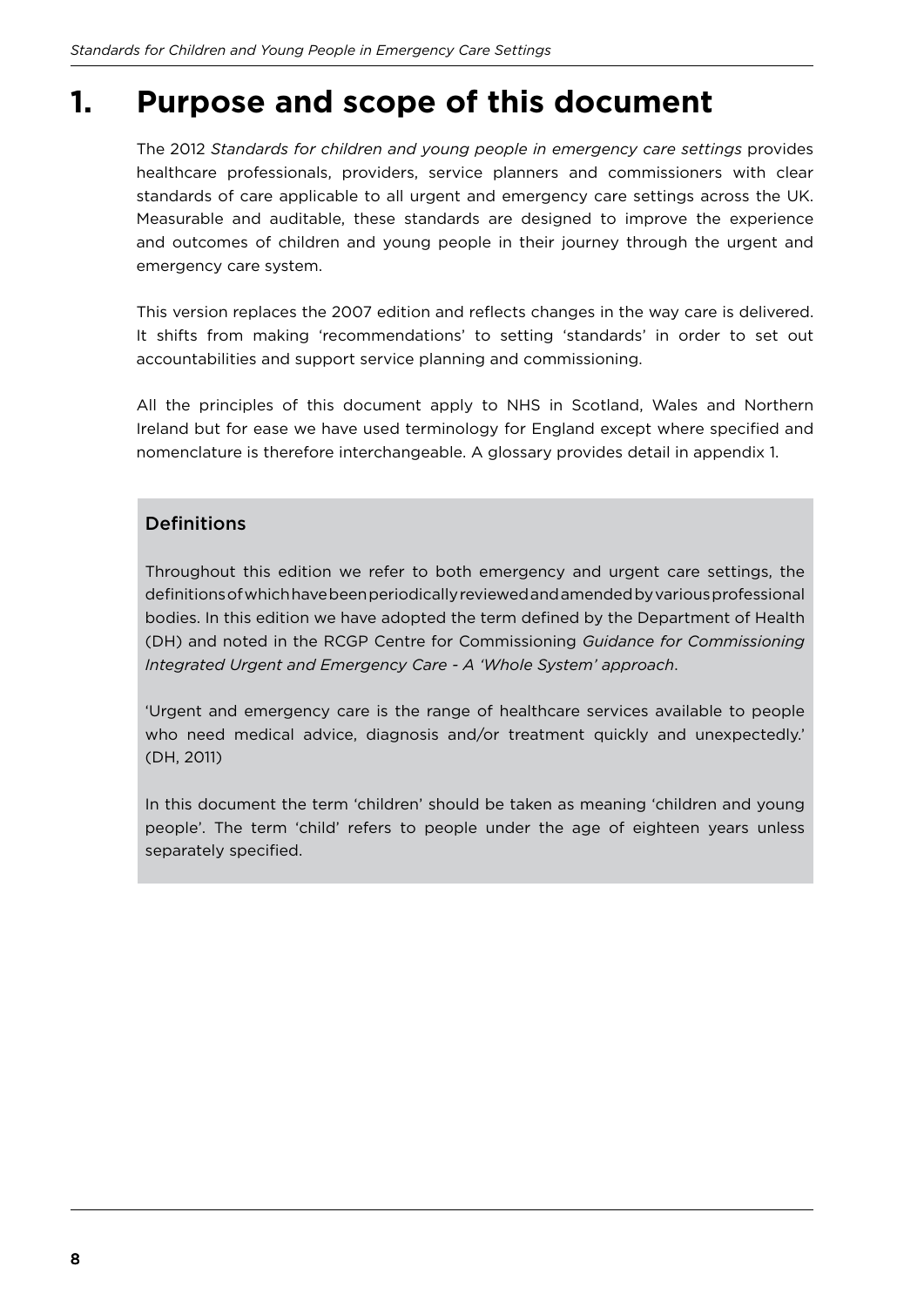# 1. Purpose and scope of this document

The 2012 *Standards for children and young people in emergency care settings* provides healthcare professionals, providers, service planners and commissioners with clear standards of care applicable to all urgent and emergency care settings across the UK. Measurable and auditable, these standards are designed to improve the experience and outcomes of children and young people in their journey through the urgent and emergency care system.

This version replaces the 2007 edition and reflects changes in the way care is delivered. It shifts from making 'recommendations' to setting 'standards' in order to set out accountabilities and support service planning and commissioning.

All the principles of this document apply to NHS in Scotland, Wales and Northern Ireland but for ease we have used terminology for England except where specified and nomenclature is therefore interchangeable. A glossary provides detail in appendix 1.

### Definitions

Throughout this edition we refer to both emergency and urgent care settings, the definitions of which have been periodically reviewed and amended by various professional bodies. In this edition we have adopted the term defined by the Department of Health (DH) and noted in the RCGP Centre for Commissioning *Guidance for Commissioning Integrated Urgent and Emergency Care - A 'Whole System' approach*.

'Urgent and emergency care is the range of healthcare services available to people who need medical advice, diagnosis and/or treatment quickly and unexpectedly.' (DH, 2011)

In this document the term 'children' should be taken as meaning 'children and young people'. The term 'child' refers to people under the age of eighteen years unless separately specified.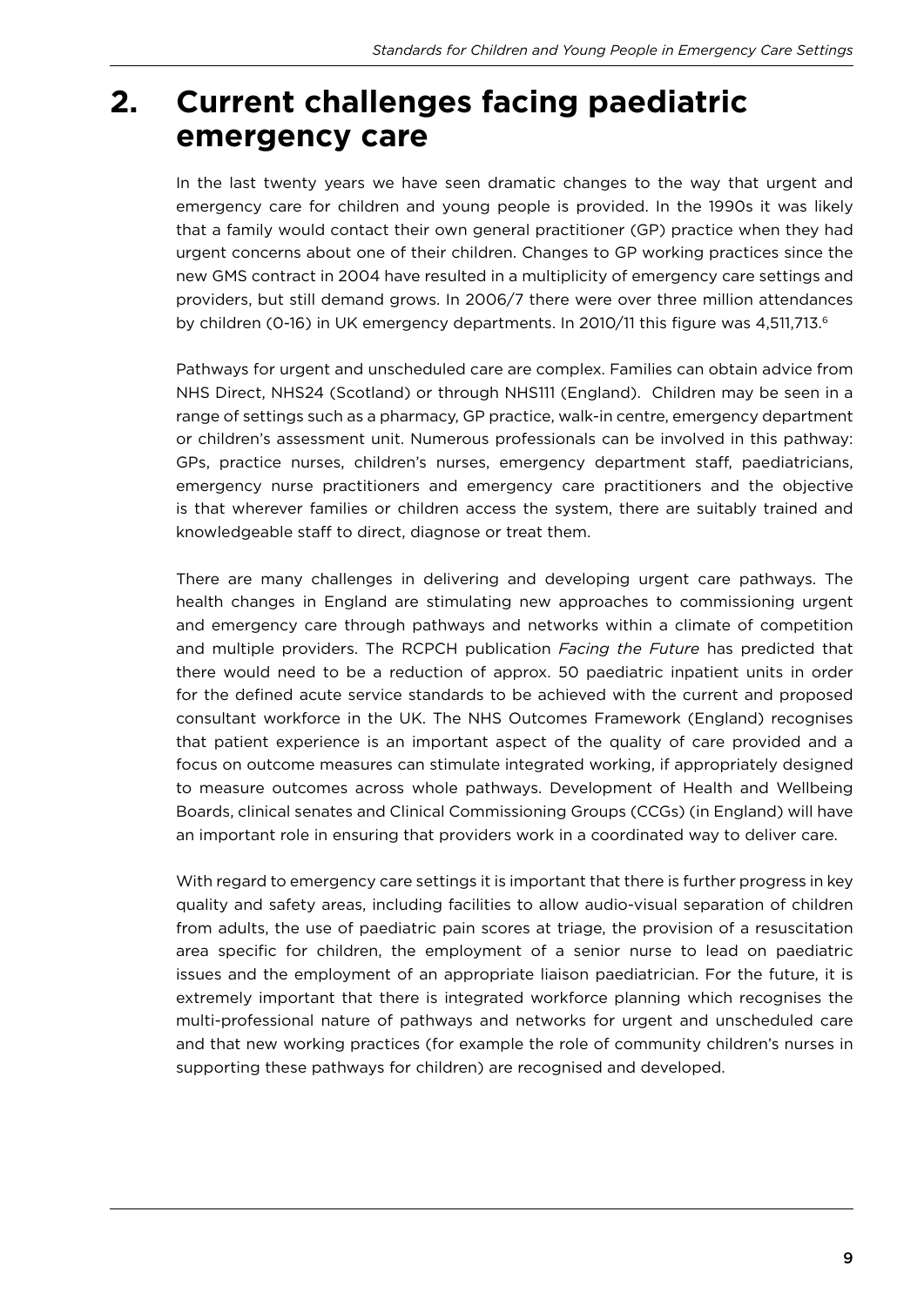# 2. Current challenges facing paediatric emergency care

In the last twenty years we have seen dramatic changes to the way that urgent and emergency care for children and young people is provided. In the 1990s it was likely that a family would contact their own general practitioner (GP) practice when they had urgent concerns about one of their children. Changes to GP working practices since the new GMS contract in 2004 have resulted in a multiplicity of emergency care settings and providers, but still demand grows. In 2006/7 there were over three million attendances by children (0-16) in UK emergency departments. In 2010/11 this figure was 4,511,713.[6]

Pathways for urgent and unscheduled care are complex. Families can obtain advice from NHS Direct, NHS24 (Scotland) or through NHS111 (England). Children may be seen in a range of settings such as a pharmacy, GP practice, walk-in centre, emergency department or children's assessment unit. Numerous professionals can be involved in this pathway: GPs, practice nurses, children's nurses, emergency department staff, paediatricians, emergency nurse practitioners and emergency care practitioners and the objective is that wherever families or children access the system, there are suitably trained and knowledgeable staff to direct, diagnose or treat them.

There are many challenges in delivering and developing urgent care pathways. The health changes in England are stimulating new approaches to commissioning urgent and emergency care through pathways and networks within a climate of competition and multiple providers. The RCPCH publication *Facing the Future* has predicted that there would need to be a reduction of approx. 50 paediatric inpatient units in order for the defined acute service standards to be achieved with the current and proposed consultant workforce in the UK. The NHS Outcomes Framework (England) recognises that patient experience is an important aspect of the quality of care provided and a focus on outcome measures can stimulate integrated working, if appropriately designed to measure outcomes across whole pathways. Development of Health and Wellbeing Boards, clinical senates and Clinical Commissioning Groups (CCGs) (in England) will have an important role in ensuring that providers work in a coordinated way to deliver care.

With regard to emergency care settings it is important that there is further progress in key quality and safety areas, including facilities to allow audio-visual separation of children from adults, the use of paediatric pain scores at triage, the provision of a resuscitation area specific for children, the employment of a senior nurse to lead on paediatric issues and the employment of an appropriate liaison paediatrician. For the future, it is extremely important that there is integrated workforce planning which recognises the multi-professional nature of pathways and networks for urgent and unscheduled care and that new working practices (for example the role of community children's nurses in supporting these pathways for children) are recognised and developed.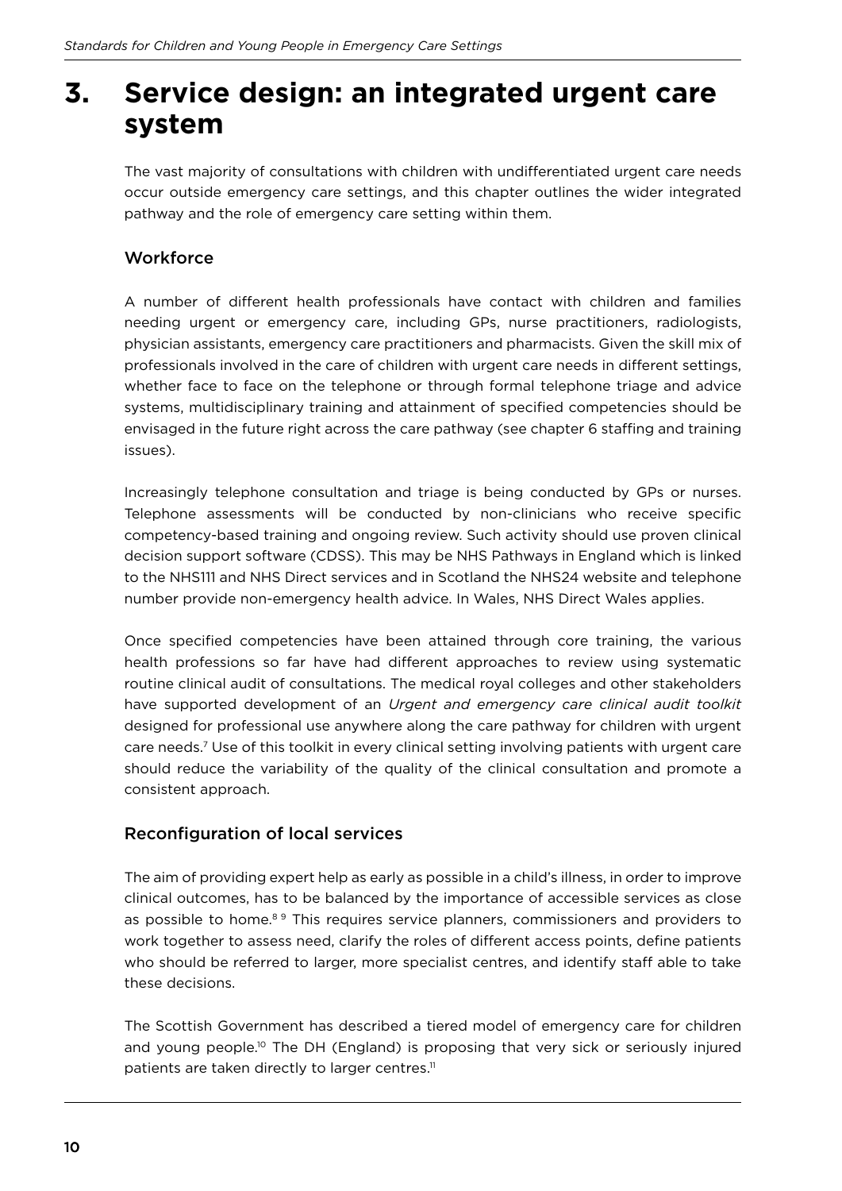# 3. Service design: an integrated urgent care system

The vast majority of consultations with children with undifferentiated urgent care needs occur outside emergency care settings, and this chapter outlines the wider integrated pathway and the role of emergency care setting within them.

## Workforce

A number of different health professionals have contact with children and families needing urgent or emergency care, including GPs, nurse practitioners, radiologists, physician assistants, emergency care practitioners and pharmacists. Given the skill mix of professionals involved in the care of children with urgent care needs in different settings, whether face to face on the telephone or through formal telephone triage and advice systems, multidisciplinary training and attainment of specified competencies should be envisaged in the future right across the care pathway (see chapter 6 staffing and training issues).

Increasingly telephone consultation and triage is being conducted by GPs or nurses. Telephone assessments will be conducted by non-clinicians who receive specific competency-based training and ongoing review. Such activity should use proven clinical decision support software (CDSS). This may be NHS Pathways in England which is linked to the NHS111 and NHS Direct services and in Scotland the NHS24 website and telephone number provide non-emergency health advice. In Wales, NHS Direct Wales applies.

Once specified competencies have been attained through core training, the various health professions so far have had different approaches to review using systematic routine clinical audit of consultations. The medical royal colleges and other stakeholders have supported development of an *Urgent and emergency care clinical audit toolkit* designed for professional use anywhere along the care pathway for children with urgent care needs.[7] Use of this toolkit in every clinical setting involving patients with urgent care should reduce the variability of the quality of the clinical consultation and promote a consistent approach.

## Reconfiguration of local services

The aim of providing expert help as early as possible in a child's illness, in order to improve clinical outcomes, has to be balanced by the importance of accessible services as close as possible to home.[8,9] This requires service planners, commissioners and providers to work together to assess need, clarify the roles of different access points, define patients who should be referred to larger, more specialist centres, and identify staff able to take these decisions.

The Scottish Government has described a tiered model of emergency care for children and young people.[10] The DH (England) is proposing that very sick or seriously injured patients are taken directly to larger centres.[11]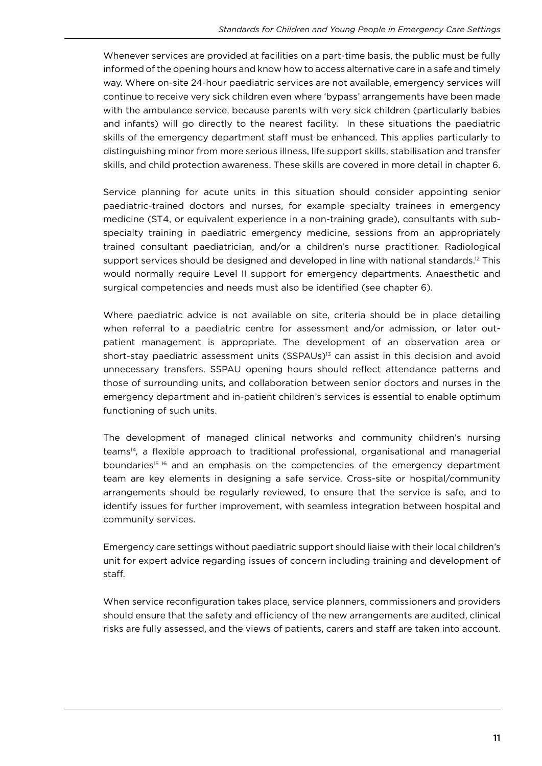Whenever services are provided at facilities on a part-time basis, the public must be fully informed of the opening hours and know how to access alternative care in a safe and timely way. Where on-site 24-hour paediatric services are not available, emergency services will continue to receive very sick children even where 'bypass' arrangements have been made with the ambulance service, because parents with very sick children (particularly babies and infants) will go directly to the nearest facility. In these situations the paediatric skills of the emergency department staff must be enhanced. This applies particularly to distinguishing minor from more serious illness, life support skills, stabilisation and transfer skills, and child protection awareness. These skills are covered in more detail in chapter 6.

Service planning for acute units in this situation should consider appointing senior paediatric-trained doctors and nurses, for example specialty trainees in emergency medicine (ST4, or equivalent experience in a non-training grade), consultants with sub-specialty training in paediatric emergency medicine, sessions from an appropriately trained consultant paediatrician, and/or a children's nurse practitioner. Radiological support services should be designed and developed in line with national standards.[12] This would normally require Level II support for emergency departments. Anaesthetic and surgical competencies and needs must also be identified (see chapter 6).

Where paediatric advice is not available on site, criteria should be in place detailing when referral to a paediatric centre for assessment and/or admission, or later out-patient management is appropriate. The development of an observation area or short-stay paediatric assessment units (SSPAUs)[13] can assist in this decision and avoid unnecessary transfers. SSPAU opening hours should reflect attendance patterns and those of surrounding units, and collaboration between senior doctors and nurses in the emergency department and in-patient children's services is essential to enable optimum functioning of such units.

The development of managed clinical networks and community children's nursing teams[14], a flexible approach to traditional professional, organisational and managerial boundaries[15, 16] and an emphasis on the competencies of the emergency department team are key elements in designing a safe service. Cross-site or hospital/community arrangements should be regularly reviewed, to ensure that the service is safe, and to identify issues for further improvement, with seamless integration between hospital and community services.

Emergency care settings without paediatric support should liaise with their local children's unit for expert advice regarding issues of concern including training and development of staff.

When service reconfiguration takes place, service planners, commissioners and providers should ensure that the safety and efficiency of the new arrangements are audited, clinical risks are fully assessed, and the views of patients, carers and staff are taken into account.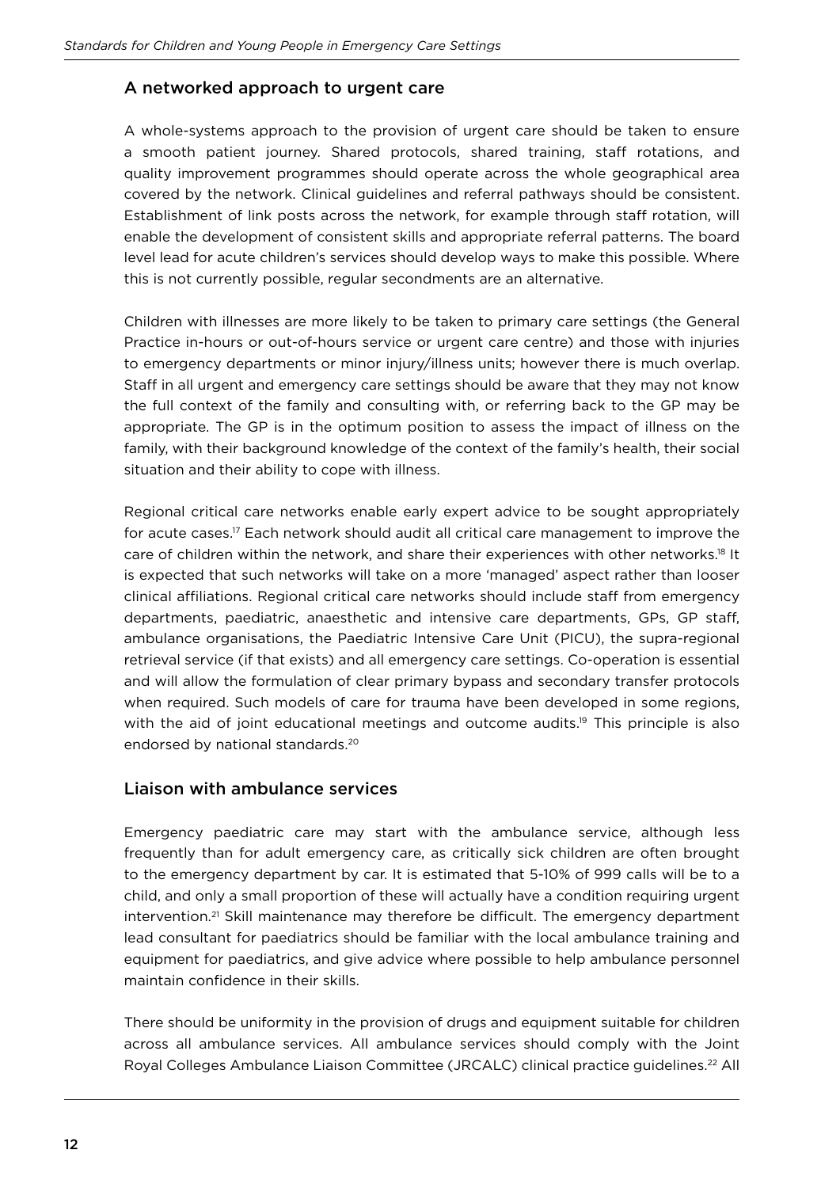## A networked approach to urgent care

A whole-systems approach to the provision of urgent care should be taken to ensure a smooth patient journey. Shared protocols, shared training, staff rotations, and quality improvement programmes should operate across the whole geographical area covered by the network. Clinical guidelines and referral pathways should be consistent. Establishment of link posts across the network, for example through staff rotation, will enable the development of consistent skills and appropriate referral patterns. The board level lead for acute children's services should develop ways to make this possible. Where this is not currently possible, regular secondments are an alternative.

Children with illnesses are more likely to be taken to primary care settings (the General Practice in-hours or out-of-hours service or urgent care centre) and those with injuries to emergency departments or minor injury/illness units; however there is much overlap. Staff in all urgent and emergency care settings should be aware that they may not know the full context of the family and consulting with, or referring back to the GP may be appropriate. The GP is in the optimum position to assess the impact of illness on the family, with their background knowledge of the context of the family's health, their social situation and their ability to cope with illness.

Regional critical care networks enable early expert advice to be sought appropriately for acute cases.[17] Each network should audit all critical care management to improve the care of children within the network, and share their experiences with other networks.[18] It is expected that such networks will take on a more 'managed' aspect rather than looser clinical affiliations. Regional critical care networks should include staff from emergency departments, paediatric, anaesthetic and intensive care departments, GPs, GP staff, ambulance organisations, the Paediatric Intensive Care Unit (PICU), the supra-regional retrieval service (if that exists) and all emergency care settings. Co-operation is essential and will allow the formulation of clear primary bypass and secondary transfer protocols when required. Such models of care for trauma have been developed in some regions, with the aid of joint educational meetings and outcome audits.[19] This principle is also endorsed by national standards.[20]

## Liaison with ambulance services

Emergency paediatric care may start with the ambulance service, although less frequently than for adult emergency care, as critically sick children are often brought to the emergency department by car. It is estimated that 5-10% of 999 calls will be to a child, and only a small proportion of these will actually have a condition requiring urgent intervention.[21] Skill maintenance may therefore be difficult. The emergency department lead consultant for paediatrics should be familiar with the local ambulance training and equipment for paediatrics, and give advice where possible to help ambulance personnel maintain confidence in their skills.

There should be uniformity in the provision of drugs and equipment suitable for children across all ambulance services. All ambulance services should comply with the Joint Royal Colleges Ambulance Liaison Committee (JRCALC) clinical practice guidelines.[22] All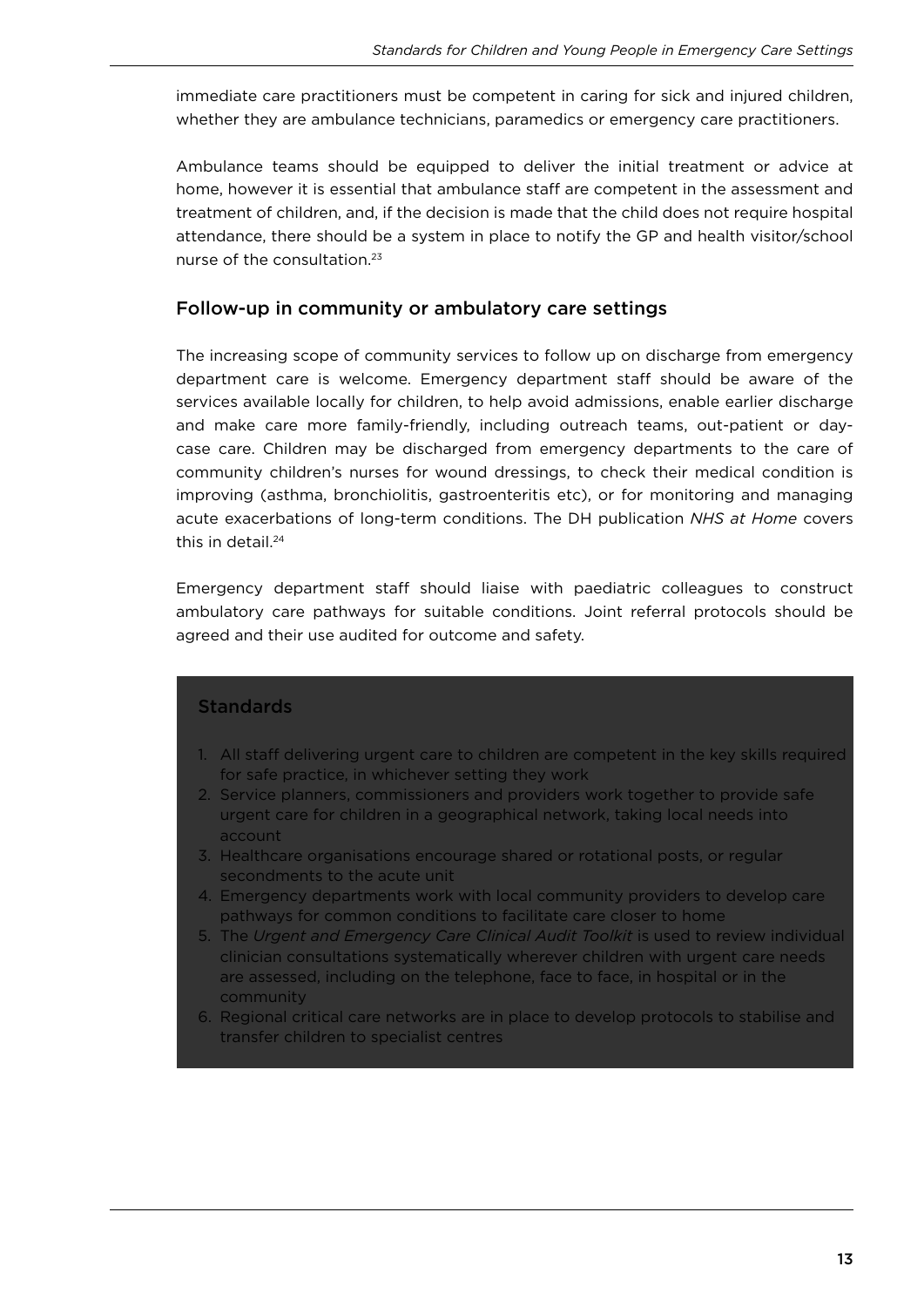immediate care practitioners must be competent in caring for sick and injured children, whether they are ambulance technicians, paramedics or emergency care practitioners.

Ambulance teams should be equipped to deliver the initial treatment or advice at home, however it is essential that ambulance staff are competent in the assessment and treatment of children, and, if the decision is made that the child does not require hospital attendance, there should be a system in place to notify the GP and health visitor/school nurse of the consultation.[23]

## Follow-up in community or ambulatory care settings

The increasing scope of community services to follow up on discharge from emergency department care is welcome. Emergency department staff should be aware of the services available locally for children, to help avoid admissions, enable earlier discharge and make care more family-friendly, including outreach teams, out-patient or day-case care. Children may be discharged from emergency departments to the care of community children's nurses for wound dressings, to check their medical condition is improving (asthma, bronchiolitis, gastroenteritis etc), or for monitoring and managing acute exacerbations of long-term conditions. The DH publication *NHS at Home* covers this in detail.[24]

Emergency department staff should liaise with paediatric colleagues to construct ambulatory care pathways for suitable conditions. Joint referral protocols should be agreed and their use audited for outcome and safety.

### Standards

1. All staff delivering urgent care to children are competent in the key skills required for safe practice, in whichever setting they work
2. Service planners, commissioners and providers work together to provide safe urgent care for children in a geographical network, taking local needs into account
3. Healthcare organisations encourage shared or rotational posts, or regular secondments to the acute unit
4. Emergency departments work with local community providers to develop care pathways for common conditions to facilitate care closer to home
5. The *Urgent and Emergency Care Clinical Audit Toolkit* is used to review individual clinician consultations systematically wherever children with urgent care needs are assessed, including on the telephone, face to face, in hospital or in the community
6. Regional critical care networks are in place to develop protocols to stabilise and transfer children to specialist centres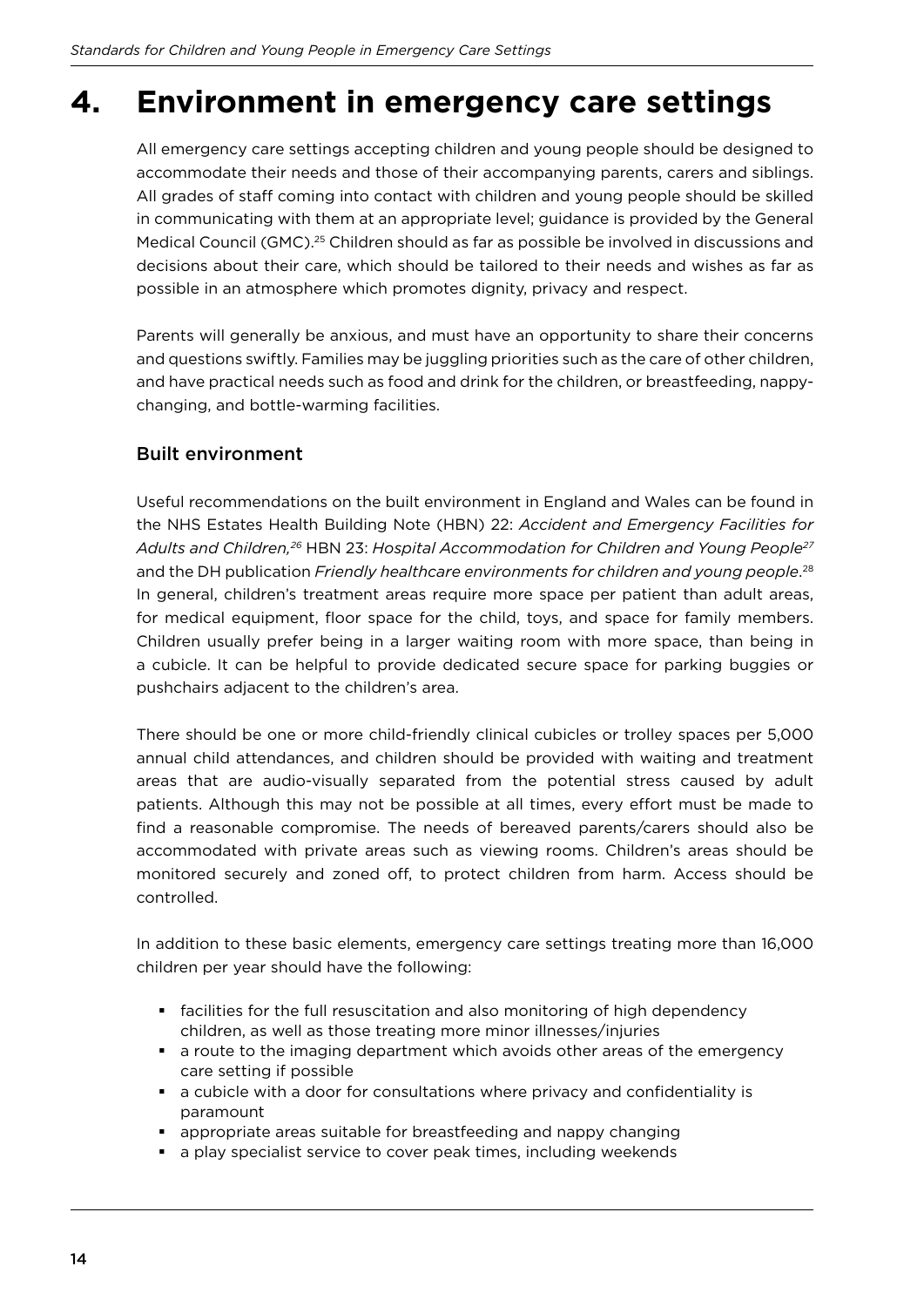# 4. Environment in emergency care settings

All emergency care settings accepting children and young people should be designed to accommodate their needs and those of their accompanying parents, carers and siblings. All grades of staff coming into contact with children and young people should be skilled in communicating with them at an appropriate level; guidance is provided by the General Medical Council (GMC).[25] Children should as far as possible be involved in discussions and decisions about their care, which should be tailored to their needs and wishes as far as possible in an atmosphere which promotes dignity, privacy and respect.

Parents will generally be anxious, and must have an opportunity to share their concerns and questions swiftly. Families may be juggling priorities such as the care of other children, and have practical needs such as food and drink for the children, or breastfeeding, nappy-changing, and bottle-warming facilities.

### Built environment

Useful recommendations on the built environment in England and Wales can be found in the NHS Estates Health Building Note (HBN) 22: *Accident and Emergency Facilities for Adults and Children,*[26] HBN 23: *Hospital Accommodation for Children and Young People*[27] and the DH publication *Friendly healthcare environments for children and young people*.[28] In general, children's treatment areas require more space per patient than adult areas, for medical equipment, floor space for the child, toys, and space for family members. Children usually prefer being in a larger waiting room with more space, than being in a cubicle. It can be helpful to provide dedicated secure space for parking buggies or pushchairs adjacent to the children's area.

There should be one or more child-friendly clinical cubicles or trolley spaces per 5,000 annual child attendances, and children should be provided with waiting and treatment areas that are audio-visually separated from the potential stress caused by adult patients. Although this may not be possible at all times, every effort must be made to find a reasonable compromise. The needs of bereaved parents/carers should also be accommodated with private areas such as viewing rooms. Children's areas should be monitored securely and zoned off, to protect children from harm. Access should be controlled.

In addition to these basic elements, emergency care settings treating more than 16,000 children per year should have the following:

- facilities for the full resuscitation and also monitoring of high dependency children, as well as those treating more minor illnesses/injuries
- a route to the imaging department which avoids other areas of the emergency care setting if possible
- a cubicle with a door for consultations where privacy and confidentiality is paramount
- appropriate areas suitable for breastfeeding and nappy changing
- a play specialist service to cover peak times, including weekends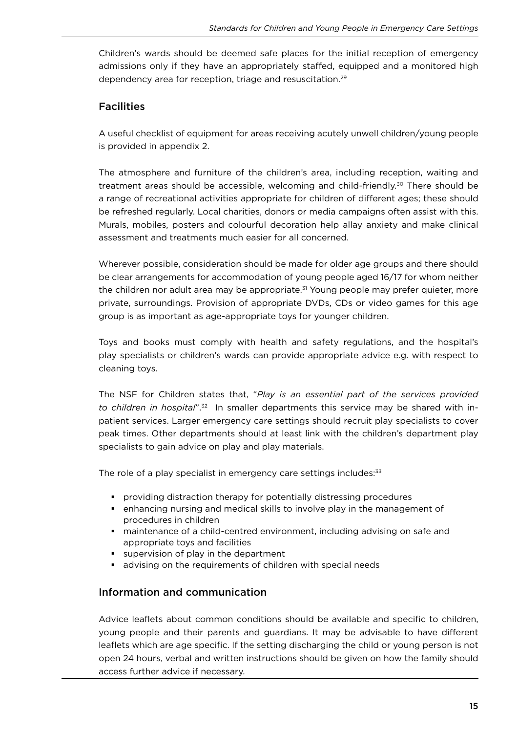Children's wards should be deemed safe places for the initial reception of emergency admissions only if they have an appropriately staffed, equipped and a monitored high dependency area for reception, triage and resuscitation.[29]

## Facilities

A useful checklist of equipment for areas receiving acutely unwell children/young people is provided in appendix 2.

The atmosphere and furniture of the children's area, including reception, waiting and treatment areas should be accessible, welcoming and child-friendly.[30] There should be a range of recreational activities appropriate for children of different ages; these should be refreshed regularly. Local charities, donors or media campaigns often assist with this. Murals, mobiles, posters and colourful decoration help allay anxiety and make clinical assessment and treatments much easier for all concerned.

Wherever possible, consideration should be made for older age groups and there should be clear arrangements for accommodation of young people aged 16/17 for whom neither the children nor adult area may be appropriate.[31] Young people may prefer quieter, more private, surroundings. Provision of appropriate DVDs, CDs or video games for this age group is as important as age-appropriate toys for younger children.

Toys and books must comply with health and safety regulations, and the hospital's play specialists or children's wards can provide appropriate advice e.g. with respect to cleaning toys.

The NSF for Children states that, "*Play is an essential part of the services provided to children in hospital*".[32] In smaller departments this service may be shared with in-patient services. Larger emergency care settings should recruit play specialists to cover peak times. Other departments should at least link with the children's department play specialists to gain advice on play and play materials.

The role of a play specialist in emergency care settings includes:[33]

- providing distraction therapy for potentially distressing procedures
- enhancing nursing and medical skills to involve play in the management of procedures in children
- maintenance of a child-centred environment, including advising on safe and appropriate toys and facilities
- supervision of play in the department
- advising on the requirements of children with special needs

## Information and communication

Advice leaflets about common conditions should be available and specific to children, young people and their parents and guardians. It may be advisable to have different leaflets which are age specific. If the setting discharging the child or young person is not open 24 hours, verbal and written instructions should be given on how the family should access further advice if necessary.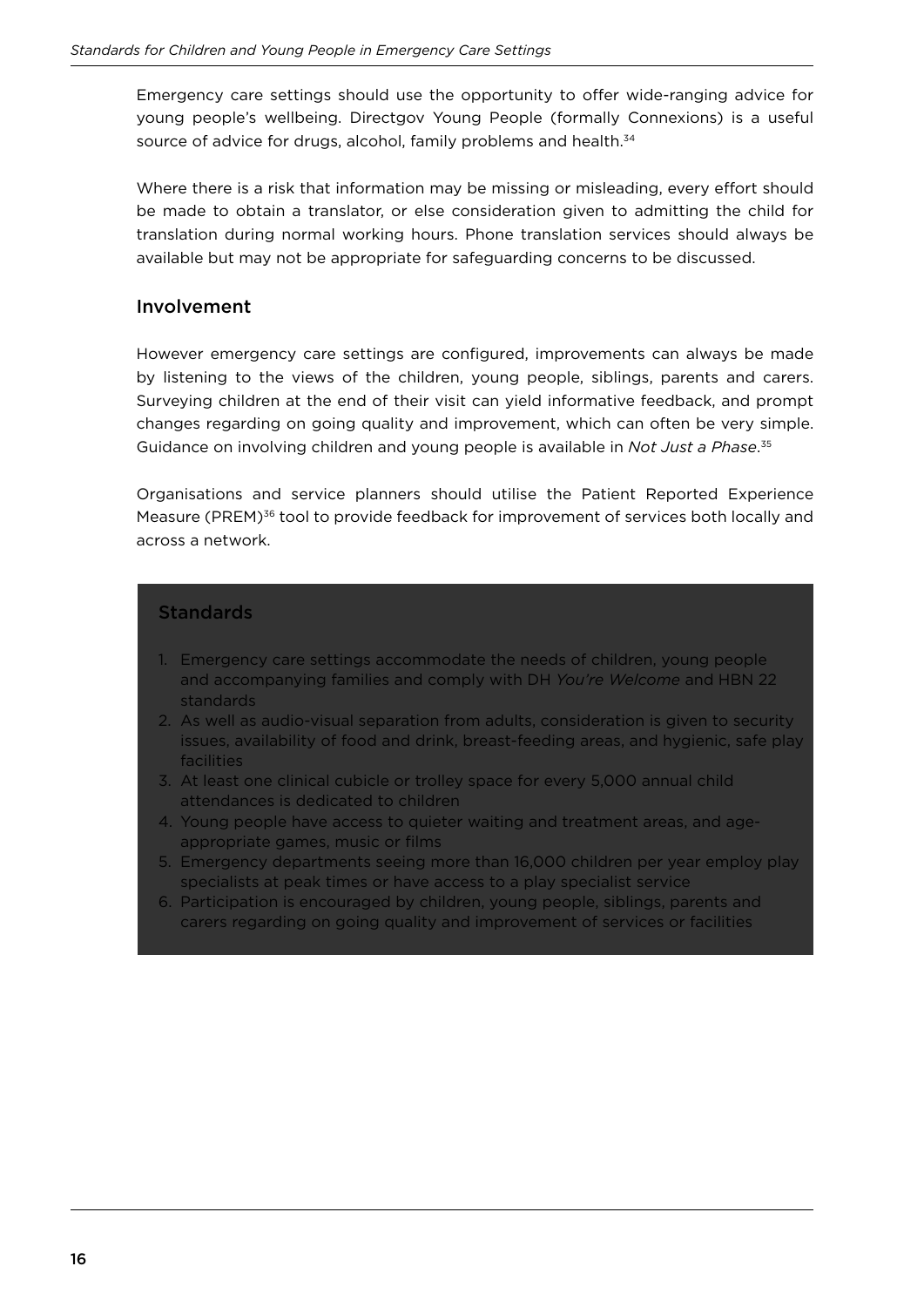Emergency care settings should use the opportunity to offer wide-ranging advice for young people's wellbeing. Directgov Young People (formally Connexions) is a useful source of advice for drugs, alcohol, family problems and health.[34]

Where there is a risk that information may be missing or misleading, every effort should be made to obtain a translator, or else consideration given to admitting the child for translation during normal working hours. Phone translation services should always be available but may not be appropriate for safeguarding concerns to be discussed.

## Involvement

However emergency care settings are configured, improvements can always be made by listening to the views of the children, young people, siblings, parents and carers. Surveying children at the end of their visit can yield informative feedback, and prompt changes regarding on going quality and improvement, which can often be very simple. Guidance on involving children and young people is available in *Not Just a Phase*.[35]

Organisations and service planners should utilise the Patient Reported Experience Measure (PREM)[36] tool to provide feedback for improvement of services both locally and across a network.

### Standards

1. Emergency care settings accommodate the needs of children, young people and accompanying families and comply with DH *You're Welcome* and HBN 22 standards
2. As well as audio-visual separation from adults, consideration is given to security issues, availability of food and drink, breast-feeding areas, and hygienic, safe play facilities
3. At least one clinical cubicle or trolley space for every 5,000 annual child attendances is dedicated to children
4. Young people have access to quieter waiting and treatment areas, and age-appropriate games, music or films
5. Emergency departments seeing more than 16,000 children per year employ play specialists at peak times or have access to a play specialist service
6. Participation is encouraged by children, young people, siblings, parents and carers regarding on going quality and improvement of services or facilities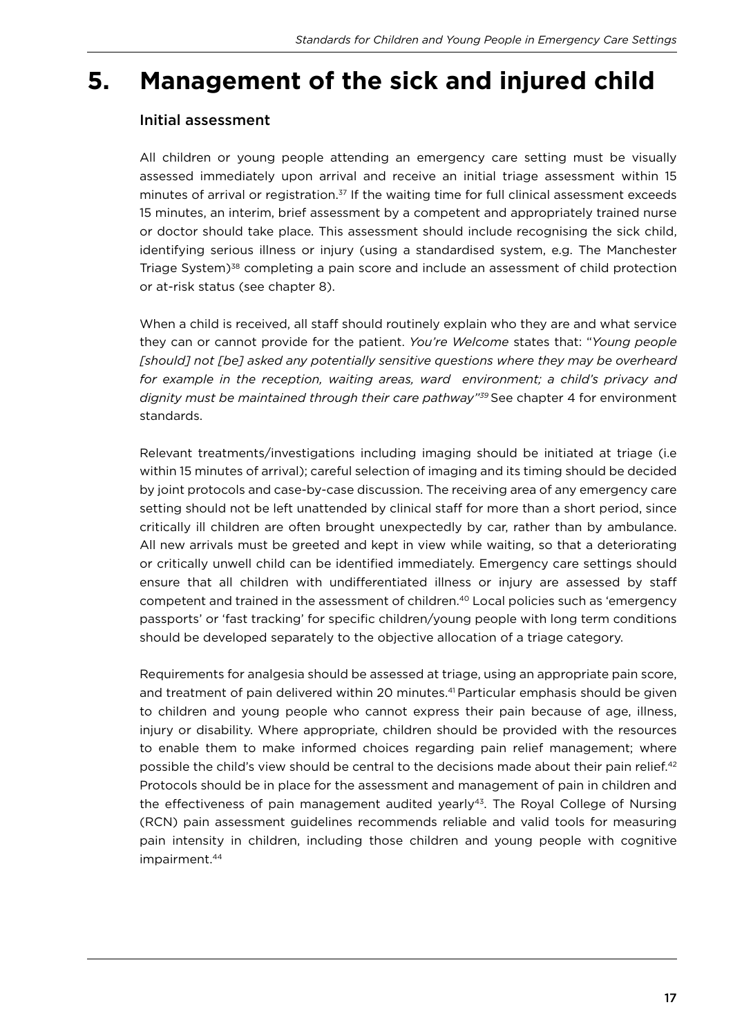# 5. Management of the sick and injured child

## Initial assessment

All children or young people attending an emergency care setting must be visually assessed immediately upon arrival and receive an initial triage assessment within 15 minutes of arrival or registration.[37] If the waiting time for full clinical assessment exceeds 15 minutes, an interim, brief assessment by a competent and appropriately trained nurse or doctor should take place. This assessment should include recognising the sick child, identifying serious illness or injury (using a standardised system, e.g. The Manchester Triage System)[38] completing a pain score and include an assessment of child protection or at-risk status (see chapter 8).

When a child is received, all staff should routinely explain who they are and what service they can or cannot provide for the patient. *You're Welcome* states that: "*Young people [should] not [be] asked any potentially sensitive questions where they may be overheard for example in the reception, waiting areas, ward environment; a child's privacy and dignity must be maintained through their care pathway*"[39] See chapter 4 for environment standards.

Relevant treatments/investigations including imaging should be initiated at triage (i.e within 15 minutes of arrival); careful selection of imaging and its timing should be decided by joint protocols and case-by-case discussion. The receiving area of any emergency care setting should not be left unattended by clinical staff for more than a short period, since critically ill children are often brought unexpectedly by car, rather than by ambulance. All new arrivals must be greeted and kept in view while waiting, so that a deteriorating or critically unwell child can be identified immediately. Emergency care settings should ensure that all children with undifferentiated illness or injury are assessed by staff competent and trained in the assessment of children.[40] Local policies such as 'emergency passports' or 'fast tracking' for specific children/young people with long term conditions should be developed separately to the objective allocation of a triage category.

Requirements for analgesia should be assessed at triage, using an appropriate pain score, and treatment of pain delivered within 20 minutes.[41] Particular emphasis should be given to children and young people who cannot express their pain because of age, illness, injury or disability. Where appropriate, children should be provided with the resources to enable them to make informed choices regarding pain relief management; where possible the child's view should be central to the decisions made about their pain relief.[42] Protocols should be in place for the assessment and management of pain in children and the effectiveness of pain management audited yearly[43]. The Royal College of Nursing (RCN) pain assessment guidelines recommends reliable and valid tools for measuring pain intensity in children, including those children and young people with cognitive impairment.[44]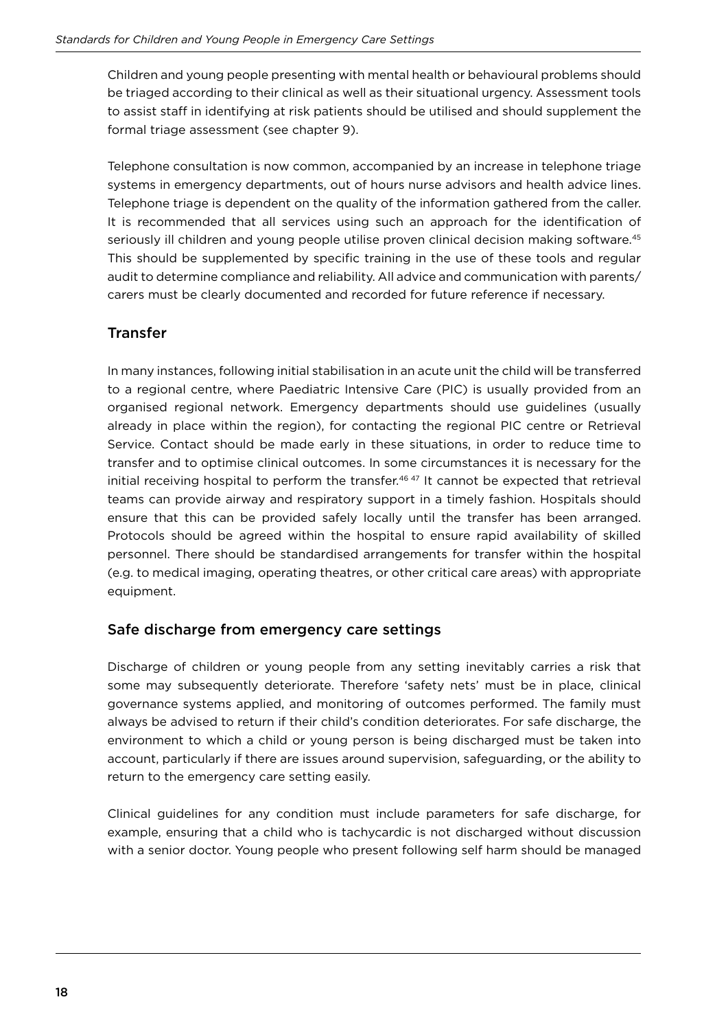Children and young people presenting with mental health or behavioural problems should be triaged according to their clinical as well as their situational urgency. Assessment tools to assist staff in identifying at risk patients should be utilised and should supplement the formal triage assessment (see chapter 9).

Telephone consultation is now common, accompanied by an increase in telephone triage systems in emergency departments, out of hours nurse advisors and health advice lines. Telephone triage is dependent on the quality of the information gathered from the caller. It is recommended that all services using such an approach for the identification of seriously ill children and young people utilise proven clinical decision making software.[45] This should be supplemented by specific training in the use of these tools and regular audit to determine compliance and reliability. All advice and communication with parents/carers must be clearly documented and recorded for future reference if necessary.

## Transfer

In many instances, following initial stabilisation in an acute unit the child will be transferred to a regional centre, where Paediatric Intensive Care (PIC) is usually provided from an organised regional network. Emergency departments should use guidelines (usually already in place within the region), for contacting the regional PIC centre or Retrieval Service. Contact should be made early in these situations, in order to reduce time to transfer and to optimise clinical outcomes. In some circumstances it is necessary for the initial receiving hospital to perform the transfer.[46 47] It cannot be expected that retrieval teams can provide airway and respiratory support in a timely fashion. Hospitals should ensure that this can be provided safely locally until the transfer has been arranged. Protocols should be agreed within the hospital to ensure rapid availability of skilled personnel. There should be standardised arrangements for transfer within the hospital (e.g. to medical imaging, operating theatres, or other critical care areas) with appropriate equipment.

## Safe discharge from emergency care settings

Discharge of children or young people from any setting inevitably carries a risk that some may subsequently deteriorate. Therefore 'safety nets' must be in place, clinical governance systems applied, and monitoring of outcomes performed. The family must always be advised to return if their child's condition deteriorates. For safe discharge, the environment to which a child or young person is being discharged must be taken into account, particularly if there are issues around supervision, safeguarding, or the ability to return to the emergency care setting easily.

Clinical guidelines for any condition must include parameters for safe discharge, for example, ensuring that a child who is tachycardic is not discharged without discussion with a senior doctor. Young people who present following self harm should be managed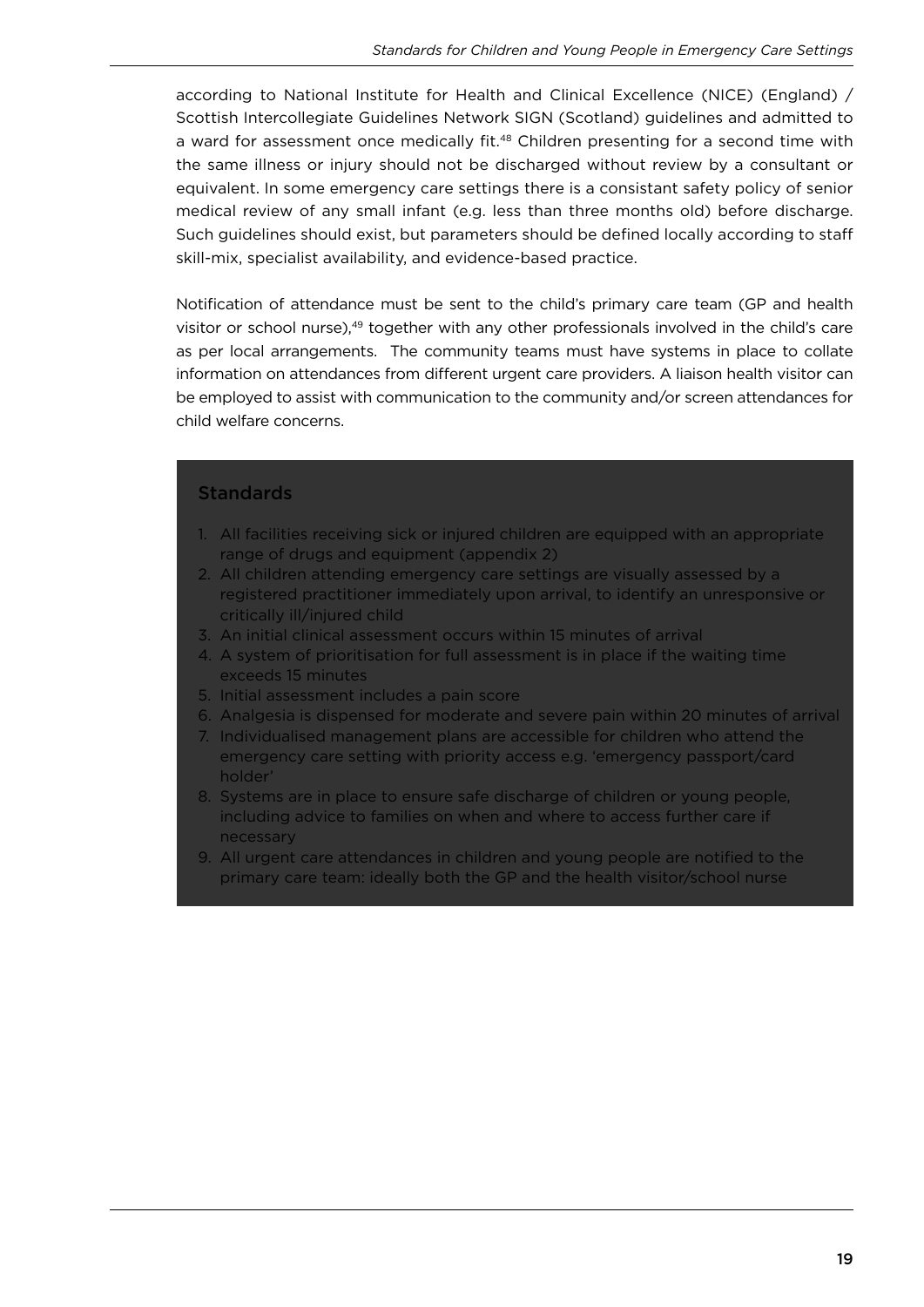according to National Institute for Health and Clinical Excellence (NICE) (England) / Scottish Intercollegiate Guidelines Network SIGN (Scotland) guidelines and admitted to a ward for assessment once medically fit.[48] Children presenting for a second time with the same illness or injury should not be discharged without review by a consultant or equivalent. In some emergency care settings there is a consistant safety policy of senior medical review of any small infant (e.g. less than three months old) before discharge. Such guidelines should exist, but parameters should be defined locally according to staff skill-mix, specialist availability, and evidence-based practice.

Notification of attendance must be sent to the child's primary care team (GP and health visitor or school nurse),[49] together with any other professionals involved in the child's care as per local arrangements. The community teams must have systems in place to collate information on attendances from different urgent care providers. A liaison health visitor can be employed to assist with communication to the community and/or screen attendances for child welfare concerns.

### Standards

1. All facilities receiving sick or injured children are equipped with an appropriate range of drugs and equipment (appendix 2)
2. All children attending emergency care settings are visually assessed by a registered practitioner immediately upon arrival, to identify an unresponsive or critically ill/injured child
3. An initial clinical assessment occurs within 15 minutes of arrival
4. A system of prioritisation for full assessment is in place if the waiting time exceeds 15 minutes
5. Initial assessment includes a pain score
6. Analgesia is dispensed for moderate and severe pain within 20 minutes of arrival
7. Individualised management plans are accessible for children who attend the emergency care setting with priority access e.g. 'emergency passport/card holder'
8. Systems are in place to ensure safe discharge of children or young people, including advice to families on when and where to access further care if necessary
9. All urgent care attendances in children and young people are notified to the primary care team: ideally both the GP and the health visitor/school nurse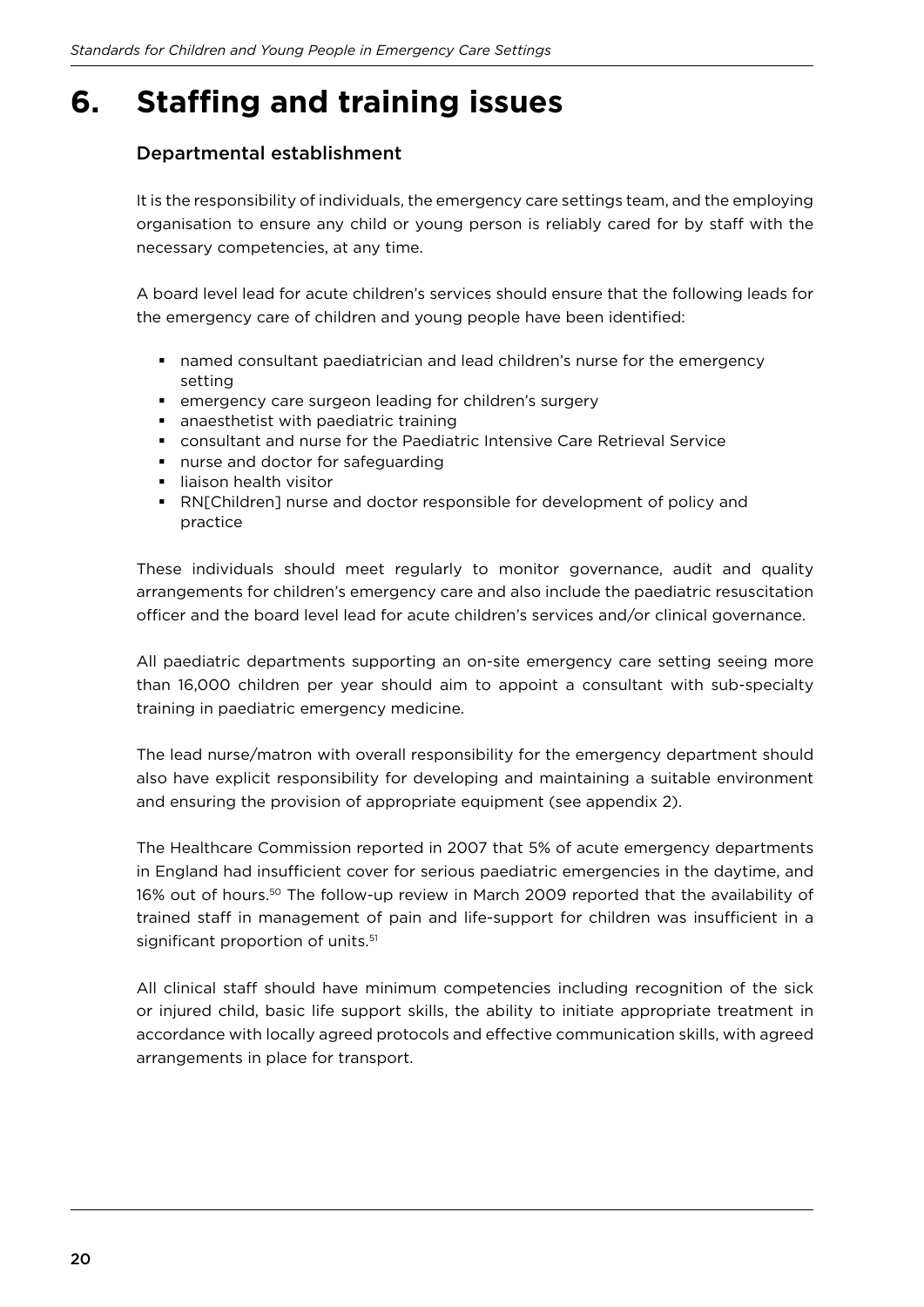# 6. Staffing and training issues

## Departmental establishment

It is the responsibility of individuals, the emergency care settings team, and the employing organisation to ensure any child or young person is reliably cared for by staff with the necessary competencies, at any time.

A board level lead for acute children's services should ensure that the following leads for the emergency care of children and young people have been identified:

- named consultant paediatrician and lead children's nurse for the emergency setting
- emergency care surgeon leading for children's surgery
- anaesthetist with paediatric training
- consultant and nurse for the Paediatric Intensive Care Retrieval Service
- nurse and doctor for safeguarding
- liaison health visitor
- RN[Children] nurse and doctor responsible for development of policy and practice

These individuals should meet regularly to monitor governance, audit and quality arrangements for children's emergency care and also include the paediatric resuscitation officer and the board level lead for acute children's services and/or clinical governance.

All paediatric departments supporting an on-site emergency care setting seeing more than 16,000 children per year should aim to appoint a consultant with sub-specialty training in paediatric emergency medicine.

The lead nurse/matron with overall responsibility for the emergency department should also have explicit responsibility for developing and maintaining a suitable environment and ensuring the provision of appropriate equipment (see appendix 2).

The Healthcare Commission reported in 2007 that 5% of acute emergency departments in England had insufficient cover for serious paediatric emergencies in the daytime, and 16% out of hours.[50] The follow-up review in March 2009 reported that the availability of trained staff in management of pain and life-support for children was insufficient in a significant proportion of units.[51]

All clinical staff should have minimum competencies including recognition of the sick or injured child, basic life support skills, the ability to initiate appropriate treatment in accordance with locally agreed protocols and effective communication skills, with agreed arrangements in place for transport.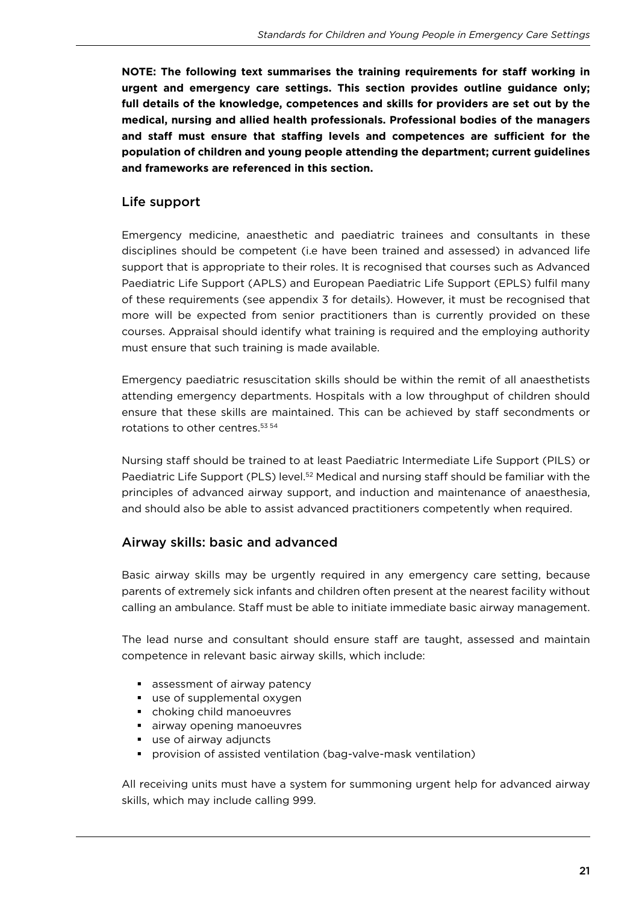**NOTE: The following text summarises the training requirements for staff working in urgent and emergency care settings. This section provides outline guidance only; full details of the knowledge, competences and skills for providers are set out by the medical, nursing and allied health professionals. Professional bodies of the managers and staff must ensure that staffing levels and competences are sufficient for the population of children and young people attending the department; current guidelines and frameworks are referenced in this section.**

## Life support

Emergency medicine, anaesthetic and paediatric trainees and consultants in these disciplines should be competent (i.e have been trained and assessed) in advanced life support that is appropriate to their roles. It is recognised that courses such as Advanced Paediatric Life Support (APLS) and European Paediatric Life Support (EPLS) fulfil many of these requirements (see appendix 3 for details). However, it must be recognised that more will be expected from senior practitioners than is currently provided on these courses. Appraisal should identify what training is required and the employing authority must ensure that such training is made available.

Emergency paediatric resuscitation skills should be within the remit of all anaesthetists attending emergency departments. Hospitals with a low throughput of children should ensure that these skills are maintained. This can be achieved by staff secondments or rotations to other centres.[53 54]

Nursing staff should be trained to at least Paediatric Intermediate Life Support (PILS) or Paediatric Life Support (PLS) level.[52] Medical and nursing staff should be familiar with the principles of advanced airway support, and induction and maintenance of anaesthesia, and should also be able to assist advanced practitioners competently when required.

## Airway skills: basic and advanced

Basic airway skills may be urgently required in any emergency care setting, because parents of extremely sick infants and children often present at the nearest facility without calling an ambulance. Staff must be able to initiate immediate basic airway management.

The lead nurse and consultant should ensure staff are taught, assessed and maintain competence in relevant basic airway skills, which include:

- assessment of airway patency
- use of supplemental oxygen
- choking child manoeuvres
- airway opening manoeuvres
- use of airway adjuncts
- provision of assisted ventilation (bag-valve-mask ventilation)

All receiving units must have a system for summoning urgent help for advanced airway skills, which may include calling 999.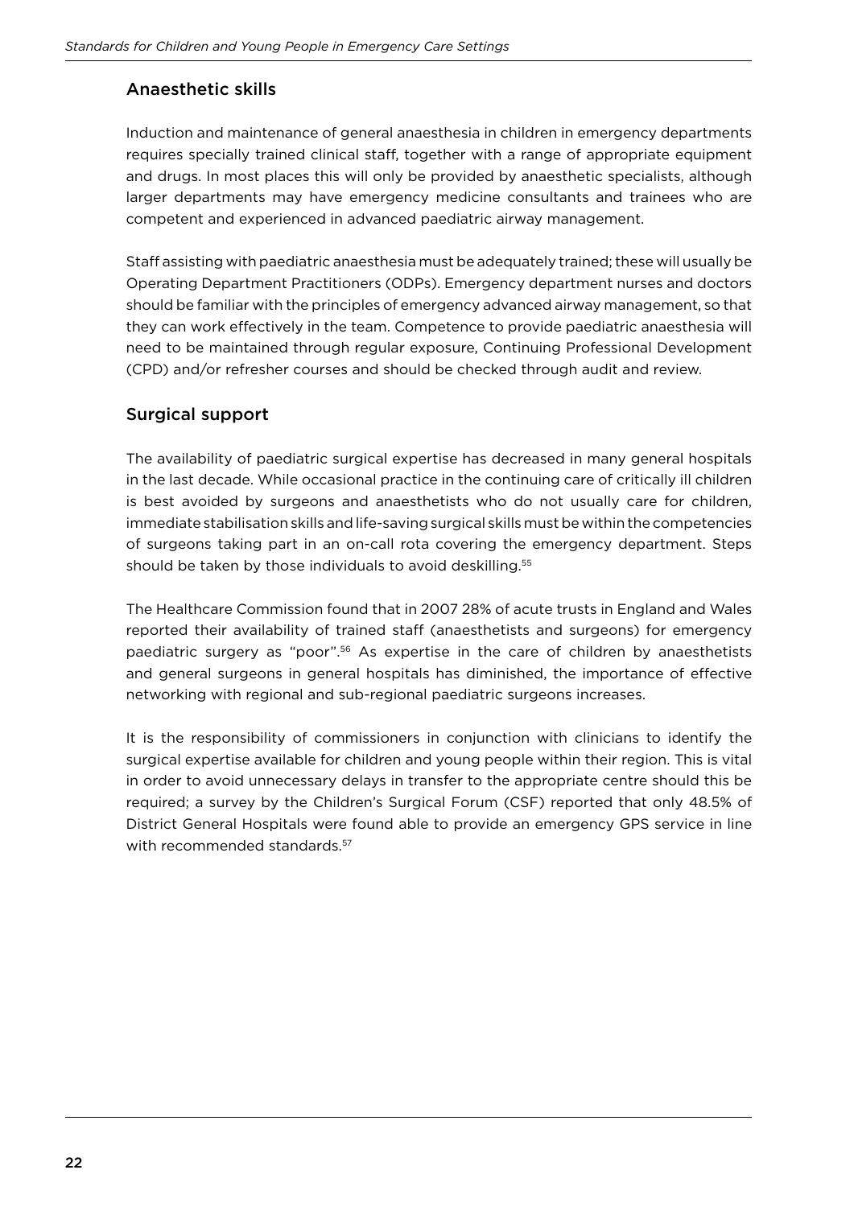## Anaesthetic skills

Induction and maintenance of general anaesthesia in children in emergency departments requires specially trained clinical staff, together with a range of appropriate equipment and drugs. In most places this will only be provided by anaesthetic specialists, although larger departments may have emergency medicine consultants and trainees who are competent and experienced in advanced paediatric airway management.

Staff assisting with paediatric anaesthesia must be adequately trained; these will usually be Operating Department Practitioners (ODPs). Emergency department nurses and doctors should be familiar with the principles of emergency advanced airway management, so that they can work effectively in the team. Competence to provide paediatric anaesthesia will need to be maintained through regular exposure, Continuing Professional Development (CPD) and/or refresher courses and should be checked through audit and review.

## Surgical support

The availability of paediatric surgical expertise has decreased in many general hospitals in the last decade. While occasional practice in the continuing care of critically ill children is best avoided by surgeons and anaesthetists who do not usually care for children, immediate stabilisation skills and life-saving surgical skills must be within the competencies of surgeons taking part in an on-call rota covering the emergency department. Steps should be taken by those individuals to avoid deskilling.[55]

The Healthcare Commission found that in 2007 28% of acute trusts in England and Wales reported their availability of trained staff (anaesthetists and surgeons) for emergency paediatric surgery as "poor".[56] As expertise in the care of children by anaesthetists and general surgeons in general hospitals has diminished, the importance of effective networking with regional and sub-regional paediatric surgeons increases.

It is the responsibility of commissioners in conjunction with clinicians to identify the surgical expertise available for children and young people within their region. This is vital in order to avoid unnecessary delays in transfer to the appropriate centre should this be required; a survey by the Children's Surgical Forum (CSF) reported that only 48.5% of District General Hospitals were found able to provide an emergency GPS service in line with recommended standards.[57]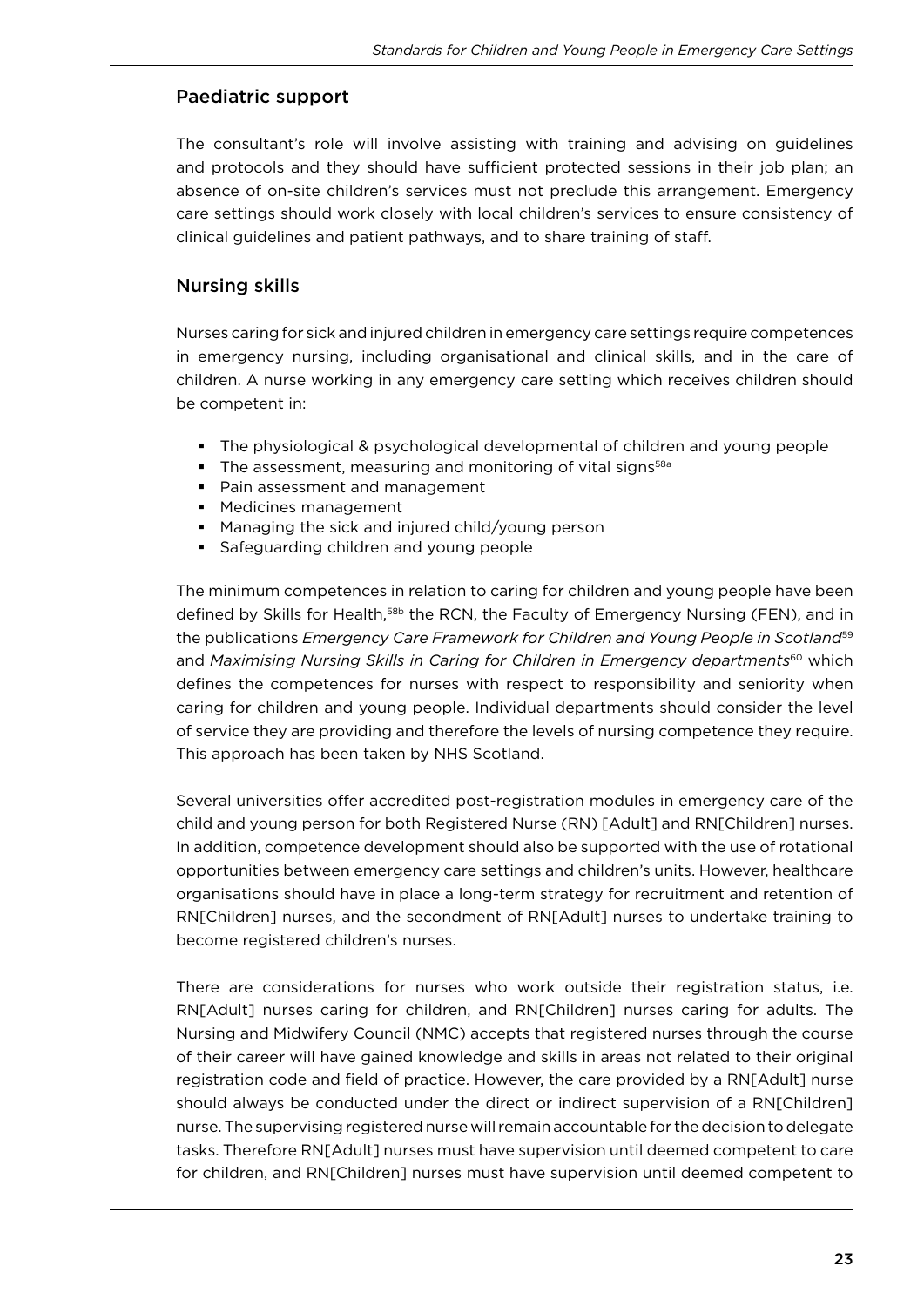## Paediatric support

The consultant's role will involve assisting with training and advising on guidelines and protocols and they should have sufficient protected sessions in their job plan; an absence of on-site children's services must not preclude this arrangement. Emergency care settings should work closely with local children's services to ensure consistency of clinical guidelines and patient pathways, and to share training of staff.

## Nursing skills

Nurses caring for sick and injured children in emergency care settings require competences in emergency nursing, including organisational and clinical skills, and in the care of children. A nurse working in any emergency care setting which receives children should be competent in:

- The physiological & psychological developmental of children and young people
- The assessment, measuring and monitoring of vital signs[58a]
- Pain assessment and management
- Medicines management
- Managing the sick and injured child/young person
- Safeguarding children and young people

The minimum competences in relation to caring for children and young people have been defined by Skills for Health,[58b] the RCN, the Faculty of Emergency Nursing (FEN), and in the publications *Emergency Care Framework for Children and Young People in Scotland*[59] and *Maximising Nursing Skills in Caring for Children in Emergency departments*[60] which defines the competences for nurses with respect to responsibility and seniority when caring for children and young people. Individual departments should consider the level of service they are providing and therefore the levels of nursing competence they require. This approach has been taken by NHS Scotland.

Several universities offer accredited post-registration modules in emergency care of the child and young person for both Registered Nurse (RN) [Adult] and RN[Children] nurses. In addition, competence development should also be supported with the use of rotational opportunities between emergency care settings and children's units. However, healthcare organisations should have in place a long-term strategy for recruitment and retention of RN[Children] nurses, and the secondment of RN[Adult] nurses to undertake training to become registered children's nurses.

There are considerations for nurses who work outside their registration status, i.e. RN[Adult] nurses caring for children, and RN[Children] nurses caring for adults. The Nursing and Midwifery Council (NMC) accepts that registered nurses through the course of their career will have gained knowledge and skills in areas not related to their original registration code and field of practice. However, the care provided by a RN[Adult] nurse should always be conducted under the direct or indirect supervision of a RN[Children] nurse. The supervising registered nurse will remain accountable for the decision to delegate tasks. Therefore RN[Adult] nurses must have supervision until deemed competent to care for children, and RN[Children] nurses must have supervision until deemed competent to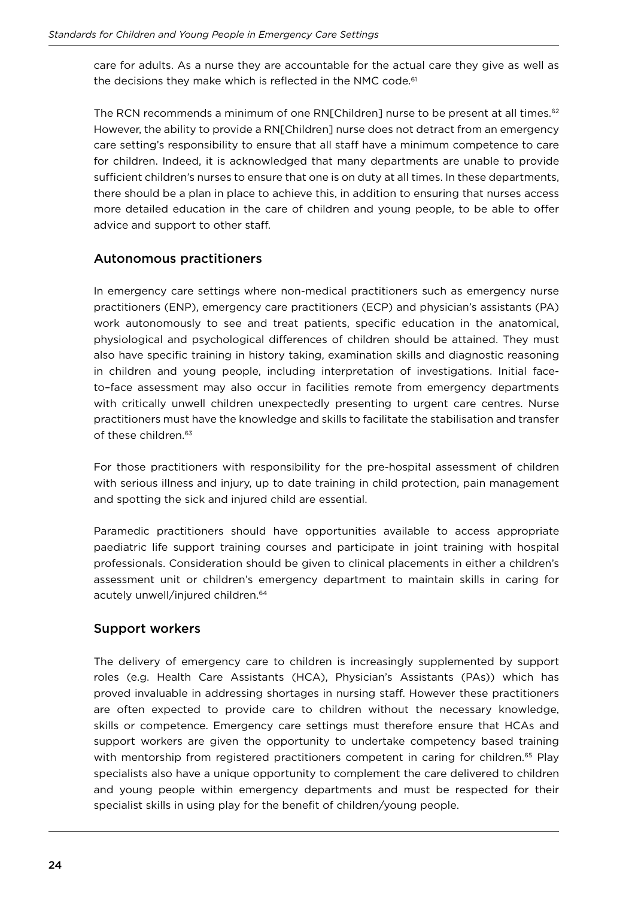care for adults. As a nurse they are accountable for the actual care they give as well as the decisions they make which is reflected in the NMC code.[61]

The RCN recommends a minimum of one RN[Children] nurse to be present at all times.[62] However, the ability to provide a RN[Children] nurse does not detract from an emergency care setting's responsibility to ensure that all staff have a minimum competence to care for children. Indeed, it is acknowledged that many departments are unable to provide sufficient children's nurses to ensure that one is on duty at all times. In these departments, there should be a plan in place to achieve this, in addition to ensuring that nurses access more detailed education in the care of children and young people, to be able to offer advice and support to other staff.

## Autonomous practitioners

In emergency care settings where non-medical practitioners such as emergency nurse practitioners (ENP), emergency care practitioners (ECP) and physician's assistants (PA) work autonomously to see and treat patients, specific education in the anatomical, physiological and psychological differences of children should be attained. They must also have specific training in history taking, examination skills and diagnostic reasoning in children and young people, including interpretation of investigations. Initial face-to–face assessment may also occur in facilities remote from emergency departments with critically unwell children unexpectedly presenting to urgent care centres. Nurse practitioners must have the knowledge and skills to facilitate the stabilisation and transfer of these children.[63]

For those practitioners with responsibility for the pre-hospital assessment of children with serious illness and injury, up to date training in child protection, pain management and spotting the sick and injured child are essential.

Paramedic practitioners should have opportunities available to access appropriate paediatric life support training courses and participate in joint training with hospital professionals. Consideration should be given to clinical placements in either a children's assessment unit or children's emergency department to maintain skills in caring for acutely unwell/injured children.[64]

## Support workers

The delivery of emergency care to children is increasingly supplemented by support roles (e.g. Health Care Assistants (HCA), Physician's Assistants (PAs)) which has proved invaluable in addressing shortages in nursing staff. However these practitioners are often expected to provide care to children without the necessary knowledge, skills or competence. Emergency care settings must therefore ensure that HCAs and support workers are given the opportunity to undertake competency based training with mentorship from registered practitioners competent in caring for children.[65] Play specialists also have a unique opportunity to complement the care delivered to children and young people within emergency departments and must be respected for their specialist skills in using play for the benefit of children/young people.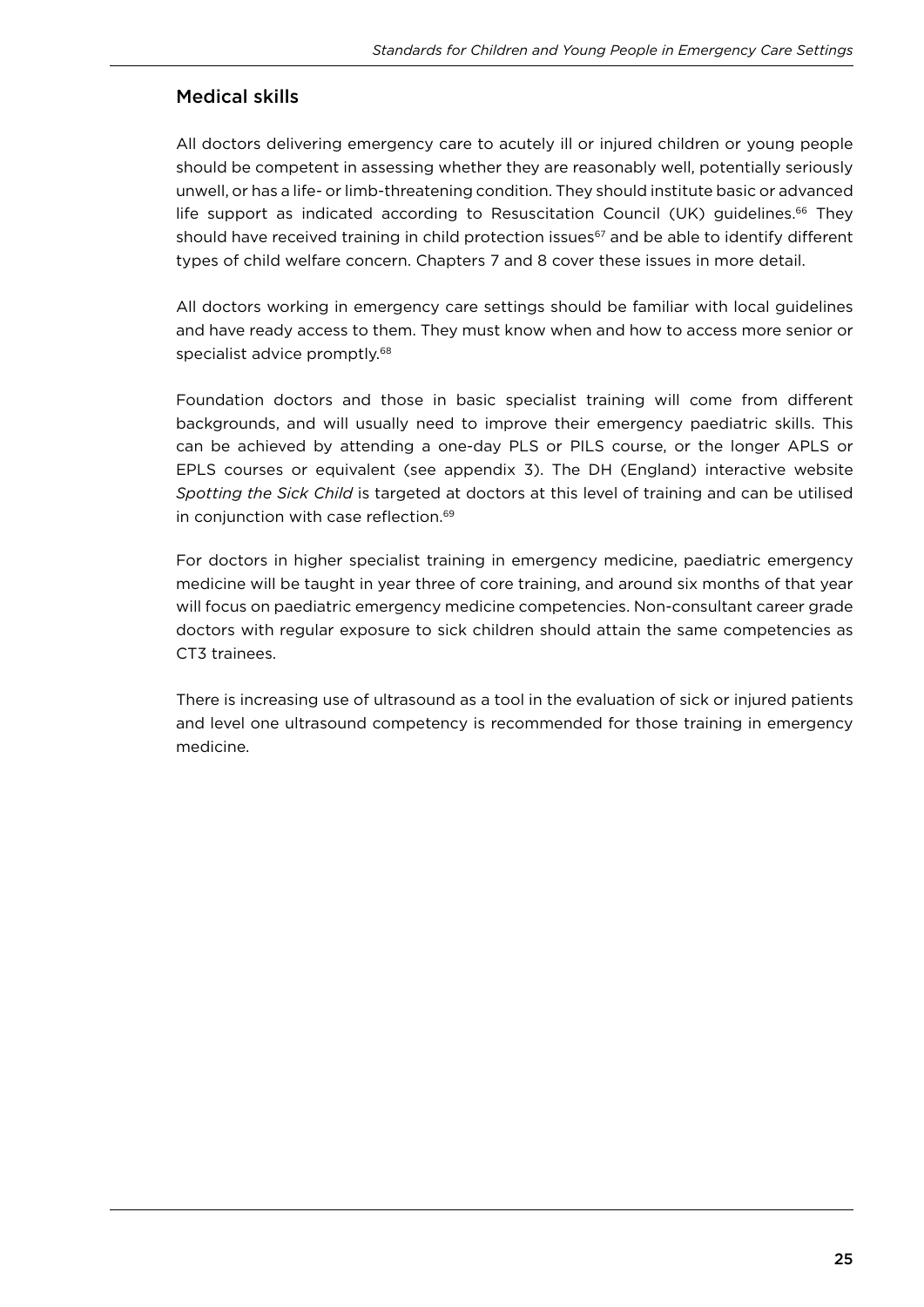## Medical skills

All doctors delivering emergency care to acutely ill or injured children or young people should be competent in assessing whether they are reasonably well, potentially seriously unwell, or has a life- or limb-threatening condition. They should institute basic or advanced life support as indicated according to Resuscitation Council (UK) guidelines.[66] They should have received training in child protection issues[67] and be able to identify different types of child welfare concern. Chapters 7 and 8 cover these issues in more detail.

All doctors working in emergency care settings should be familiar with local guidelines and have ready access to them. They must know when and how to access more senior or specialist advice promptly.[68]

Foundation doctors and those in basic specialist training will come from different backgrounds, and will usually need to improve their emergency paediatric skills. This can be achieved by attending a one-day PLS or PILS course, or the longer APLS or EPLS courses or equivalent (see appendix 3). The DH (England) interactive website *Spotting the Sick Child* is targeted at doctors at this level of training and can be utilised in conjunction with case reflection.[69]

For doctors in higher specialist training in emergency medicine, paediatric emergency medicine will be taught in year three of core training, and around six months of that year will focus on paediatric emergency medicine competencies. Non-consultant career grade doctors with regular exposure to sick children should attain the same competencies as CT3 trainees.

There is increasing use of ultrasound as a tool in the evaluation of sick or injured patients and level one ultrasound competency is recommended for those training in emergency medicine.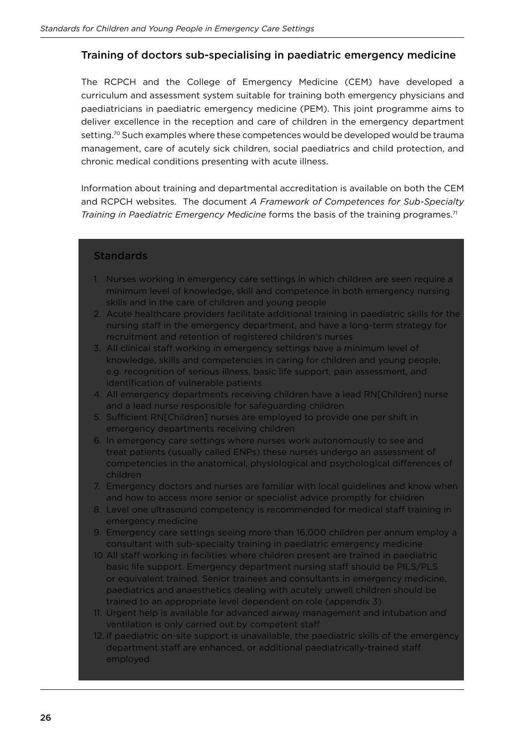## Training of doctors sub-specialising in paediatric emergency medicine

The RCPCH and the College of Emergency Medicine (CEM) have developed a curriculum and assessment system suitable for training both emergency physicians and paediatricians in paediatric emergency medicine (PEM). This joint programme aims to deliver excellence in the reception and care of children in the emergency department setting.[70] Such examples where these competences would be developed would be trauma management, care of acutely sick children, social paediatrics and child protection, and chronic medical conditions presenting with acute illness.

Information about training and departmental accreditation is available on both the CEM and RCPCH websites. The document *A Framework of Competences for Sub-Specialty Training in Paediatric Emergency Medicine* forms the basis of the training programes.[71]

### Standards

1. Nurses working in emergency care settings in which children are seen require a minimum level of knowledge, skill and competence in both emergency nursing skills and in the care of children and young people
2. Acute healthcare providers facilitate additional training in paediatric skills for the nursing staff in the emergency department, and have a long-term strategy for recruitment and retention of registered children's nurses
3. All clinical staff working in emergency settings have a minimum level of knowledge, skills and competencies in caring for children and young people, e.g. recognition of serious illness, basic life support, pain assessment, and identification of vulnerable patients
4. All emergency departments receiving children have a lead RN[Children] nurse and a lead nurse responsible for safeguarding children
5. Sufficient RN[Children] nurses are employed to provide one per shift in emergency departments receiving children
6. In emergency care settings where nurses work autonomously to see and treat patients (usually called ENPs) these nurses undergo an assessment of competencies in the anatomical, physiological and psychological differences of children
7. Emergency doctors and nurses are familiar with local guidelines and know when and how to access more senior or specialist advice promptly for children
8. Level one ultrasound competency is recommended for medical staff training in emergency medicine
9. Emergency care settings seeing more than 16,000 children per annum employ a consultant with sub-specialty training in paediatric emergency medicine
10. All staff working in facilities where children present are trained in paediatric basic life support. Emergency department nursing staff should be PILS/PLS or equivalent trained. Senior trainees and consultants in emergency medicine, paediatrics and anaesthetics dealing with acutely unwell children should be trained to an appropriate level dependent on role (appendix 3)
11. Urgent help is available for advanced airway management and intubation and ventilation is only carried out by competent staff
12. If paediatric on-site support is unavailable, the paediatric skills of the emergency department staff are enhanced, or additional paediatrically-trained staff employed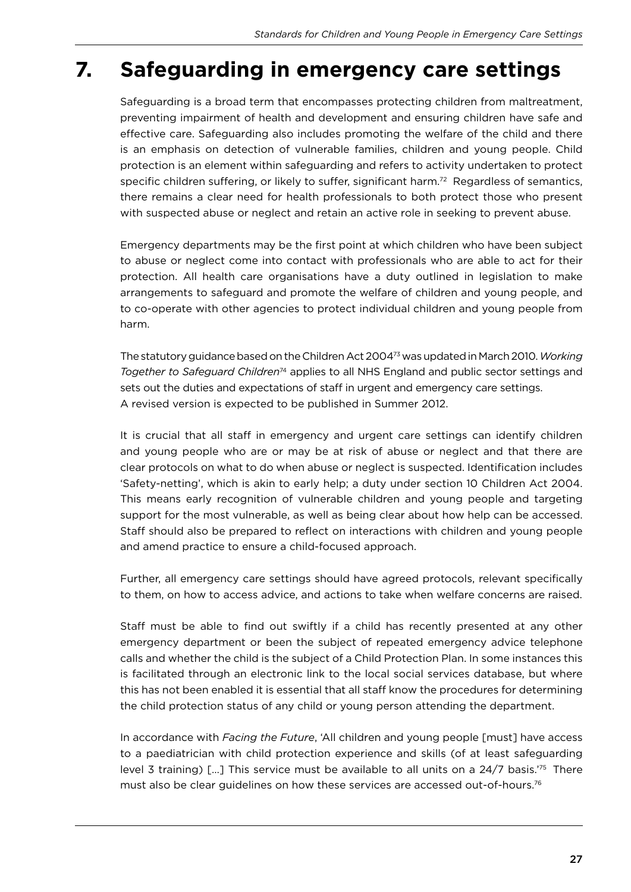# 7. Safeguarding in emergency care settings

Safeguarding is a broad term that encompasses protecting children from maltreatment, preventing impairment of health and development and ensuring children have safe and effective care. Safeguarding also includes promoting the welfare of the child and there is an emphasis on detection of vulnerable families, children and young people. Child protection is an element within safeguarding and refers to activity undertaken to protect specific children suffering, or likely to suffer, significant harm.[72] Regardless of semantics, there remains a clear need for health professionals to both protect those who present with suspected abuse or neglect and retain an active role in seeking to prevent abuse.

Emergency departments may be the first point at which children who have been subject to abuse or neglect come into contact with professionals who are able to act for their protection. All health care organisations have a duty outlined in legislation to make arrangements to safeguard and promote the welfare of children and young people, and to co-operate with other agencies to protect individual children and young people from harm.

The statutory guidance based on the Children Act 2004[73] was updated in March 2010. *Working Together to Safeguard Children*[74] applies to all NHS England and public sector settings and sets out the duties and expectations of staff in urgent and emergency care settings. A revised version is expected to be published in Summer 2012.

It is crucial that all staff in emergency and urgent care settings can identify children and young people who are or may be at risk of abuse or neglect and that there are clear protocols on what to do when abuse or neglect is suspected. Identification includes 'Safety-netting', which is akin to early help; a duty under section 10 Children Act 2004. This means early recognition of vulnerable children and young people and targeting support for the most vulnerable, as well as being clear about how help can be accessed. Staff should also be prepared to reflect on interactions with children and young people and amend practice to ensure a child-focused approach.

Further, all emergency care settings should have agreed protocols, relevant specifically to them, on how to access advice, and actions to take when welfare concerns are raised.

Staff must be able to find out swiftly if a child has recently presented at any other emergency department or been the subject of repeated emergency advice telephone calls and whether the child is the subject of a Child Protection Plan. In some instances this is facilitated through an electronic link to the local social services database, but where this has not been enabled it is essential that all staff know the procedures for determining the child protection status of any child or young person attending the department.

In accordance with *Facing the Future*, 'All children and young people [must] have access to a paediatrician with child protection experience and skills (of at least safeguarding level 3 training) [...] This service must be available to all units on a 24/7 basis.'[75] There must also be clear guidelines on how these services are accessed out-of-hours.[76]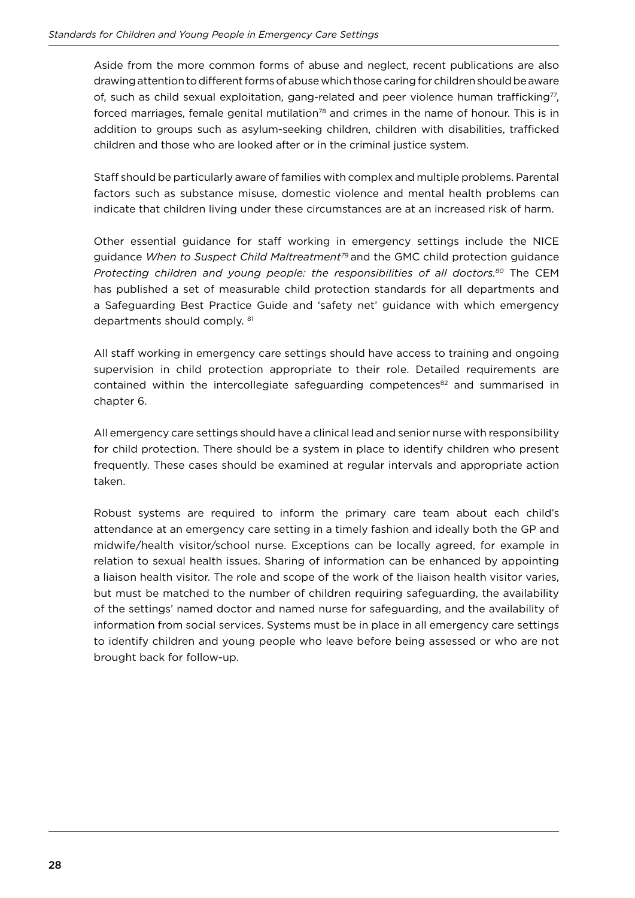Aside from the more common forms of abuse and neglect, recent publications are also drawing attention to different forms of abuse which those caring for children should be aware of, such as child sexual exploitation, gang-related and peer violence human trafficking[77], forced marriages, female genital mutilation[78] and crimes in the name of honour. This is in addition to groups such as asylum-seeking children, children with disabilities, trafficked children and those who are looked after or in the criminal justice system.

Staff should be particularly aware of families with complex and multiple problems. Parental factors such as substance misuse, domestic violence and mental health problems can indicate that children living under these circumstances are at an increased risk of harm.

Other essential guidance for staff working in emergency settings include the NICE guidance *When to Suspect Child Maltreatment*[79] and the GMC child protection guidance *Protecting children and young people: the responsibilities of all doctors.*[80] The CEM has published a set of measurable child protection standards for all departments and a Safeguarding Best Practice Guide and 'safety net' guidance with which emergency departments should comply. [81]

All staff working in emergency care settings should have access to training and ongoing supervision in child protection appropriate to their role. Detailed requirements are contained within the intercollegiate safeguarding competences[82] and summarised in chapter 6.

All emergency care settings should have a clinical lead and senior nurse with responsibility for child protection. There should be a system in place to identify children who present frequently. These cases should be examined at regular intervals and appropriate action taken.

Robust systems are required to inform the primary care team about each child's attendance at an emergency care setting in a timely fashion and ideally both the GP and midwife/health visitor/school nurse. Exceptions can be locally agreed, for example in relation to sexual health issues. Sharing of information can be enhanced by appointing a liaison health visitor. The role and scope of the work of the liaison health visitor varies, but must be matched to the number of children requiring safeguarding, the availability of the settings' named doctor and named nurse for safeguarding, and the availability of information from social services. Systems must be in place in all emergency care settings to identify children and young people who leave before being assessed or who are not brought back for follow-up.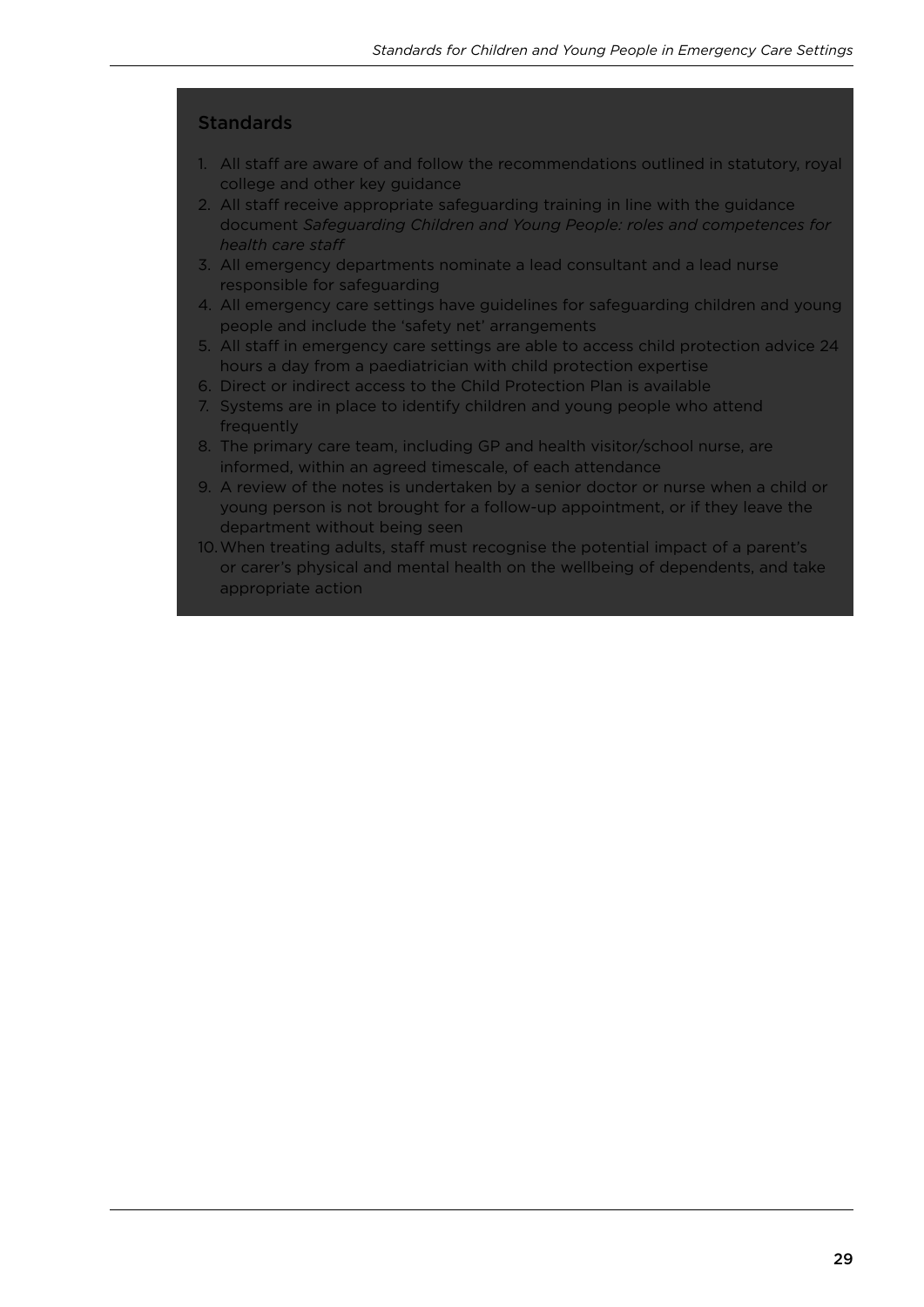## Standards

1. All staff are aware of and follow the recommendations outlined in statutory, royal college and other key guidance
2. All staff receive appropriate safeguarding training in line with the guidance document *Safeguarding Children and Young People: roles and competences for health care staff*
3. All emergency departments nominate a lead consultant and a lead nurse responsible for safeguarding
4. All emergency care settings have guidelines for safeguarding children and young people and include the 'safety net' arrangements
5. All staff in emergency care settings are able to access child protection advice 24 hours a day from a paediatrician with child protection expertise
6. Direct or indirect access to the Child Protection Plan is available
7. Systems are in place to identify children and young people who attend frequently
8. The primary care team, including GP and health visitor/school nurse, are informed, within an agreed timescale, of each attendance
9. A review of the notes is undertaken by a senior doctor or nurse when a child or young person is not brought for a follow-up appointment, or if they leave the department without being seen
10. When treating adults, staff must recognise the potential impact of a parent's or carer's physical and mental health on the wellbeing of dependents, and take appropriate action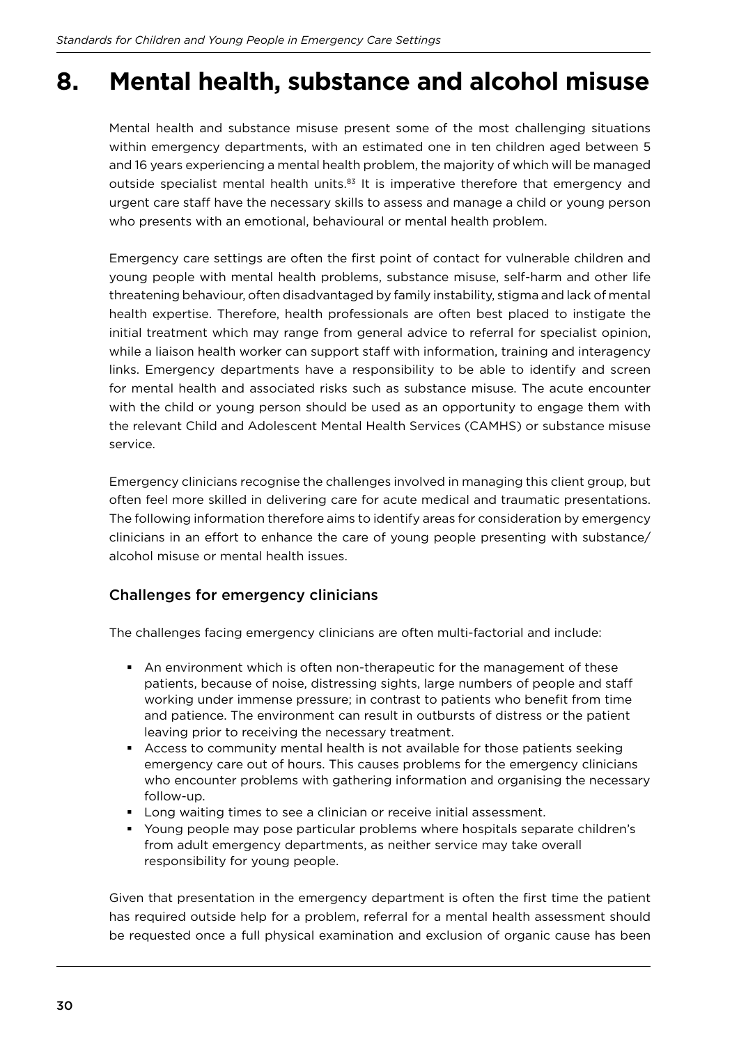# 8. Mental health, substance and alcohol misuse

Mental health and substance misuse present some of the most challenging situations within emergency departments, with an estimated one in ten children aged between 5 and 16 years experiencing a mental health problem, the majority of which will be managed outside specialist mental health units.[83] It is imperative therefore that emergency and urgent care staff have the necessary skills to assess and manage a child or young person who presents with an emotional, behavioural or mental health problem.

Emergency care settings are often the first point of contact for vulnerable children and young people with mental health problems, substance misuse, self-harm and other life threatening behaviour, often disadvantaged by family instability, stigma and lack of mental health expertise. Therefore, health professionals are often best placed to instigate the initial treatment which may range from general advice to referral for specialist opinion, while a liaison health worker can support staff with information, training and interagency links. Emergency departments have a responsibility to be able to identify and screen for mental health and associated risks such as substance misuse. The acute encounter with the child or young person should be used as an opportunity to engage them with the relevant Child and Adolescent Mental Health Services (CAMHS) or substance misuse service.

Emergency clinicians recognise the challenges involved in managing this client group, but often feel more skilled in delivering care for acute medical and traumatic presentations. The following information therefore aims to identify areas for consideration by emergency clinicians in an effort to enhance the care of young people presenting with substance/alcohol misuse or mental health issues.

## Challenges for emergency clinicians

The challenges facing emergency clinicians are often multi-factorial and include:

- An environment which is often non-therapeutic for the management of these patients, because of noise, distressing sights, large numbers of people and staff working under immense pressure; in contrast to patients who benefit from time and patience. The environment can result in outbursts of distress or the patient leaving prior to receiving the necessary treatment.
- Access to community mental health is not available for those patients seeking emergency care out of hours. This causes problems for the emergency clinicians who encounter problems with gathering information and organising the necessary follow-up.
- Long waiting times to see a clinician or receive initial assessment.
- Young people may pose particular problems where hospitals separate children's from adult emergency departments, as neither service may take overall responsibility for young people.

Given that presentation in the emergency department is often the first time the patient has required outside help for a problem, referral for a mental health assessment should be requested once a full physical examination and exclusion of organic cause has been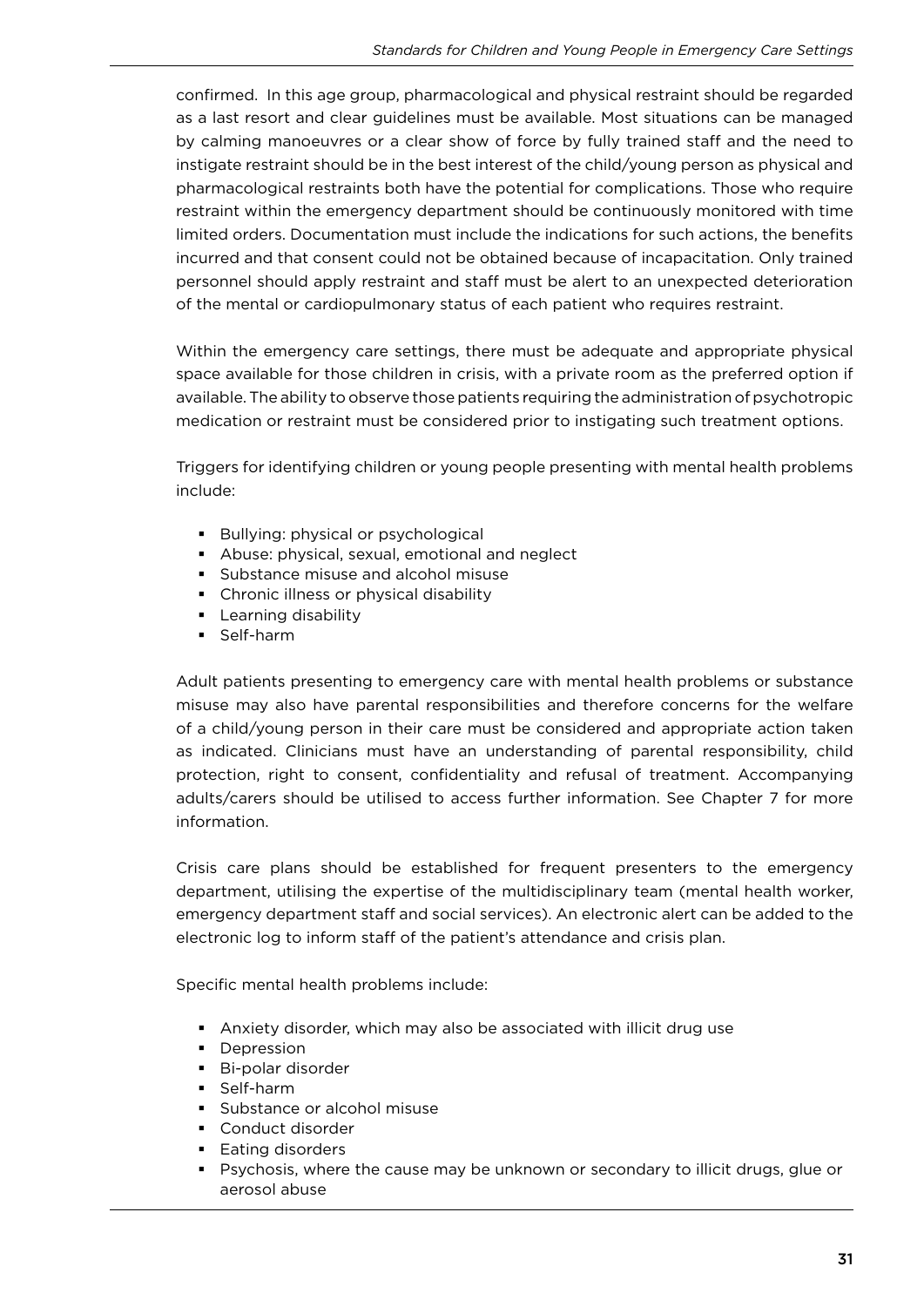confirmed. In this age group, pharmacological and physical restraint should be regarded as a last resort and clear guidelines must be available. Most situations can be managed by calming manoeuvres or a clear show of force by fully trained staff and the need to instigate restraint should be in the best interest of the child/young person as physical and pharmacological restraints both have the potential for complications. Those who require restraint within the emergency department should be continuously monitored with time limited orders. Documentation must include the indications for such actions, the benefits incurred and that consent could not be obtained because of incapacitation. Only trained personnel should apply restraint and staff must be alert to an unexpected deterioration of the mental or cardiopulmonary status of each patient who requires restraint.

Within the emergency care settings, there must be adequate and appropriate physical space available for those children in crisis, with a private room as the preferred option if available. The ability to observe those patients requiring the administration of psychotropic medication or restraint must be considered prior to instigating such treatment options.

Triggers for identifying children or young people presenting with mental health problems include:

- Bullying: physical or psychological
- Abuse: physical, sexual, emotional and neglect
- Substance misuse and alcohol misuse
- Chronic illness or physical disability
- Learning disability
- Self-harm

Adult patients presenting to emergency care with mental health problems or substance misuse may also have parental responsibilities and therefore concerns for the welfare of a child/young person in their care must be considered and appropriate action taken as indicated. Clinicians must have an understanding of parental responsibility, child protection, right to consent, confidentiality and refusal of treatment. Accompanying adults/carers should be utilised to access further information. See Chapter 7 for more information.

Crisis care plans should be established for frequent presenters to the emergency department, utilising the expertise of the multidisciplinary team (mental health worker, emergency department staff and social services). An electronic alert can be added to the electronic log to inform staff of the patient's attendance and crisis plan.

Specific mental health problems include:

- Anxiety disorder, which may also be associated with illicit drug use
- Depression
- Bi-polar disorder
- Self-harm
- Substance or alcohol misuse
- Conduct disorder
- Eating disorders
- Psychosis, where the cause may be unknown or secondary to illicit drugs, glue or aerosol abuse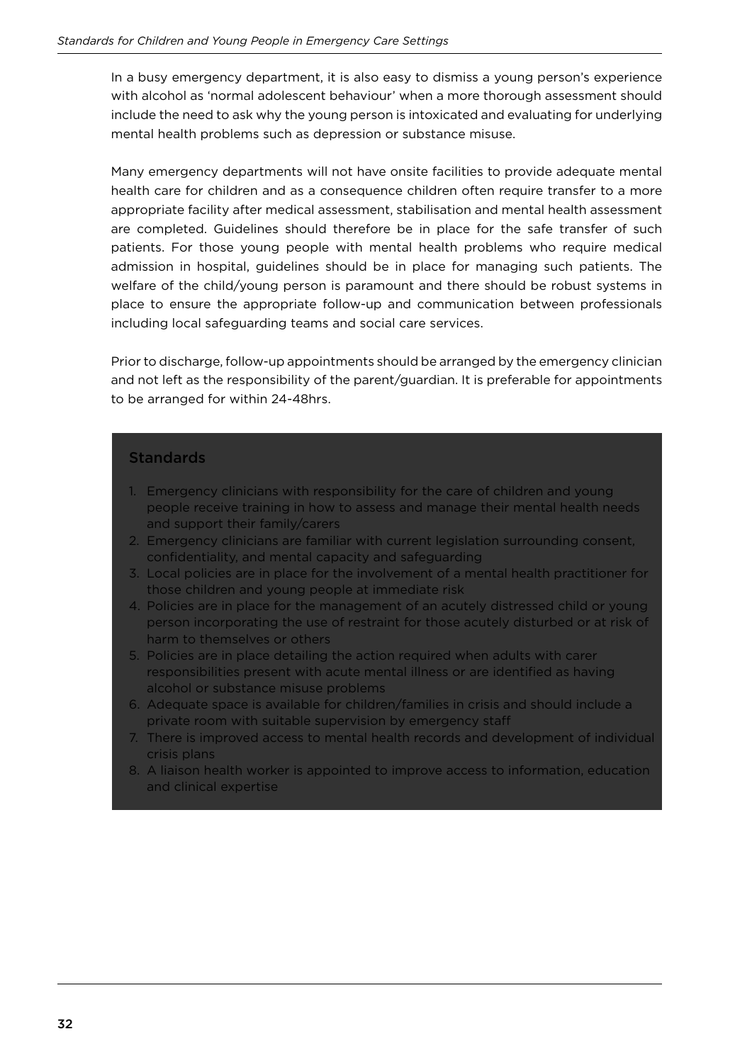In a busy emergency department, it is also easy to dismiss a young person's experience with alcohol as 'normal adolescent behaviour' when a more thorough assessment should include the need to ask why the young person is intoxicated and evaluating for underlying mental health problems such as depression or substance misuse.

Many emergency departments will not have onsite facilities to provide adequate mental health care for children and as a consequence children often require transfer to a more appropriate facility after medical assessment, stabilisation and mental health assessment are completed. Guidelines should therefore be in place for the safe transfer of such patients. For those young people with mental health problems who require medical admission in hospital, guidelines should be in place for managing such patients. The welfare of the child/young person is paramount and there should be robust systems in place to ensure the appropriate follow-up and communication between professionals including local safeguarding teams and social care services.

Prior to discharge, follow-up appointments should be arranged by the emergency clinician and not left as the responsibility of the parent/guardian. It is preferable for appointments to be arranged for within 24-48hrs.

### Standards

1. Emergency clinicians with responsibility for the care of children and young people receive training in how to assess and manage their mental health needs and support their family/carers
2. Emergency clinicians are familiar with current legislation surrounding consent, confidentiality, and mental capacity and safeguarding
3. Local policies are in place for the involvement of a mental health practitioner for those children and young people at immediate risk
4. Policies are in place for the management of an acutely distressed child or young person incorporating the use of restraint for those acutely disturbed or at risk of harm to themselves or others
5. Policies are in place detailing the action required when adults with carer responsibilities present with acute mental illness or are identified as having alcohol or substance misuse problems
6. Adequate space is available for children/families in crisis and should include a private room with suitable supervision by emergency staff
7. There is improved access to mental health records and development of individual crisis plans
8. A liaison health worker is appointed to improve access to information, education and clinical expertise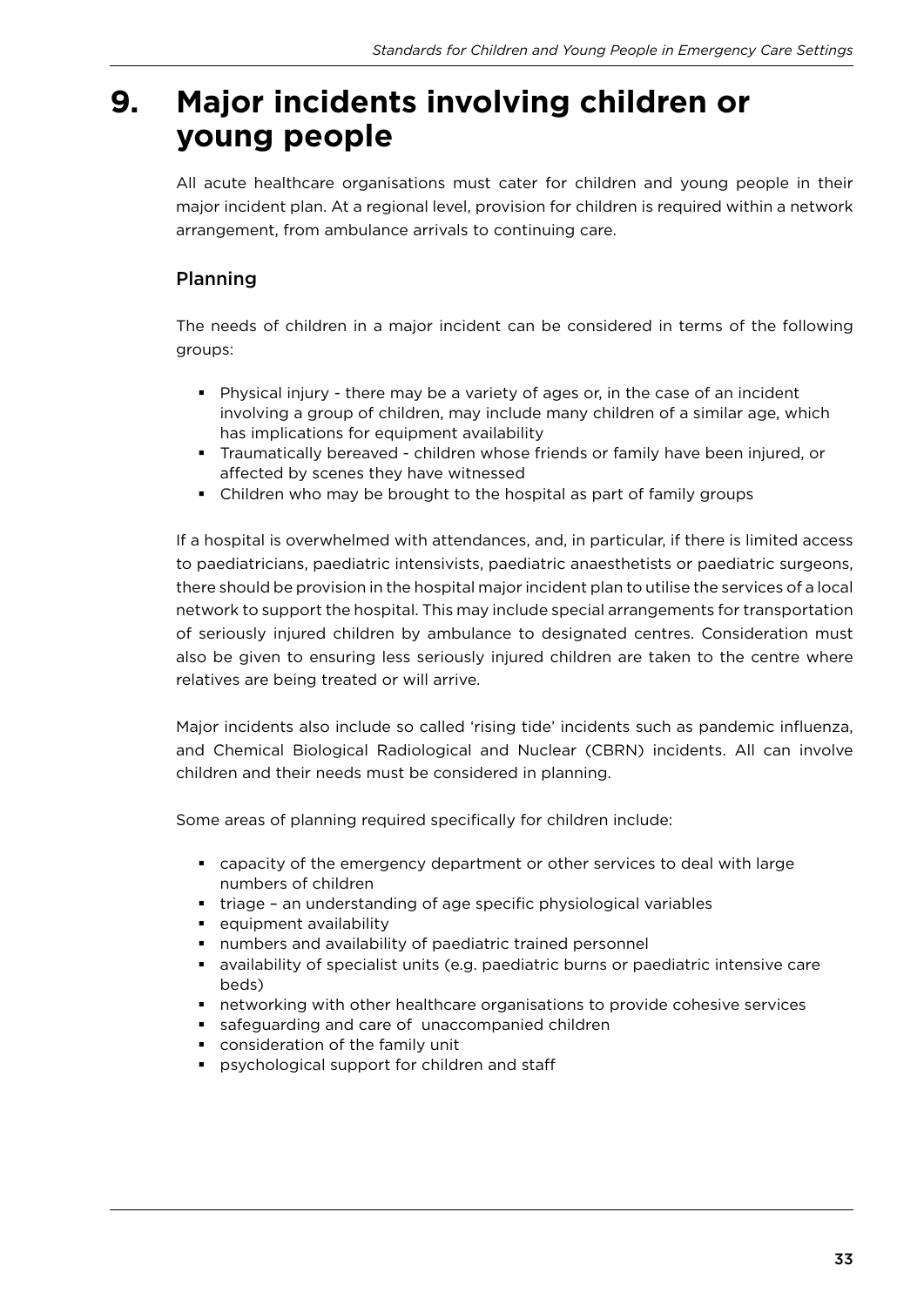# 9. Major incidents involving children or young people

All acute healthcare organisations must cater for children and young people in their major incident plan. At a regional level, provision for children is required within a network arrangement, from ambulance arrivals to continuing care.

## Planning

The needs of children in a major incident can be considered in terms of the following groups:

- Physical injury - there may be a variety of ages or, in the case of an incident involving a group of children, may include many children of a similar age, which has implications for equipment availability
- Traumatically bereaved - children whose friends or family have been injured, or affected by scenes they have witnessed
- Children who may be brought to the hospital as part of family groups

If a hospital is overwhelmed with attendances, and, in particular, if there is limited access to paediatricians, paediatric intensivists, paediatric anaesthetists or paediatric surgeons, there should be provision in the hospital major incident plan to utilise the services of a local network to support the hospital. This may include special arrangements for transportation of seriously injured children by ambulance to designated centres. Consideration must also be given to ensuring less seriously injured children are taken to the centre where relatives are being treated or will arrive.

Major incidents also include so called 'rising tide' incidents such as pandemic influenza, and Chemical Biological Radiological and Nuclear (CBRN) incidents. All can involve children and their needs must be considered in planning.

Some areas of planning required specifically for children include:

- capacity of the emergency department or other services to deal with large numbers of children
- triage – an understanding of age specific physiological variables
- equipment availability
- numbers and availability of paediatric trained personnel
- availability of specialist units (e.g. paediatric burns or paediatric intensive care beds)
- networking with other healthcare organisations to provide cohesive services
- safeguarding and care of unaccompanied children
- consideration of the family unit
- psychological support for children and staff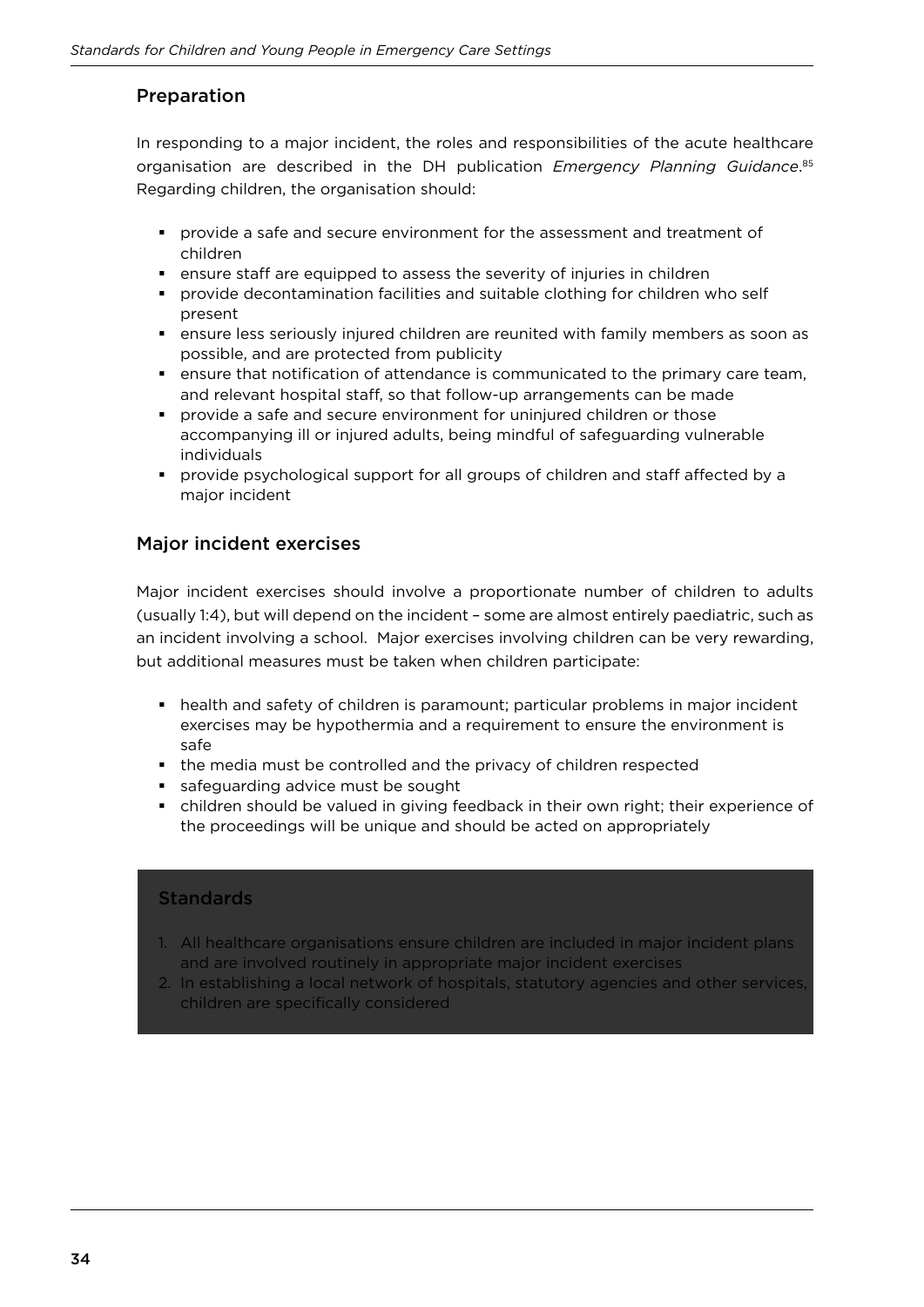## Preparation

In responding to a major incident, the roles and responsibilities of the acute healthcare organisation are described in the DH publication *Emergency Planning Guidance*.[85] Regarding children, the organisation should:

- provide a safe and secure environment for the assessment and treatment of children
- ensure staff are equipped to assess the severity of injuries in children
- provide decontamination facilities and suitable clothing for children who self present
- ensure less seriously injured children are reunited with family members as soon as possible, and are protected from publicity
- ensure that notification of attendance is communicated to the primary care team, and relevant hospital staff, so that follow-up arrangements can be made
- provide a safe and secure environment for uninjured children or those accompanying ill or injured adults, being mindful of safeguarding vulnerable individuals
- provide psychological support for all groups of children and staff affected by a major incident

## Major incident exercises

Major incident exercises should involve a proportionate number of children to adults (usually 1:4), but will depend on the incident – some are almost entirely paediatric, such as an incident involving a school. Major exercises involving children can be very rewarding, but additional measures must be taken when children participate:

- health and safety of children is paramount; particular problems in major incident exercises may be hypothermia and a requirement to ensure the environment is safe
- the media must be controlled and the privacy of children respected
- safeguarding advice must be sought
- children should be valued in giving feedback in their own right; their experience of the proceedings will be unique and should be acted on appropriately

## Standards

1. All healthcare organisations ensure children are included in major incident plans and are involved routinely in appropriate major incident exercises
2. In establishing a local network of hospitals, statutory agencies and other services, children are specifically considered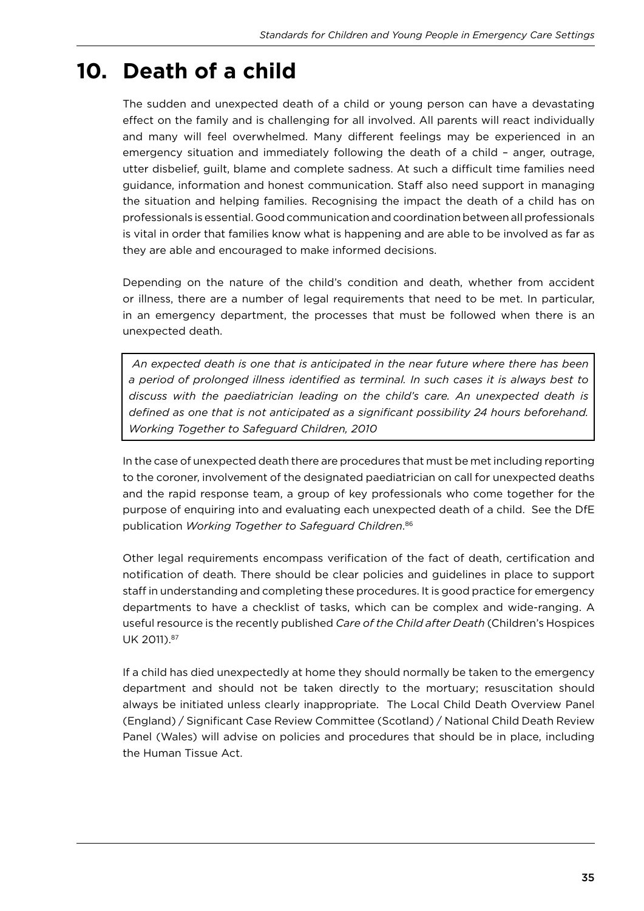# 10. Death of a child

The sudden and unexpected death of a child or young person can have a devastating effect on the family and is challenging for all involved. All parents will react individually and many will feel overwhelmed. Many different feelings may be experienced in an emergency situation and immediately following the death of a child – anger, outrage, utter disbelief, guilt, blame and complete sadness. At such a difficult time families need guidance, information and honest communication. Staff also need support in managing the situation and helping families. Recognising the impact the death of a child has on professionals is essential. Good communication and coordination between all professionals is vital in order that families know what is happening and are able to be involved as far as they are able and encouraged to make informed decisions.

Depending on the nature of the child's condition and death, whether from accident or illness, there are a number of legal requirements that need to be met. In particular, in an emergency department, the processes that must be followed when there is an unexpected death.

> *An expected death is one that is anticipated in the near future where there has been a period of prolonged illness identified as terminal. In such cases it is always best to discuss with the paediatrician leading on the child's care. An unexpected death is defined as one that is not anticipated as a significant possibility 24 hours beforehand. Working Together to Safeguard Children, 2010*

In the case of unexpected death there are procedures that must be met including reporting to the coroner, involvement of the designated paediatrician on call for unexpected deaths and the rapid response team, a group of key professionals who come together for the purpose of enquiring into and evaluating each unexpected death of a child. See the DfE publication *Working Together to Safeguard Children*.[86]

Other legal requirements encompass verification of the fact of death, certification and notification of death. There should be clear policies and guidelines in place to support staff in understanding and completing these procedures. It is good practice for emergency departments to have a checklist of tasks, which can be complex and wide-ranging. A useful resource is the recently published *Care of the Child after Death* (Children's Hospices UK 2011).[87]

If a child has died unexpectedly at home they should normally be taken to the emergency department and should not be taken directly to the mortuary; resuscitation should always be initiated unless clearly inappropriate. The Local Child Death Overview Panel (England) / Significant Case Review Committee (Scotland) / National Child Death Review Panel (Wales) will advise on policies and procedures that should be in place, including the Human Tissue Act.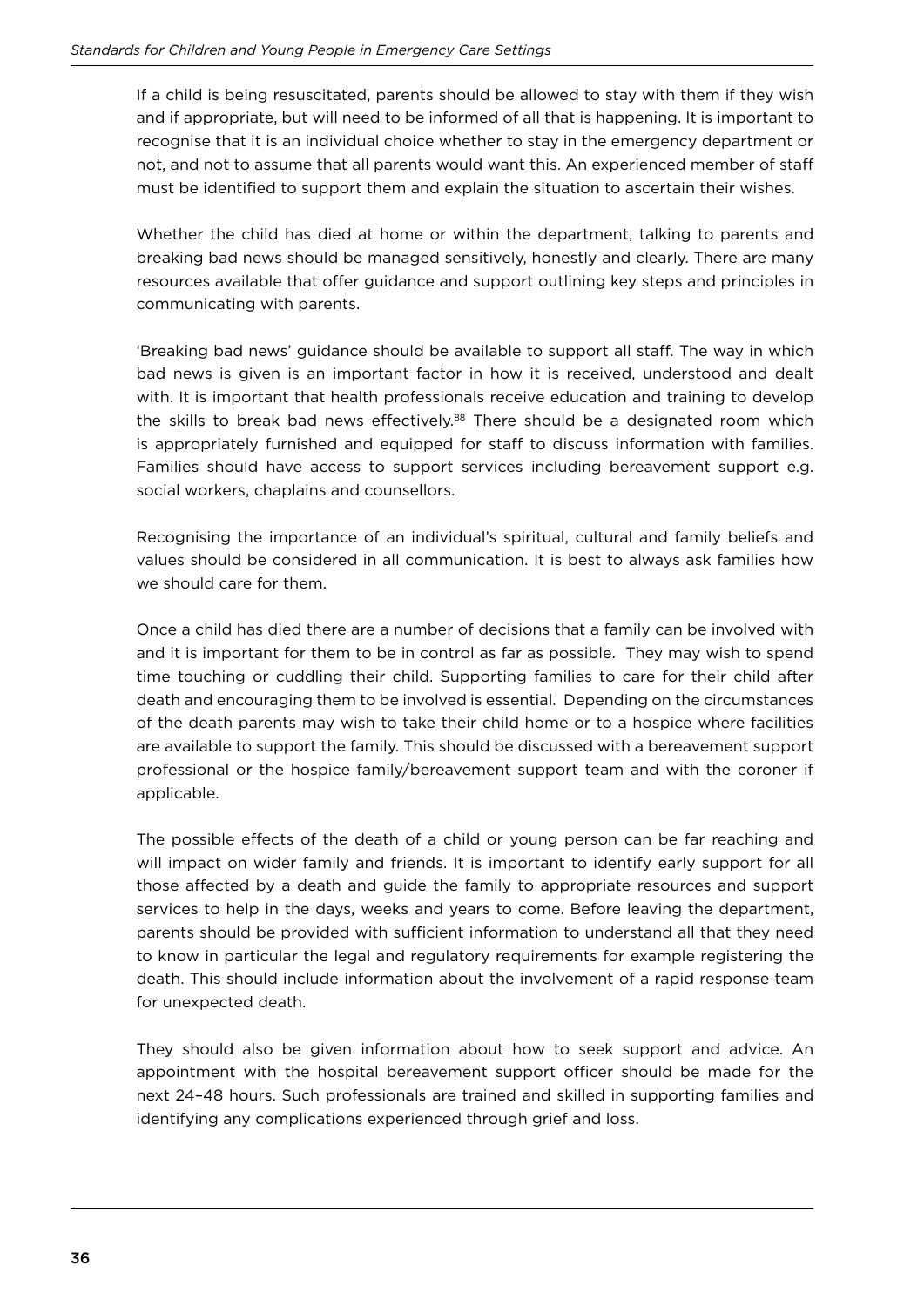If a child is being resuscitated, parents should be allowed to stay with them if they wish and if appropriate, but will need to be informed of all that is happening. It is important to recognise that it is an individual choice whether to stay in the emergency department or not, and not to assume that all parents would want this. An experienced member of staff must be identified to support them and explain the situation to ascertain their wishes.

Whether the child has died at home or within the department, talking to parents and breaking bad news should be managed sensitively, honestly and clearly. There are many resources available that offer guidance and support outlining key steps and principles in communicating with parents.

'Breaking bad news' guidance should be available to support all staff. The way in which bad news is given is an important factor in how it is received, understood and dealt with. It is important that health professionals receive education and training to develop the skills to break bad news effectively.[88] There should be a designated room which is appropriately furnished and equipped for staff to discuss information with families. Families should have access to support services including bereavement support e.g. social workers, chaplains and counsellors.

Recognising the importance of an individual's spiritual, cultural and family beliefs and values should be considered in all communication. It is best to always ask families how we should care for them.

Once a child has died there are a number of decisions that a family can be involved with and it is important for them to be in control as far as possible. They may wish to spend time touching or cuddling their child. Supporting families to care for their child after death and encouraging them to be involved is essential. Depending on the circumstances of the death parents may wish to take their child home or to a hospice where facilities are available to support the family. This should be discussed with a bereavement support professional or the hospice family/bereavement support team and with the coroner if applicable.

The possible effects of the death of a child or young person can be far reaching and will impact on wider family and friends. It is important to identify early support for all those affected by a death and guide the family to appropriate resources and support services to help in the days, weeks and years to come. Before leaving the department, parents should be provided with sufficient information to understand all that they need to know in particular the legal and regulatory requirements for example registering the death. This should include information about the involvement of a rapid response team for unexpected death.

They should also be given information about how to seek support and advice. An appointment with the hospital bereavement support officer should be made for the next 24–48 hours. Such professionals are trained and skilled in supporting families and identifying any complications experienced through grief and loss.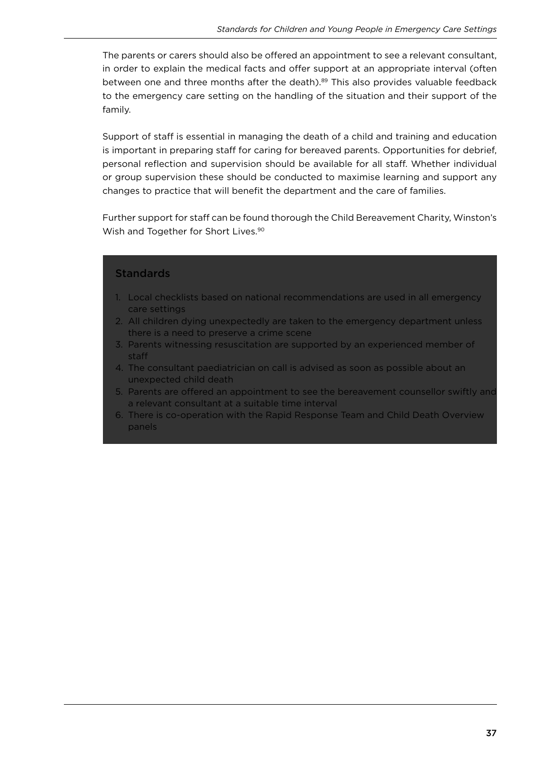The parents or carers should also be offered an appointment to see a relevant consultant, in order to explain the medical facts and offer support at an appropriate interval (often between one and three months after the death).[89] This also provides valuable feedback to the emergency care setting on the handling of the situation and their support of the family.

Support of staff is essential in managing the death of a child and training and education is important in preparing staff for caring for bereaved parents. Opportunities for debrief, personal reflection and supervision should be available for all staff. Whether individual or group supervision these should be conducted to maximise learning and support any changes to practice that will benefit the department and the care of families.

Further support for staff can be found thorough the Child Bereavement Charity, Winston's Wish and Together for Short Lives.[90]

### Standards

1. Local checklists based on national recommendations are used in all emergency care settings
2. All children dying unexpectedly are taken to the emergency department unless there is a need to preserve a crime scene
3. Parents witnessing resuscitation are supported by an experienced member of staff
4. The consultant paediatrician on call is advised as soon as possible about an unexpected child death
5. Parents are offered an appointment to see the bereavement counsellor swiftly and a relevant consultant at a suitable time interval
6. There is co-operation with the Rapid Response Team and Child Death Overview panels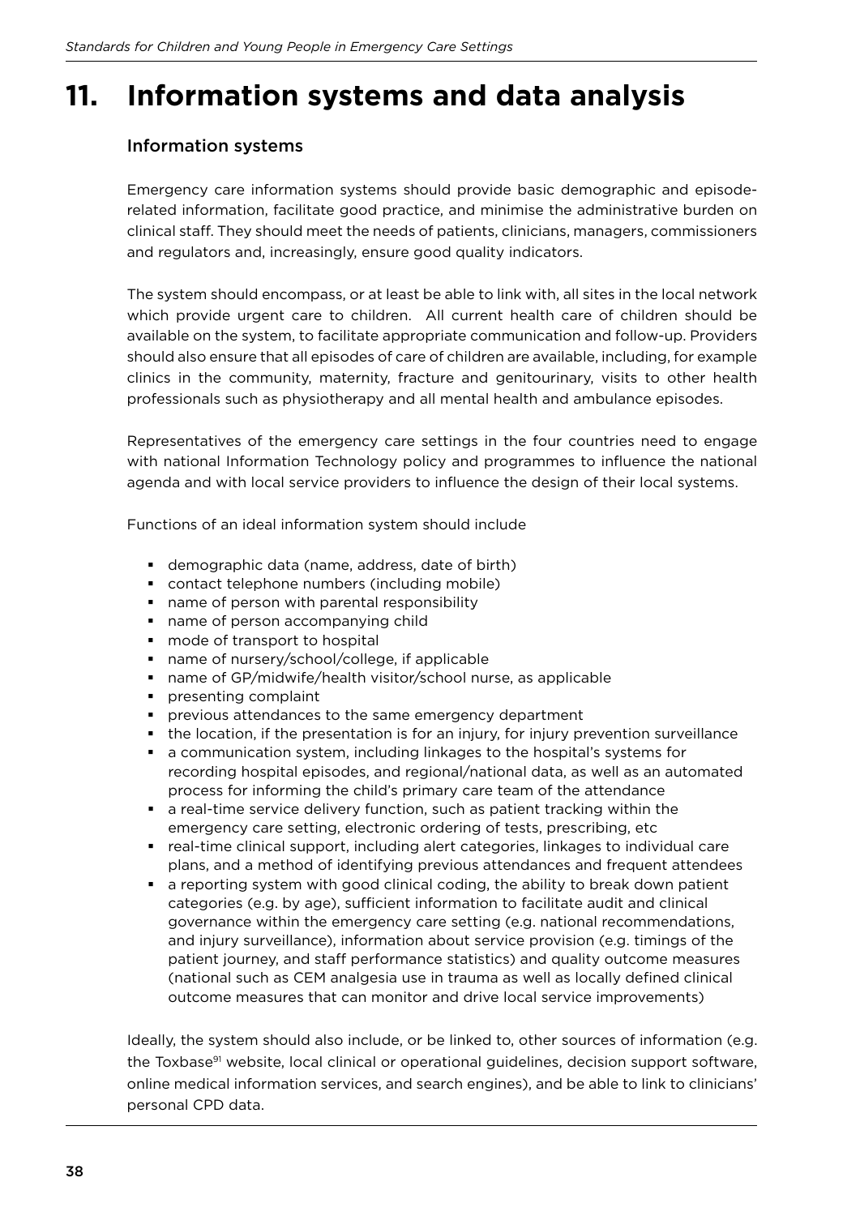# 11. Information systems and data analysis

## Information systems

Emergency care information systems should provide basic demographic and episode-related information, facilitate good practice, and minimise the administrative burden on clinical staff. They should meet the needs of patients, clinicians, managers, commissioners and regulators and, increasingly, ensure good quality indicators.

The system should encompass, or at least be able to link with, all sites in the local network which provide urgent care to children. All current health care of children should be available on the system, to facilitate appropriate communication and follow-up. Providers should also ensure that all episodes of care of children are available, including, for example clinics in the community, maternity, fracture and genitourinary, visits to other health professionals such as physiotherapy and all mental health and ambulance episodes.

Representatives of the emergency care settings in the four countries need to engage with national Information Technology policy and programmes to influence the national agenda and with local service providers to influence the design of their local systems.

Functions of an ideal information system should include

- demographic data (name, address, date of birth)
- contact telephone numbers (including mobile)
- name of person with parental responsibility
- name of person accompanying child
- mode of transport to hospital
- name of nursery/school/college, if applicable
- name of GP/midwife/health visitor/school nurse, as applicable
- presenting complaint
- previous attendances to the same emergency department
- the location, if the presentation is for an injury, for injury prevention surveillance
- a communication system, including linkages to the hospital's systems for recording hospital episodes, and regional/national data, as well as an automated process for informing the child's primary care team of the attendance
- a real-time service delivery function, such as patient tracking within the emergency care setting, electronic ordering of tests, prescribing, etc
- real-time clinical support, including alert categories, linkages to individual care plans, and a method of identifying previous attendances and frequent attendees
- a reporting system with good clinical coding, the ability to break down patient categories (e.g. by age), sufficient information to facilitate audit and clinical governance within the emergency care setting (e.g. national recommendations, and injury surveillance), information about service provision (e.g. timings of the patient journey, and staff performance statistics) and quality outcome measures (national such as CEM analgesia use in trauma as well as locally defined clinical outcome measures that can monitor and drive local service improvements)

Ideally, the system should also include, or be linked to, other sources of information (e.g. the Toxbase[91] website, local clinical or operational guidelines, decision support software, online medical information services, and search engines), and be able to link to clinicians' personal CPD data.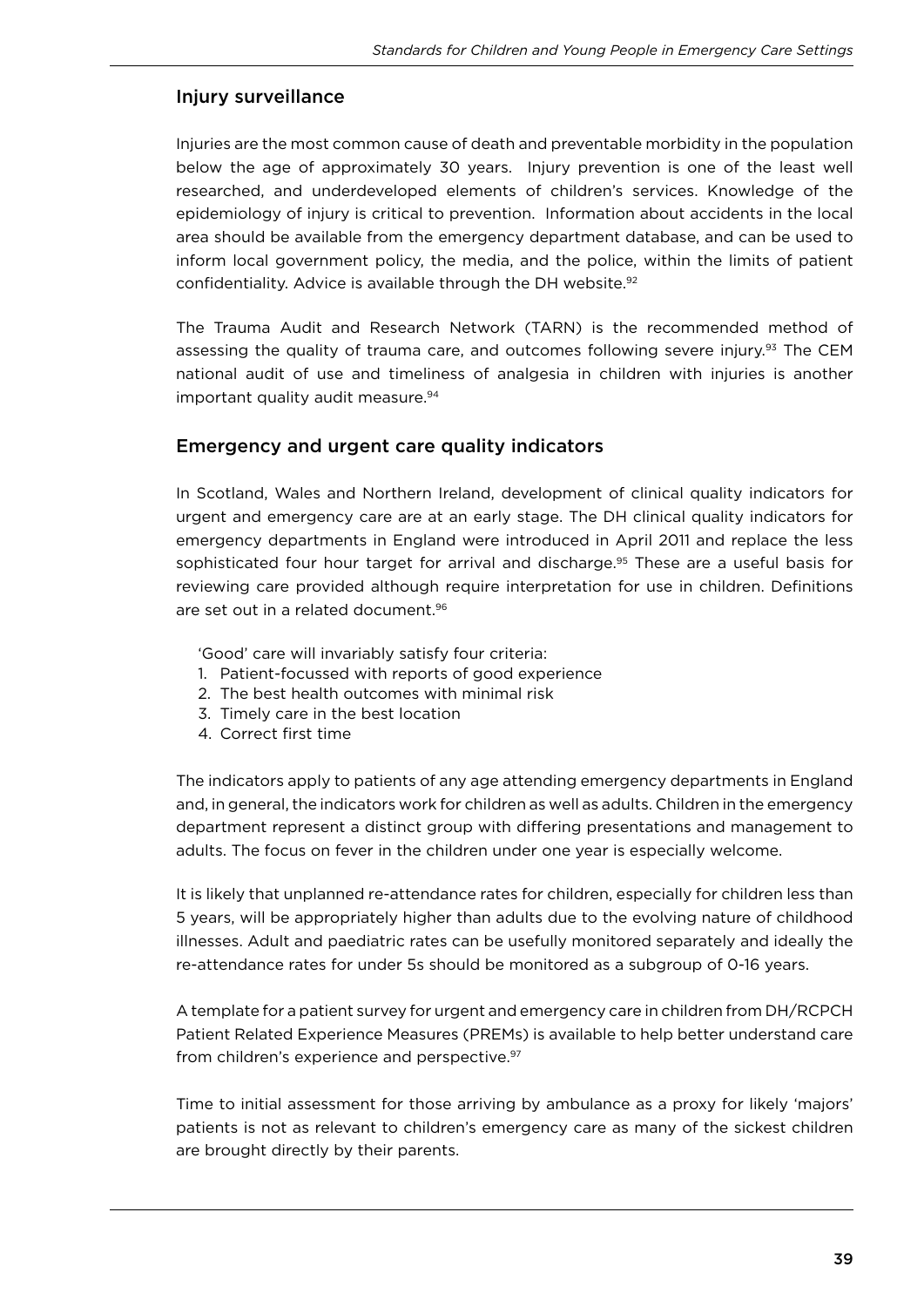## Injury surveillance

Injuries are the most common cause of death and preventable morbidity in the population below the age of approximately 30 years. Injury prevention is one of the least well researched, and underdeveloped elements of children's services. Knowledge of the epidemiology of injury is critical to prevention. Information about accidents in the local area should be available from the emergency department database, and can be used to inform local government policy, the media, and the police, within the limits of patient confidentiality. Advice is available through the DH website.[92]

The Trauma Audit and Research Network (TARN) is the recommended method of assessing the quality of trauma care, and outcomes following severe injury.[93] The CEM national audit of use and timeliness of analgesia in children with injuries is another important quality audit measure.[94]

## Emergency and urgent care quality indicators

In Scotland, Wales and Northern Ireland, development of clinical quality indicators for urgent and emergency care are at an early stage. The DH clinical quality indicators for emergency departments in England were introduced in April 2011 and replace the less sophisticated four hour target for arrival and discharge.[95] These are a useful basis for reviewing care provided although require interpretation for use in children. Definitions are set out in a related document.[96]

'Good' care will invariably satisfy four criteria:

1. Patient-focussed with reports of good experience
2. The best health outcomes with minimal risk
3. Timely care in the best location
4. Correct first time

The indicators apply to patients of any age attending emergency departments in England and, in general, the indicators work for children as well as adults. Children in the emergency department represent a distinct group with differing presentations and management to adults. The focus on fever in the children under one year is especially welcome.

It is likely that unplanned re-attendance rates for children, especially for children less than 5 years, will be appropriately higher than adults due to the evolving nature of childhood illnesses. Adult and paediatric rates can be usefully monitored separately and ideally the re-attendance rates for under 5s should be monitored as a subgroup of 0-16 years.

A template for a patient survey for urgent and emergency care in children from DH/RCPCH Patient Related Experience Measures (PREMs) is available to help better understand care from children's experience and perspective.[97]

Time to initial assessment for those arriving by ambulance as a proxy for likely 'majors' patients is not as relevant to children's emergency care as many of the sickest children are brought directly by their parents.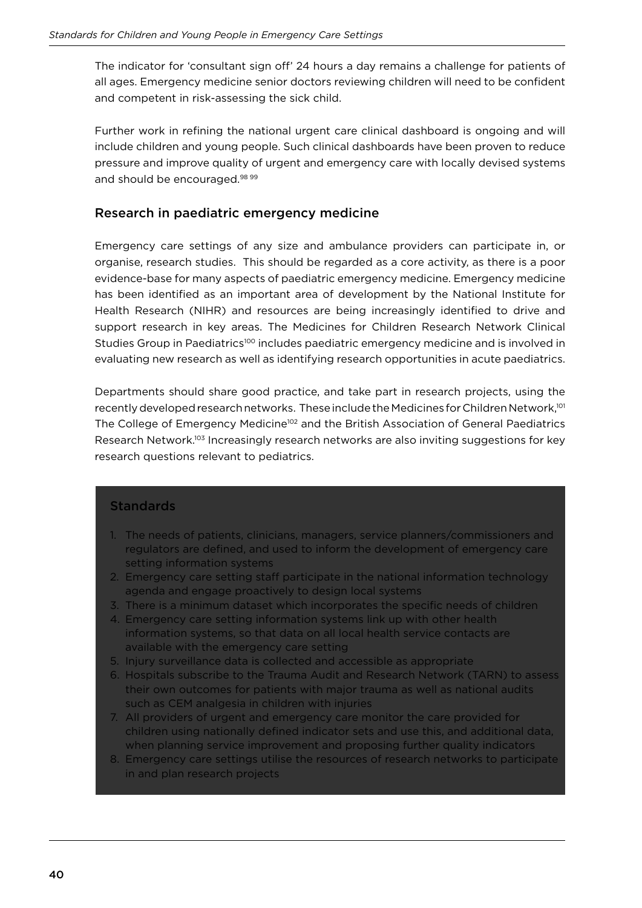The indicator for 'consultant sign off' 24 hours a day remains a challenge for patients of all ages. Emergency medicine senior doctors reviewing children will need to be confident and competent in risk-assessing the sick child.

Further work in refining the national urgent care clinical dashboard is ongoing and will include children and young people. Such clinical dashboards have been proven to reduce pressure and improve quality of urgent and emergency care with locally devised systems and should be encouraged.[98 99]

## Research in paediatric emergency medicine

Emergency care settings of any size and ambulance providers can participate in, or organise, research studies. This should be regarded as a core activity, as there is a poor evidence-base for many aspects of paediatric emergency medicine. Emergency medicine has been identified as an important area of development by the National Institute for Health Research (NIHR) and resources are being increasingly identified to drive and support research in key areas. The Medicines for Children Research Network Clinical Studies Group in Paediatrics[100] includes paediatric emergency medicine and is involved in evaluating new research as well as identifying research opportunities in acute paediatrics.

Departments should share good practice, and take part in research projects, using the recently developed research networks. These include the Medicines for Children Network,[101] The College of Emergency Medicine[102] and the British Association of General Paediatrics Research Network.[103] Increasingly research networks are also inviting suggestions for key research questions relevant to pediatrics.

### Standards

1. The needs of patients, clinicians, managers, service planners/commissioners and regulators are defined, and used to inform the development of emergency care setting information systems
2. Emergency care setting staff participate in the national information technology agenda and engage proactively to design local systems
3. There is a minimum dataset which incorporates the specific needs of children
4. Emergency care setting information systems link up with other health information systems, so that data on all local health service contacts are available with the emergency care setting
5. Injury surveillance data is collected and accessible as appropriate
6. Hospitals subscribe to the Trauma Audit and Research Network (TARN) to assess their own outcomes for patients with major trauma as well as national audits such as CEM analgesia in children with injuries
7. All providers of urgent and emergency care monitor the care provided for children using nationally defined indicator sets and use this, and additional data, when planning service improvement and proposing further quality indicators
8. Emergency care settings utilise the resources of research networks to participate in and plan research projects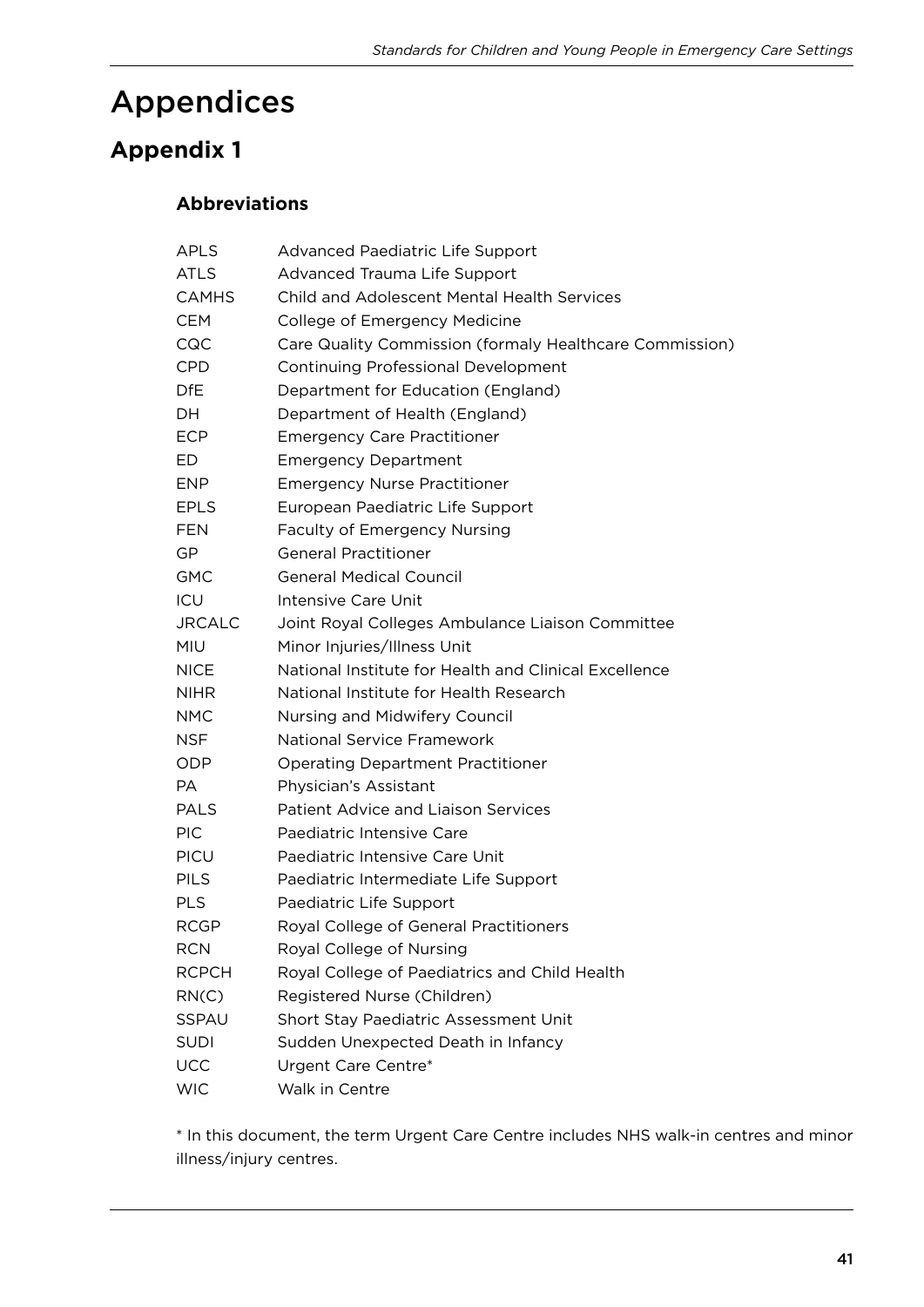# Appendices

## Appendix 1

### Abbreviations

| | |
|---|---|
| APLS | Advanced Paediatric Life Support |
| ATLS | Advanced Trauma Life Support |
| CAMHS | Child and Adolescent Mental Health Services |
| CEM | College of Emergency Medicine |
| CQC | Care Quality Commission (formaly Healthcare Commission) |
| CPD | Continuing Professional Development |
| DfE | Department for Education (England) |
| DH | Department of Health (England) |
| ECP | Emergency Care Practitioner |
| ED | Emergency Department |
| ENP | Emergency Nurse Practitioner |
| EPLS | European Paediatric Life Support |
| FEN | Faculty of Emergency Nursing |
| GP | General Practitioner |
| GMC | General Medical Council |
| ICU | Intensive Care Unit |
| JRCALC | Joint Royal Colleges Ambulance Liaison Committee |
| MIU | Minor Injuries/Illness Unit |
| NICE | National Institute for Health and Clinical Excellence |
| NIHR | National Institute for Health Research |
| NMC | Nursing and Midwifery Council |
| NSF | National Service Framework |
| ODP | Operating Department Practitioner |
| PA | Physician's Assistant |
| PALS | Patient Advice and Liaison Services |
| PIC | Paediatric Intensive Care |
| PICU | Paediatric Intensive Care Unit |
| PILS | Paediatric Intermediate Life Support |
| PLS | Paediatric Life Support |
| RCGP | Royal College of General Practitioners |
| RCN | Royal College of Nursing |
| RCPCH | Royal College of Paediatrics and Child Health |
| RN(C) | Registered Nurse (Children) |
| SSPAU | Short Stay Paediatric Assessment Unit |
| SUDI | Sudden Unexpected Death in Infancy |
| UCC | Urgent Care Centre* |
| WIC | Walk in Centre |

* In this document, the term Urgent Care Centre includes NHS walk-in centres and minor illness/injury centres.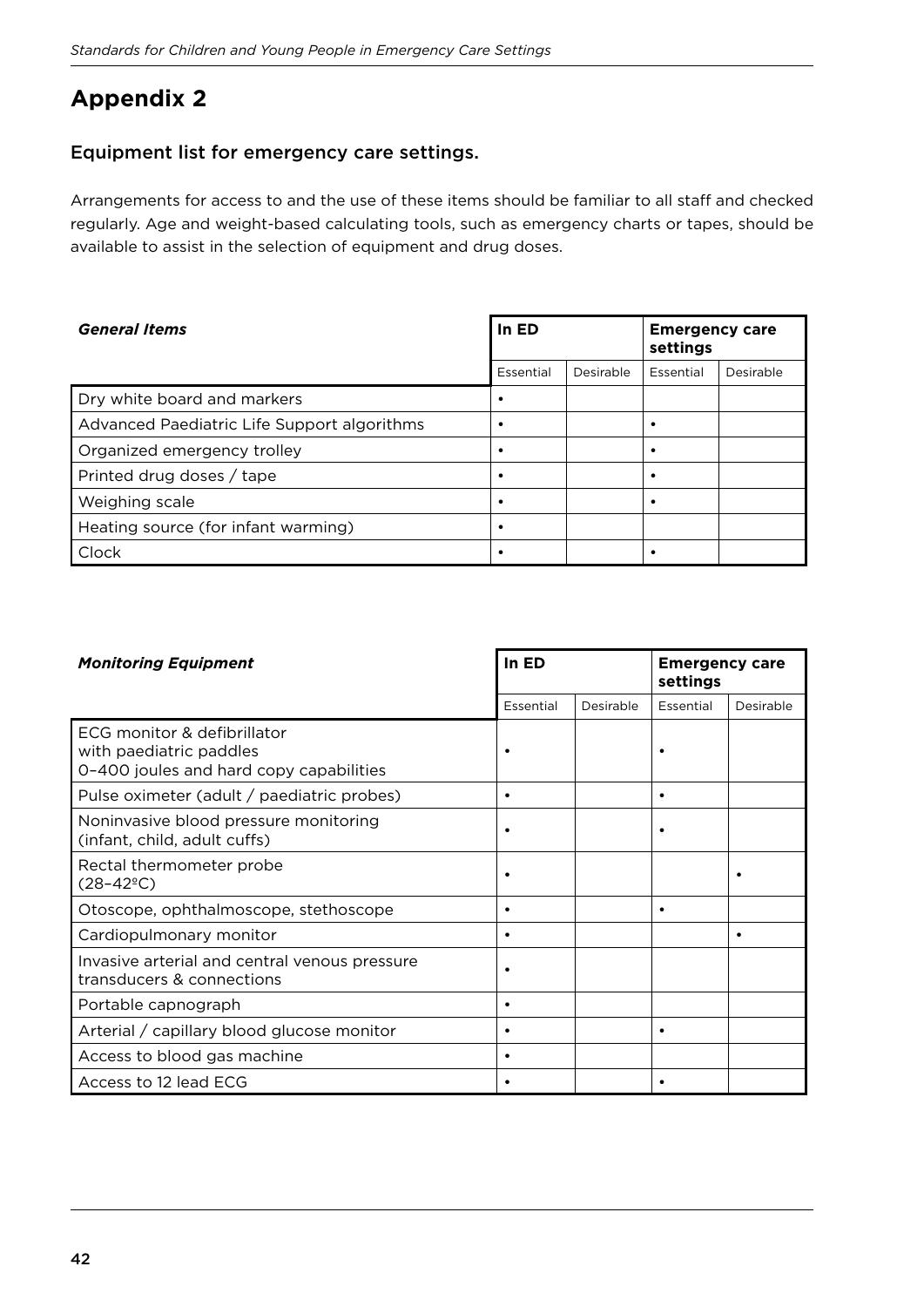# Appendix 2

## Equipment list for emergency care settings.

Arrangements for access to and the use of these items should be familiar to all staff and checked regularly. Age and weight-based calculating tools, such as emergency charts or tapes, should be available to assist in the selection of equipment and drug doses.

| ***General Items*** | **In ED** | | **Emergency care settings** | |
|---|---|---|---|---|
| | Essential | Desirable | Essential | Desirable |
| Dry white board and markers | • | | | |
| Advanced Paediatric Life Support algorithms | • | | • | |
| Organized emergency trolley | • | | • | |
| Printed drug doses / tape | • | | • | |
| Weighing scale | • | | • | |
| Heating source (for infant warming) | • | | | |
| Clock | • | | • | |

| ***Monitoring Equipment*** | **In ED** | | **Emergency care settings** | |
|---|---|---|---|---|
| | Essential | Desirable | Essential | Desirable |
| ECG monitor & defibrillator with paediatric paddles 0–400 joules and hard copy capabilities | • | | • | |
| Pulse oximeter (adult / paediatric probes) | • | | • | |
| Noninvasive blood pressure monitoring (infant, child, adult cuffs) | • | | • | |
| Rectal thermometer probe (28–42ºC) | • | | | • |
| Otoscope, ophthalmoscope, stethoscope | • | | • | |
| Cardiopulmonary monitor | • | | | • |
| Invasive arterial and central venous pressure transducers & connections | • | | | |
| Portable capnograph | • | | | |
| Arterial / capillary blood glucose monitor | • | | • | |
| Access to blood gas machine | • | | | |
| Access to 12 lead ECG | • | | • | |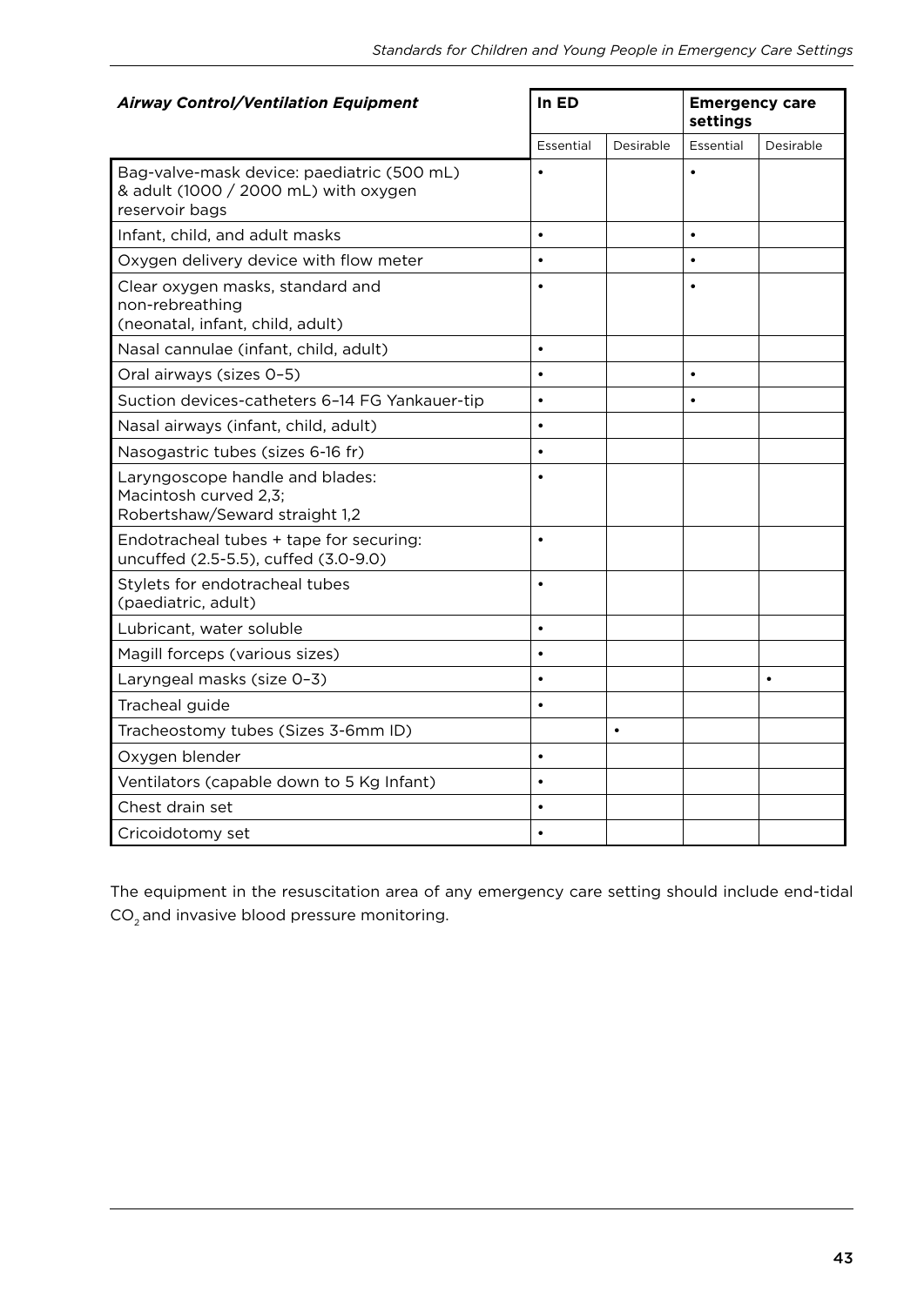| *Airway Control/Ventilation Equipment* | In ED | | Emergency care settings | |
|---|---|---|---|---|
| | Essential | Desirable | Essential | Desirable |
| Bag-valve-mask device: paediatric (500 mL) & adult (1000 / 2000 mL) with oxygen reservoir bags | • | | • | |
| Infant, child, and adult masks | • | | • | |
| Oxygen delivery device with flow meter | • | | • | |
| Clear oxygen masks, standard and non-rebreathing (neonatal, infant, child, adult) | • | | • | |
| Nasal cannulae (infant, child, adult) | • | | | |
| Oral airways (sizes 0–5) | • | | • | |
| Suction devices-catheters 6–14 FG Yankauer-tip | • | | • | |
| Nasal airways (infant, child, adult) | • | | | |
| Nasogastric tubes (sizes 6-16 fr) | • | | | |
| Laryngoscope handle and blades: Macintosh curved 2,3; Robertshaw/Seward straight 1,2 | • | | | |
| Endotracheal tubes + tape for securing: uncuffed (2.5-5.5), cuffed (3.0-9.0) | • | | | |
| Stylets for endotracheal tubes (paediatric, adult) | • | | | |
| Lubricant, water soluble | • | | | |
| Magill forceps (various sizes) | • | | | |
| Laryngeal masks (size 0–3) | • | | | • |
| Tracheal guide | • | | | |
| Tracheostomy tubes (Sizes 3-6mm ID) | | • | | |
| Oxygen blender | • | | | |
| Ventilators (capable down to 5 Kg Infant) | • | | | |
| Chest drain set | • | | | |
| Cricoidotomy set | • | | | |

The equipment in the resuscitation area of any emergency care setting should include end-tidal $CO_2$ and invasive blood pressure monitoring.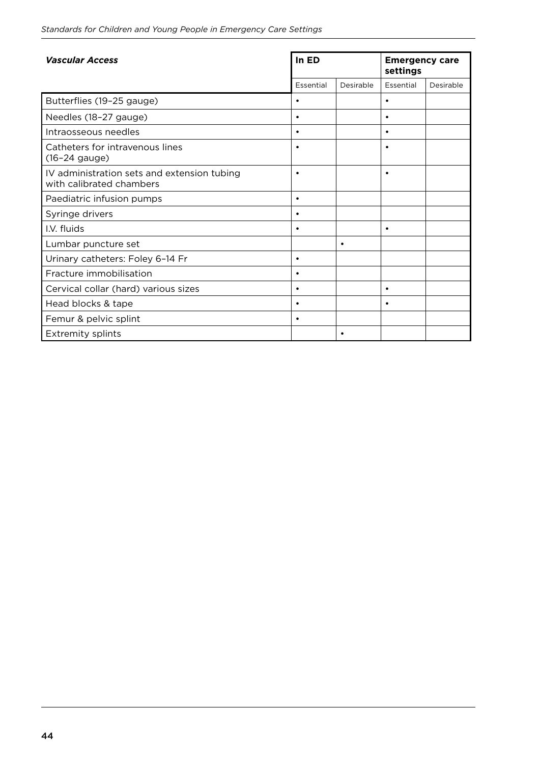| *Vascular Access* | In ED | | Emergency care settings | |
|---|---|---|---|---|
| | Essential | Desirable | Essential | Desirable |
| Butterflies (19–25 gauge) | • | | • | |
| Needles (18–27 gauge) | • | | • | |
| Intraosseous needles | • | | • | |
| Catheters for intravenous lines (16–24 gauge) | • | | • | |
| IV administration sets and extension tubing with calibrated chambers | • | | • | |
| Paediatric infusion pumps | • | | | |
| Syringe drivers | • | | | |
| I.V. fluids | • | | • | |
| Lumbar puncture set | | • | | |
| Urinary catheters: Foley 6–14 Fr | • | | | |
| Fracture immobilisation | • | | | |
| Cervical collar (hard) various sizes | • | | • | |
| Head blocks & tape | • | | • | |
| Femur & pelvic splint | • | | | |
| Extremity splints | | • | | |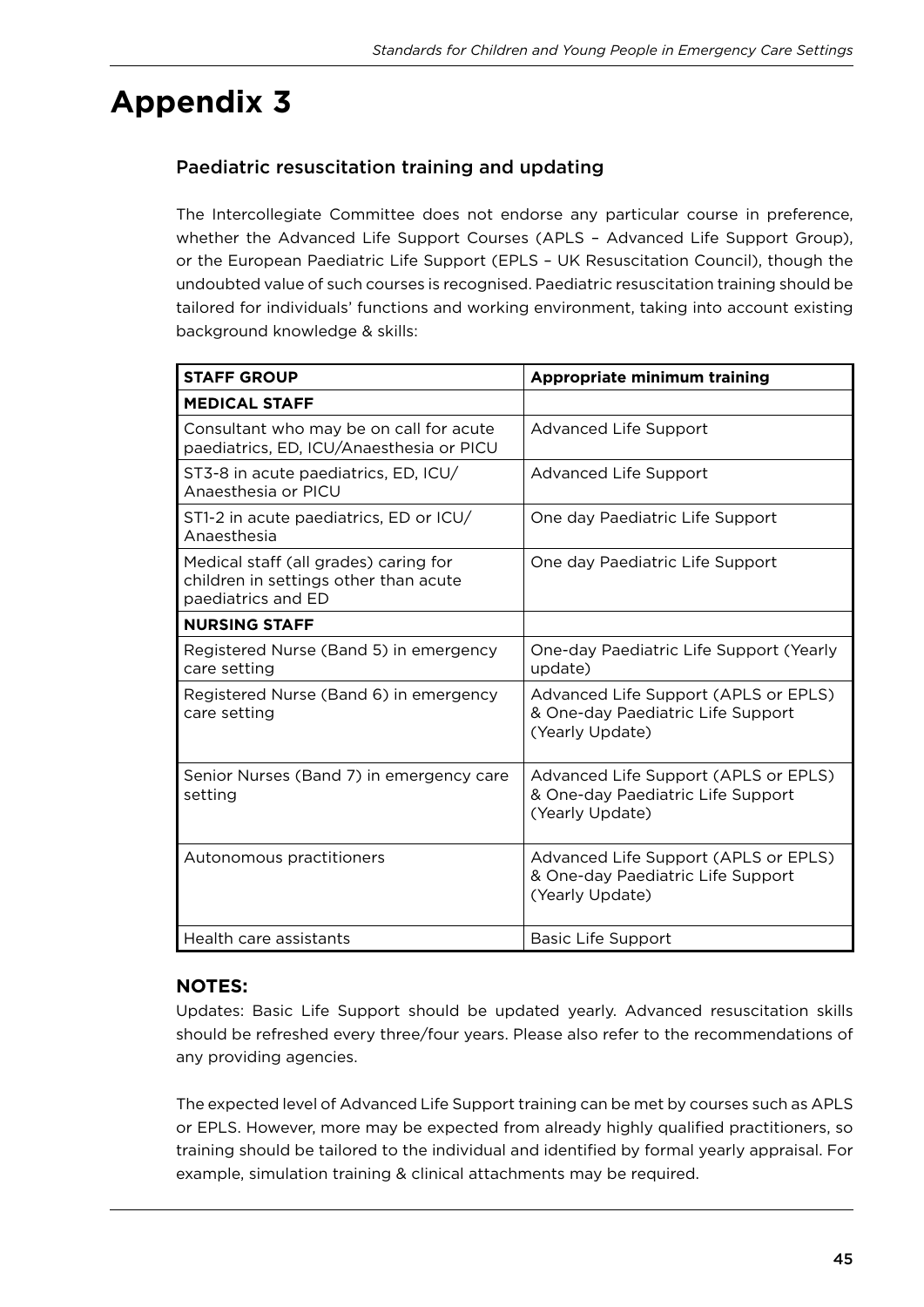# Appendix 3

## Paediatric resuscitation training and updating

The Intercollegiate Committee does not endorse any particular course in preference, whether the Advanced Life Support Courses (APLS – Advanced Life Support Group), or the European Paediatric Life Support (EPLS – UK Resuscitation Council), though the undoubted value of such courses is recognised. Paediatric resuscitation training should be tailored for individuals' functions and working environment, taking into account existing background knowledge & skills:

| STAFF GROUP | Appropriate minimum training |
|---|---|
| **MEDICAL STAFF** | |
| Consultant who may be on call for acute paediatrics, ED, ICU/Anaesthesia or PICU | Advanced Life Support |
| ST3-8 in acute paediatrics, ED, ICU/ Anaesthesia or PICU | Advanced Life Support |
| ST1-2 in acute paediatrics, ED or ICU/ Anaesthesia | One day Paediatric Life Support |
| Medical staff (all grades) caring for children in settings other than acute paediatrics and ED | One day Paediatric Life Support |
| **NURSING STAFF** | |
| Registered Nurse (Band 5) in emergency care setting | One-day Paediatric Life Support (Yearly update) |
| Registered Nurse (Band 6) in emergency care setting | Advanced Life Support (APLS or EPLS) & One-day Paediatric Life Support (Yearly Update) |
| Senior Nurses (Band 7) in emergency care setting | Advanced Life Support (APLS or EPLS) & One-day Paediatric Life Support (Yearly Update) |
| Autonomous practitioners | Advanced Life Support (APLS or EPLS) & One-day Paediatric Life Support (Yearly Update) |
| Health care assistants | Basic Life Support |

### NOTES:

Updates: Basic Life Support should be updated yearly. Advanced resuscitation skills should be refreshed every three/four years. Please also refer to the recommendations of any providing agencies.

The expected level of Advanced Life Support training can be met by courses such as APLS or EPLS. However, more may be expected from already highly qualified practitioners, so training should be tailored to the individual and identified by formal yearly appraisal. For example, simulation training & clinical attachments may be required.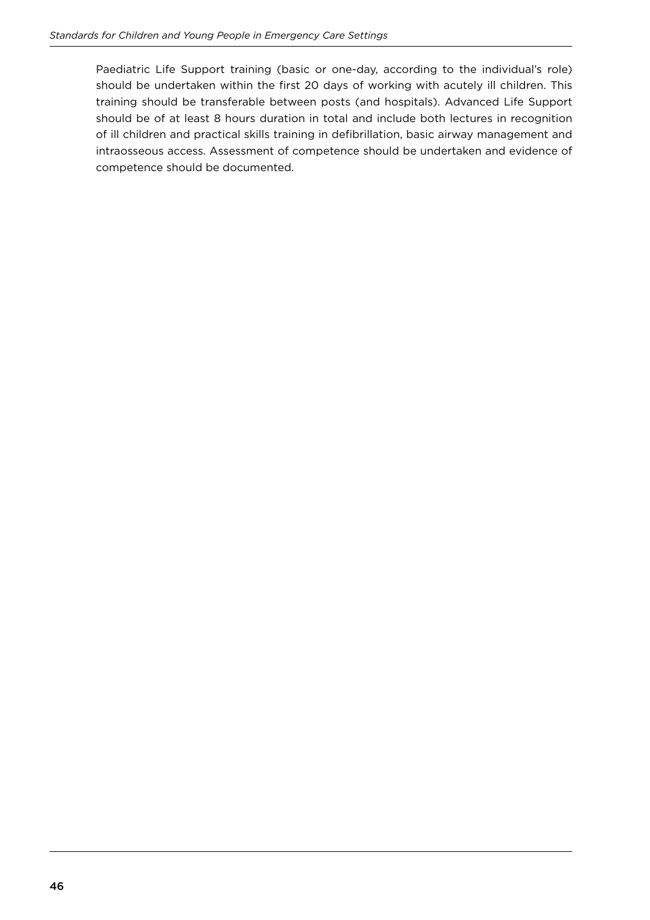Paediatric Life Support training (basic or one-day, according to the individual's role) should be undertaken within the first 20 days of working with acutely ill children. This training should be transferable between posts (and hospitals). Advanced Life Support should be of at least 8 hours duration in total and include both lectures in recognition of ill children and practical skills training in defibrillation, basic airway management and intraosseous access. Assessment of competence should be undertaken and evidence of competence should be documented.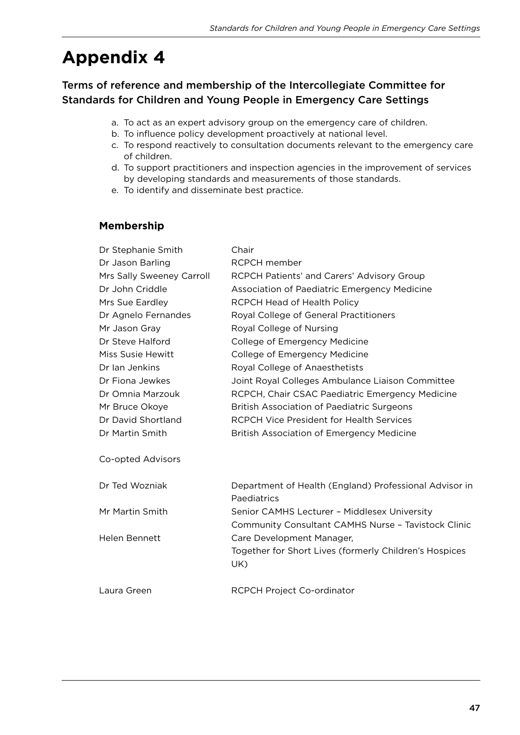# Appendix 4

## Terms of reference and membership of the Intercollegiate Committee for Standards for Children and Young People in Emergency Care Settings

a. To act as an expert advisory group on the emergency care of children.
b. To influence policy development proactively at national level.
c. To respond reactively to consultation documents relevant to the emergency care of children.
d. To support practitioners and inspection agencies in the improvement of services by developing standards and measurements of those standards.
e. To identify and disseminate best practice.

### Membership

| | |
|---|---|
| Dr Stephanie Smith | Chair |
| Dr Jason Barling | RCPCH member |
| Mrs Sally Sweeney Carroll | RCPCH Patients' and Carers' Advisory Group |
| Dr John Criddle | Association of Paediatric Emergency Medicine |
| Mrs Sue Eardley | RCPCH Head of Health Policy |
| Dr Agnelo Fernandes | Royal College of General Practitioners |
| Mr Jason Gray | Royal College of Nursing |
| Dr Steve Halford | College of Emergency Medicine |
| Miss Susie Hewitt | College of Emergency Medicine |
| Dr Ian Jenkins | Royal College of Anaesthetists |
| Dr Fiona Jewkes | Joint Royal Colleges Ambulance Liaison Committee |
| Dr Omnia Marzouk | RCPCH, Chair CSAC Paediatric Emergency Medicine |
| Mr Bruce Okoye | British Association of Paediatric Surgeons |
| Dr David Shortland | RCPCH Vice President for Health Services |
| Dr Martin Smith | British Association of Emergency Medicine |

Co-opted Advisors

| | |
|---|---|
| Dr Ted Wozniak | Department of Health (England) Professional Advisor in Paediatrics |
| Mr Martin Smith | Senior CAMHS Lecturer – Middlesex University<br>Community Consultant CAMHS Nurse – Tavistock Clinic |
| Helen Bennett | Care Development Manager,<br>Together for Short Lives (formerly Children's Hospices UK) |
| Laura Green | RCPCH Project Co-ordinator |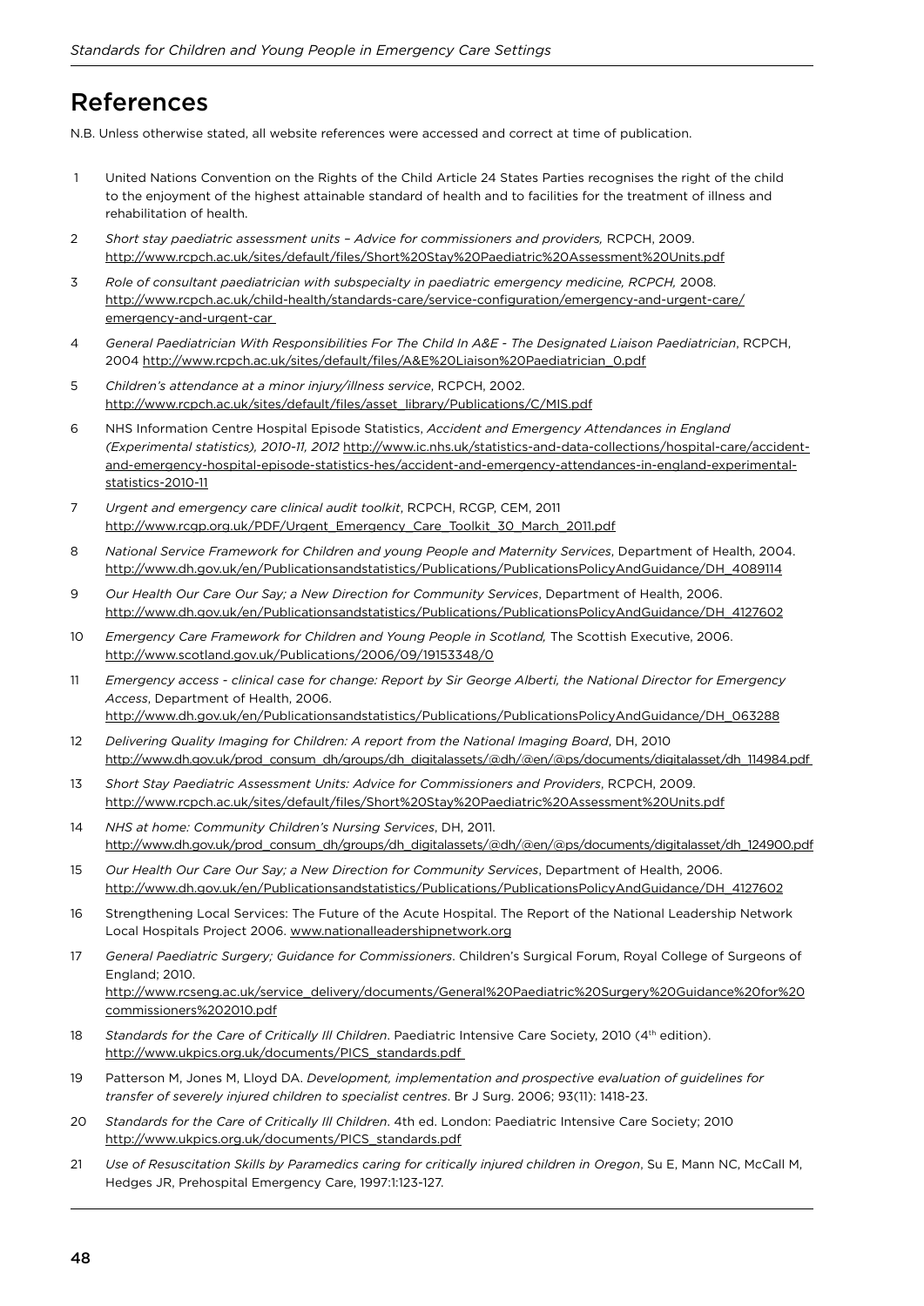# References

N.B. Unless otherwise stated, all website references were accessed and correct at time of publication.

1. United Nations Convention on the Rights of the Child Article 24 States Parties recognises the right of the child to the enjoyment of the highest attainable standard of health and to facilities for the treatment of illness and rehabilitation of health.
2. *Short stay paediatric assessment units – Advice for commissioners and providers,* RCPCH, 2009. http://www.rcpch.ac.uk/sites/default/files/Short%20Stay%20Paediatric%20Assessment%20Units.pdf
3. *Role of consultant paediatrician with subspecialty in paediatric emergency medicine, RCPCH,* 2008. http://www.rcpch.ac.uk/child-health/standards-care/service-configuration/emergency-and-urgent-care/emergency-and-urgent-car
4. *General Paediatrician With Responsibilities For The Child In A&E - The Designated Liaison Paediatrician*, RCPCH, 2004 http://www.rcpch.ac.uk/sites/default/files/A&E%20Liaison%20Paediatrician_0.pdf
5. *Children's attendance at a minor injury/illness service*, RCPCH, 2002. http://www.rcpch.ac.uk/sites/default/files/asset_library/Publications/C/MIS.pdf
6. NHS Information Centre Hospital Episode Statistics, *Accident and Emergency Attendances in England (Experimental statistics), 2010-11, 2012* http://www.ic.nhs.uk/statistics-and-data-collections/hospital-care/accident-and-emergency-hospital-episode-statistics-hes/accident-and-emergency-attendances-in-england-experimental-statistics-2010-11
7. *Urgent and emergency care clinical audit toolkit*, RCPCH, RCGP, CEM, 2011 http://www.rcgp.org.uk/PDF/Urgent_Emergency_Care_Toolkit_30_March_2011.pdf
8. *National Service Framework for Children and young People and Maternity Services*, Department of Health, 2004. http://www.dh.gov.uk/en/Publicationsandstatistics/Publications/PublicationsPolicyAndGuidance/DH_4089114
9. *Our Health Our Care Our Say; a New Direction for Community Services*, Department of Health, 2006. http://www.dh.gov.uk/en/Publicationsandstatistics/Publications/PublicationsPolicyAndGuidance/DH_4127602
10. *Emergency Care Framework for Children and Young People in Scotland,* The Scottish Executive, 2006. http://www.scotland.gov.uk/Publications/2006/09/19153348/0
11. *Emergency access - clinical case for change: Report by Sir George Alberti, the National Director for Emergency Access*, Department of Health, 2006. http://www.dh.gov.uk/en/Publicationsandstatistics/Publications/PublicationsPolicyAndGuidance/DH_063288
12. *Delivering Quality Imaging for Children: A report from the National Imaging Board*, DH, 2010 http://www.dh.gov.uk/prod_consum_dh/groups/dh_digitalassets/@dh/@en/@ps/documents/digitalasset/dh_114984.pdf
13. *Short Stay Paediatric Assessment Units: Advice for Commissioners and Providers*, RCPCH, 2009. http://www.rcpch.ac.uk/sites/default/files/Short%20Stay%20Paediatric%20Assessment%20Units.pdf
14. *NHS at home: Community Children's Nursing Services*, DH, 2011. http://www.dh.gov.uk/prod_consum_dh/groups/dh_digitalassets/@dh/@en/@ps/documents/digitalasset/dh_124900.pdf
15. *Our Health Our Care Our Say; a New Direction for Community Services*, Department of Health, 2006. http://www.dh.gov.uk/en/Publicationsandstatistics/Publications/PublicationsPolicyAndGuidance/DH_4127602
16. Strengthening Local Services: The Future of the Acute Hospital. The Report of the National Leadership Network Local Hospitals Project 2006. www.nationalleadershipnetwork.org
17. *General Paediatric Surgery; Guidance for Commissioners*. Children's Surgical Forum, Royal College of Surgeons of England; 2010. http://www.rcseng.ac.uk/service_delivery/documents/General%20Paediatric%20Surgery%20Guidance%20for%20commissioners%202010.pdf
18. *Standards for the Care of Critically Ill Children*. Paediatric Intensive Care Society, 2010 (4th edition). http://www.ukpics.org.uk/documents/PICS_standards.pdf
19. Patterson M, Jones M, Lloyd DA. *Development, implementation and prospective evaluation of guidelines for transfer of severely injured children to specialist centres*. Br J Surg. 2006; 93(11): 1418-23.
20. *Standards for the Care of Critically Ill Children*. 4th ed. London: Paediatric Intensive Care Society; 2010 http://www.ukpics.org.uk/documents/PICS_standards.pdf
21. *Use of Resuscitation Skills by Paramedics caring for critically injured children in Oregon*, Su E, Mann NC, McCall M, Hedges JR, Prehospital Emergency Care, 1997:1:123-127.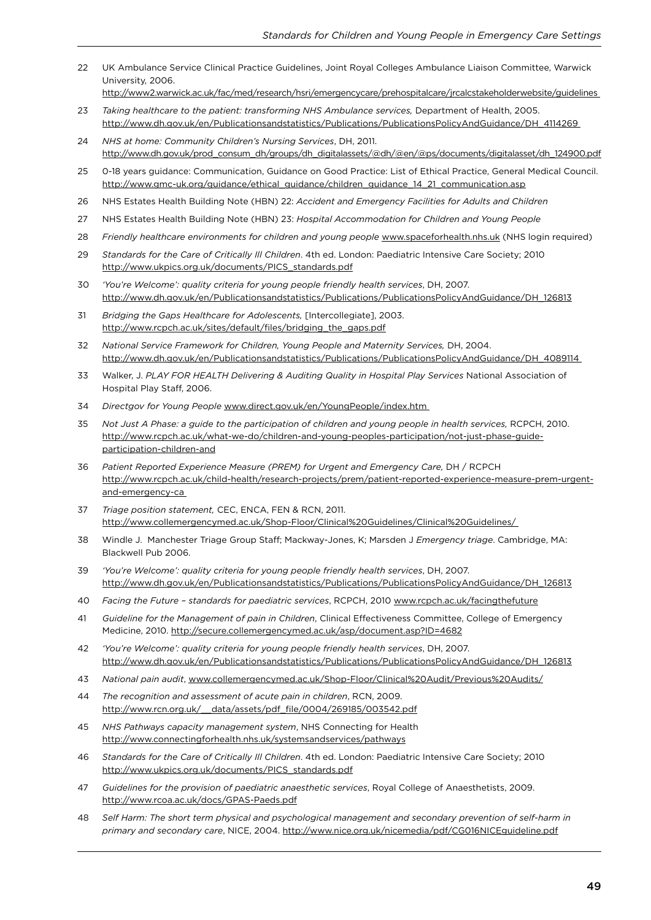22 UK Ambulance Service Clinical Practice Guidelines, Joint Royal Colleges Ambulance Liaison Committee, Warwick University, 2006.
http://www2.warwick.ac.uk/fac/med/research/hsri/emergencycare/prehospitalcare/jrcalcstakeholderwebsite/guidelines

23 *Taking healthcare to the patient: transforming NHS Ambulance services,* Department of Health, 2005.
http://www.dh.gov.uk/en/Publicationsandstatistics/Publications/PublicationsPolicyAndGuidance/DH_4114269

24 *NHS at home: Community Children's Nursing Services*, DH, 2011.
http://www.dh.gov.uk/prod_consum_dh/groups/dh_digitalassets/@dh/@en/@ps/documents/digitalasset/dh_124900.pdf

25 0-18 years guidance: Communication, Guidance on Good Practice: List of Ethical Practice, General Medical Council.
http://www.gmc-uk.org/guidance/ethical_guidance/children_guidance_14_21_communication.asp

26 NHS Estates Health Building Note (HBN) 22: *Accident and Emergency Facilities for Adults and Children*

27 NHS Estates Health Building Note (HBN) 23: *Hospital Accommodation for Children and Young People*

28 *Friendly healthcare environments for children and young people* www.spaceforhealth.nhs.uk (NHS login required)

29 *Standards for the Care of Critically Ill Children*. 4th ed. London: Paediatric Intensive Care Society; 2010
http://www.ukpics.org.uk/documents/PICS_standards.pdf

30 *'You're Welcome': quality criteria for young people friendly health services*, DH, 2007.
http://www.dh.gov.uk/en/Publicationsandstatistics/Publications/PublicationsPolicyAndGuidance/DH_126813

31 *Bridging the Gaps Healthcare for Adolescents,* [Intercollegiate], 2003.
http://www.rcpch.ac.uk/sites/default/files/bridging_the_gaps.pdf

32 *National Service Framework for Children, Young People and Maternity Services,* DH, 2004.
http://www.dh.gov.uk/en/Publicationsandstatistics/Publications/PublicationsPolicyAndGuidance/DH_4089114

33 Walker, J. *PLAY FOR HEALTH Delivering & Auditing Quality in Hospital Play Services* National Association of Hospital Play Staff, 2006.

34 *Directgov for Young People* www.direct.gov.uk/en/YoungPeople/index.htm

35 *Not Just A Phase: a guide to the participation of children and young people in health services,* RCPCH, 2010.
http://www.rcpch.ac.uk/what-we-do/children-and-young-peoples-participation/not-just-phase-guide-participation-children-and

36 *Patient Reported Experience Measure (PREM) for Urgent and Emergency Care,* DH / RCPCH
http://www.rcpch.ac.uk/child-health/research-projects/prem/patient-reported-experience-measure-prem-urgent-and-emergency-ca

37 *Triage position statement,* CEC, ENCA, FEN & RCN, 2011.
http://www.collemergencymed.ac.uk/Shop-Floor/Clinical%20Guidelines/Clinical%20Guidelines/

38 Windle J. Manchester Triage Group Staff; Mackway-Jones, K; Marsden J *Emergency triage*. Cambridge, MA: Blackwell Pub 2006.

39 *'You're Welcome': quality criteria for young people friendly health services*, DH, 2007.
http://www.dh.gov.uk/en/Publicationsandstatistics/Publications/PublicationsPolicyAndGuidance/DH_126813

40 *Facing the Future – standards for paediatric services*, RCPCH, 2010 www.rcpch.ac.uk/facingthefuture

41 *Guideline for the Management of pain in Children*, Clinical Effectiveness Committee, College of Emergency Medicine, 2010. http://secure.collemergencymed.ac.uk/asp/document.asp?ID=4682

42 *'You're Welcome': quality criteria for young people friendly health services*, DH, 2007.
http://www.dh.gov.uk/en/Publicationsandstatistics/Publications/PublicationsPolicyAndGuidance/DH_126813

43 *National pain audit*, www.collemergencymed.ac.uk/Shop-Floor/Clinical%20Audit/Previous%20Audits/

44 *The recognition and assessment of acute pain in children*, RCN, 2009.
http://www.rcn.org.uk/__data/assets/pdf_file/0004/269185/003542.pdf

45 *NHS Pathways capacity management system*, NHS Connecting for Health
http://www.connectingforhealth.nhs.uk/systemsandservices/pathways

46 *Standards for the Care of Critically Ill Children*. 4th ed. London: Paediatric Intensive Care Society; 2010
http://www.ukpics.org.uk/documents/PICS_standards.pdf

47 *Guidelines for the provision of paediatric anaesthetic services*, Royal College of Anaesthetists, 2009.
http://www.rcoa.ac.uk/docs/GPAS-Paeds.pdf

48 *Self Harm: The short term physical and psychological management and secondary prevention of self-harm in primary and secondary care*, NICE, 2004. http://www.nice.org.uk/nicemedia/pdf/CG016NICEguideline.pdf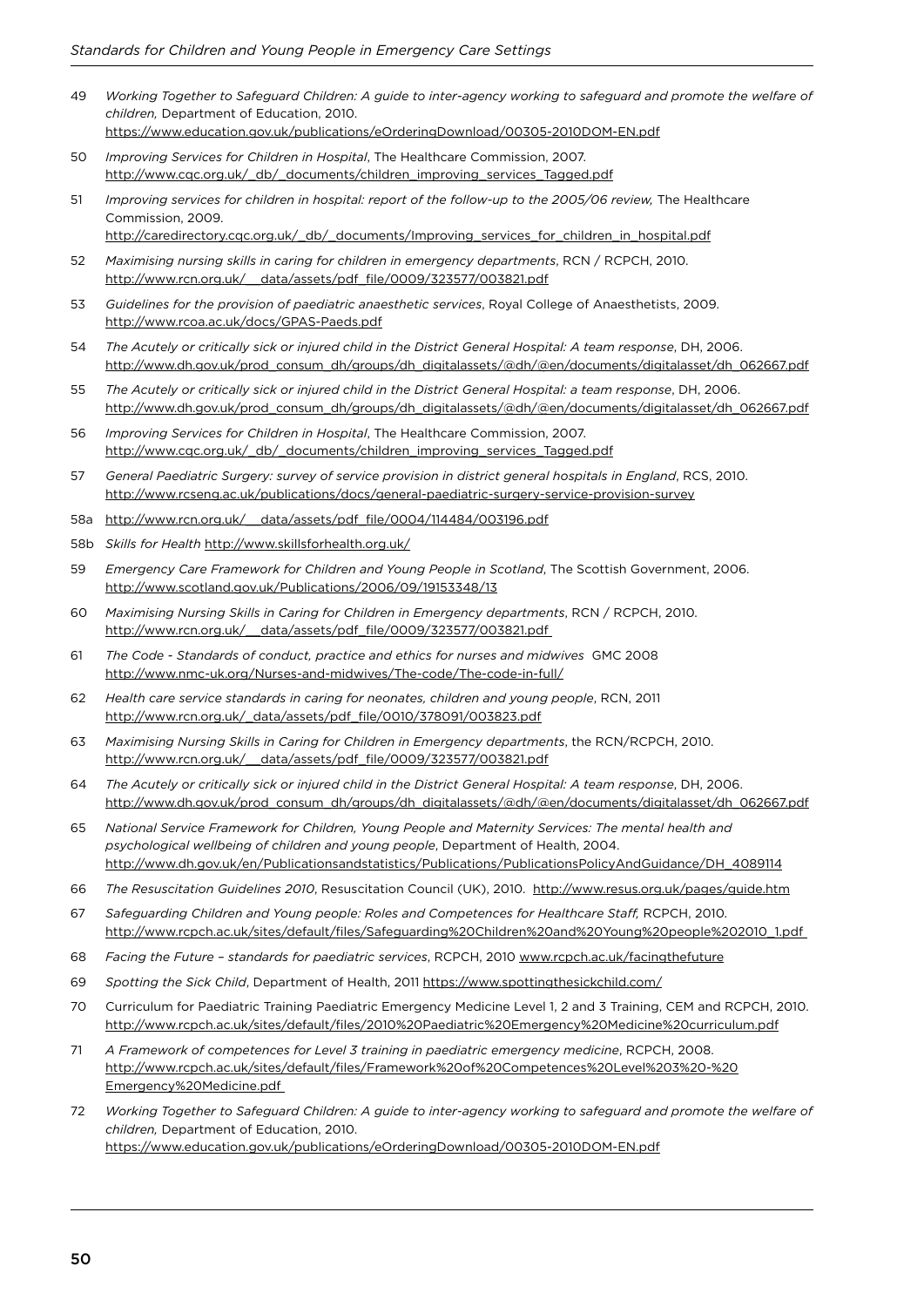49 *Working Together to Safeguard Children: A guide to inter-agency working to safeguard and promote the welfare of children,* Department of Education, 2010.
https://www.education.gov.uk/publications/eOrderingDownload/00305-2010DOM-EN.pdf

50 *Improving Services for Children in Hospital*, The Healthcare Commission, 2007.
http://www.cqc.org.uk/_db/_documents/children_improving_services_Tagged.pdf

51 *Improving services for children in hospital: report of the follow-up to the 2005/06 review,* The Healthcare Commission, 2009.
http://caredirectory.cqc.org.uk/_db/_documents/Improving_services_for_children_in_hospital.pdf

52 *Maximising nursing skills in caring for children in emergency departments*, RCN / RCPCH, 2010.
http://www.rcn.org.uk/__data/assets/pdf_file/0009/323577/003821.pdf

53 *Guidelines for the provision of paediatric anaesthetic services*, Royal College of Anaesthetists, 2009.
http://www.rcoa.ac.uk/docs/GPAS-Paeds.pdf

54 *The Acutely or critically sick or injured child in the District General Hospital: A team response*, DH, 2006.
http://www.dh.gov.uk/prod_consum_dh/groups/dh_digitalassets/@dh/@en/documents/digitalasset/dh_062667.pdf

55 *The Acutely or critically sick or injured child in the District General Hospital: a team response*, DH, 2006.
http://www.dh.gov.uk/prod_consum_dh/groups/dh_digitalassets/@dh/@en/documents/digitalasset/dh_062667.pdf

56 *Improving Services for Children in Hospital*, The Healthcare Commission, 2007.
http://www.cqc.org.uk/_db/_documents/children_improving_services_Tagged.pdf

57 *General Paediatric Surgery: survey of service provision in district general hospitals in England*, RCS, 2010.
http://www.rcseng.ac.uk/publications/docs/general-paediatric-surgery-service-provision-survey

58a http://www.rcn.org.uk/__data/assets/pdf_file/0004/114484/003196.pdf

58b *Skills for Health* http://www.skillsforhealth.org.uk/

59 *Emergency Care Framework for Children and Young People in Scotland*, The Scottish Government, 2006.
http://www.scotland.gov.uk/Publications/2006/09/19153348/13

60 *Maximising Nursing Skills in Caring for Children in Emergency departments*, RCN / RCPCH, 2010.
http://www.rcn.org.uk/__data/assets/pdf_file/0009/323577/003821.pdf

61 *The Code - Standards of conduct, practice and ethics for nurses and midwives* GMC 2008
http://www.nmc-uk.org/Nurses-and-midwives/The-code/The-code-in-full/

62 *Health care service standards in caring for neonates, children and young people*, RCN, 2011
http://www.rcn.org.uk/_data/assets/pdf_file/0010/378091/003823.pdf

63 *Maximising Nursing Skills in Caring for Children in Emergency departments*, the RCN/RCPCH, 2010.
http://www.rcn.org.uk/__data/assets/pdf_file/0009/323577/003821.pdf

64 *The Acutely or critically sick or injured child in the District General Hospital: A team response*, DH, 2006.
http://www.dh.gov.uk/prod_consum_dh/groups/dh_digitalassets/@dh/@en/documents/digitalasset/dh_062667.pdf

65 *National Service Framework for Children, Young People and Maternity Services: The mental health and psychological wellbeing of children and young people*, Department of Health, 2004.
http://www.dh.gov.uk/en/Publicationsandstatistics/Publications/PublicationsPolicyAndGuidance/DH_4089114

66 *The Resuscitation Guidelines 2010*, Resuscitation Council (UK), 2010. http://www.resus.org.uk/pages/guide.htm

67 *Safeguarding Children and Young people: Roles and Competences for Healthcare Staff,* RCPCH, 2010.
http://www.rcpch.ac.uk/sites/default/files/Safeguarding%20Children%20and%20Young%20people%202010_1.pdf

68 *Facing the Future – standards for paediatric services*, RCPCH, 2010 www.rcpch.ac.uk/facingthefuture

69 *Spotting the Sick Child*, Department of Health, 2011 https://www.spottingthesickchild.com/

70 Curriculum for Paediatric Training Paediatric Emergency Medicine Level 1, 2 and 3 Training, CEM and RCPCH, 2010.
http://www.rcpch.ac.uk/sites/default/files/2010%20Paediatric%20Emergency%20Medicine%20curriculum.pdf

71 *A Framework of competences for Level 3 training in paediatric emergency medicine*, RCPCH, 2008.
http://www.rcpch.ac.uk/sites/default/files/Framework%20of%20Competences%20Level%203%20-%20Emergency%20Medicine.pdf

72 *Working Together to Safeguard Children: A guide to inter-agency working to safeguard and promote the welfare of children,* Department of Education, 2010.
https://www.education.gov.uk/publications/eOrderingDownload/00305-2010DOM-EN.pdf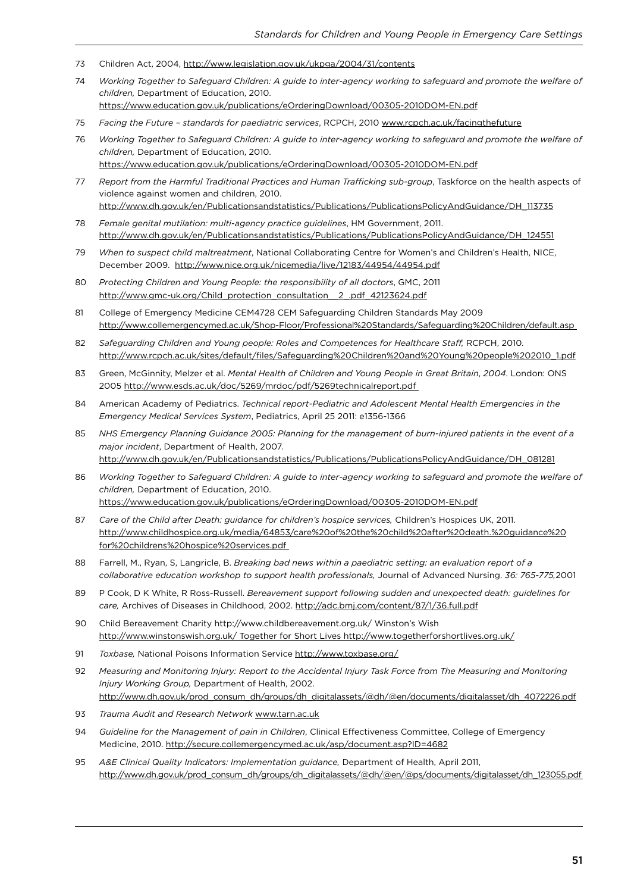73 Children Act, 2004, http://www.legislation.gov.uk/ukpga/2004/31/contents

74 *Working Together to Safeguard Children: A guide to inter-agency working to safeguard and promote the welfare of children,* Department of Education, 2010. https://www.education.gov.uk/publications/eOrderingDownload/00305-2010DOM-EN.pdf

75 *Facing the Future – standards for paediatric services*, RCPCH, 2010 www.rcpch.ac.uk/facingthefuture

76 *Working Together to Safeguard Children: A guide to inter-agency working to safeguard and promote the welfare of children,* Department of Education, 2010. https://www.education.gov.uk/publications/eOrderingDownload/00305-2010DOM-EN.pdf

77 *Report from the Harmful Traditional Practices and Human Trafficking sub-group*, Taskforce on the health aspects of violence against women and children, 2010. http://www.dh.gov.uk/en/Publicationsandstatistics/Publications/PublicationsPolicyAndGuidance/DH_113735

78 *Female genital mutilation: multi-agency practice guidelines*, HM Government, 2011. http://www.dh.gov.uk/en/Publicationsandstatistics/Publications/PublicationsPolicyAndGuidance/DH_124551

79 *When to suspect child maltreatment*, National Collaborating Centre for Women's and Children's Health, NICE, December 2009. http://www.nice.org.uk/nicemedia/live/12183/44954/44954.pdf

80 *Protecting Children and Young People: the responsibility of all doctors*, GMC, 2011 http://www.gmc-uk.org/Child_protection_consultation__2_.pdf_42123624.pdf

81 College of Emergency Medicine CEM4728 CEM Safeguarding Children Standards May 2009 http://www.collemergencymed.ac.uk/Shop-Floor/Professional%20Standards/Safeguarding%20Children/default.asp

82 *Safeguarding Children and Young people: Roles and Competences for Healthcare Staff,* RCPCH, 2010. http://www.rcpch.ac.uk/sites/default/files/Safeguarding%20Children%20and%20Young%20people%202010_1.pdf

83 Green, McGinnity, Melzer et al. *Mental Health of Children and Young People in Great Britain*, *2004*. London: ONS 2005 http://www.esds.ac.uk/doc/5269/mrdoc/pdf/5269technicalreport.pdf

84 American Academy of Pediatrics. *Technical report-Pediatric and Adolescent Mental Health Emergencies in the Emergency Medical Services System*, Pediatrics, April 25 2011: e1356-1366

85 *NHS Emergency Planning Guidance 2005: Planning for the management of burn-injured patients in the event of a major incident*, Department of Health, 2007. http://www.dh.gov.uk/en/Publicationsandstatistics/Publications/PublicationsPolicyAndGuidance/DH_081281

86 *Working Together to Safeguard Children: A guide to inter-agency working to safeguard and promote the welfare of children,* Department of Education, 2010. https://www.education.gov.uk/publications/eOrderingDownload/00305-2010DOM-EN.pdf

87 *Care of the Child after Death: guidance for children's hospice services,* Children's Hospices UK, 2011. http://www.childhospice.org.uk/media/64853/care%20of%20the%20child%20after%20death.%20guidance%20for%20childrens%20hospice%20services.pdf

88 Farrell, M., Ryan, S, Langricle, B. *Breaking bad news within a paediatric setting: an evaluation report of a collaborative education workshop to support health professionals,* Journal of Advanced Nursing. *36: 765-775,*2001

89 P Cook, D K White, R Ross-Russell. *Bereavement support following sudden and unexpected death: guidelines for care,* Archives of Diseases in Childhood, 2002. http://adc.bmj.com/content/87/1/36.full.pdf

90 Child Bereavement Charity http://www.childbereavement.org.uk/ Winston's Wish http://www.winstonswish.org.uk/ Together for Short Lives http://www.togetherforshortlives.org.uk/

91 *Toxbase,* National Poisons Information Service http://www.toxbase.org/

92 *Measuring and Monitoring Injury: Report to the Accidental Injury Task Force from The Measuring and Monitoring Injury Working Group,* Department of Health, 2002. http://www.dh.gov.uk/prod_consum_dh/groups/dh_digitalassets/@dh/@en/documents/digitalasset/dh_4072226.pdf

93 *Trauma Audit and Research Network* www.tarn.ac.uk

94 *Guideline for the Management of pain in Children*, Clinical Effectiveness Committee, College of Emergency Medicine, 2010. http://secure.collemergencymed.ac.uk/asp/document.asp?ID=4682

95 *A&E Clinical Quality Indicators: Implementation guidance,* Department of Health, April 2011, http://www.dh.gov.uk/prod_consum_dh/groups/dh_digitalassets/@dh/@en/@ps/documents/digitalasset/dh_123055.pdf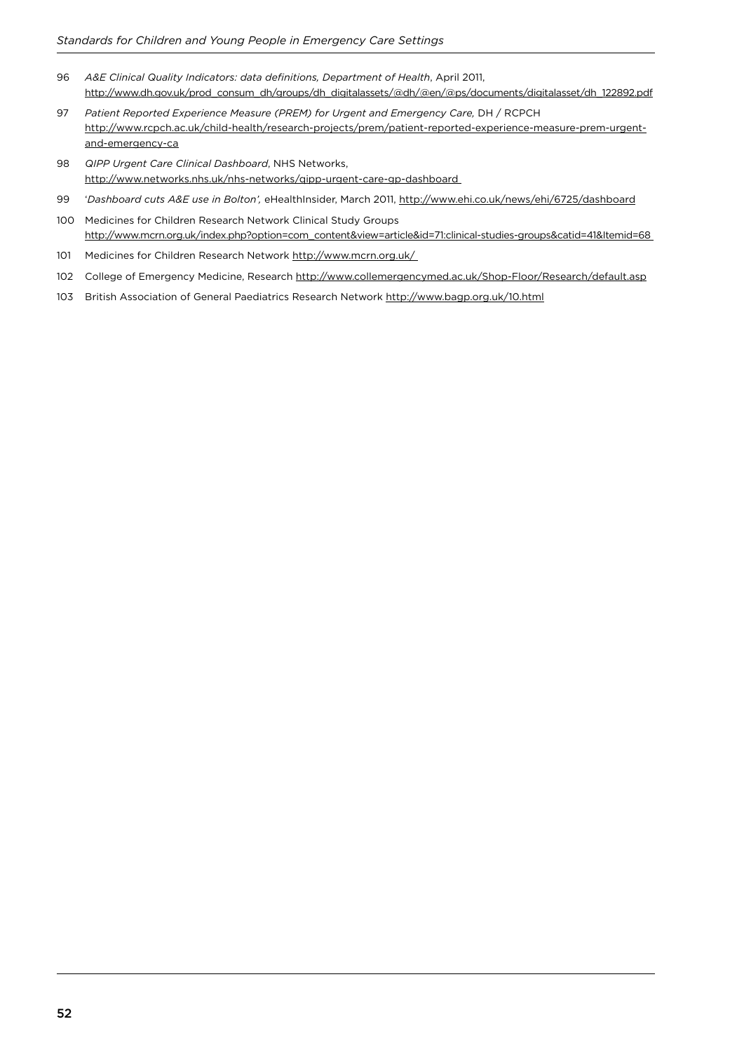96 *A&E Clinical Quality Indicators: data definitions, Department of Health*, April 2011, http://www.dh.gov.uk/prod_consum_dh/groups/dh_digitalassets/@dh/@en/@ps/documents/digitalasset/dh_122892.pdf

97 *Patient Reported Experience Measure (PREM) for Urgent and Emergency Care,* DH / RCPCH http://www.rcpch.ac.uk/child-health/research-projects/prem/patient-reported-experience-measure-prem-urgent-and-emergency-ca

98 *QIPP Urgent Care Clinical Dashboard*, NHS Networks, http://www.networks.nhs.uk/nhs-networks/qipp-urgent-care-gp-dashboard

99 '*Dashboard cuts A&E use in Bolton',* eHealthInsider, March 2011, http://www.ehi.co.uk/news/ehi/6725/dashboard

100 Medicines for Children Research Network Clinical Study Groups http://www.mcrn.org.uk/index.php?option=com_content&view=article&id=71:clinical-studies-groups&catid=41&Itemid=68

101 Medicines for Children Research Network http://www.mcrn.org.uk/

102 College of Emergency Medicine, Research http://www.collemergencymed.ac.uk/Shop-Floor/Research/default.asp

103 British Association of General Paediatrics Research Network http://www.bagp.org.uk/10.html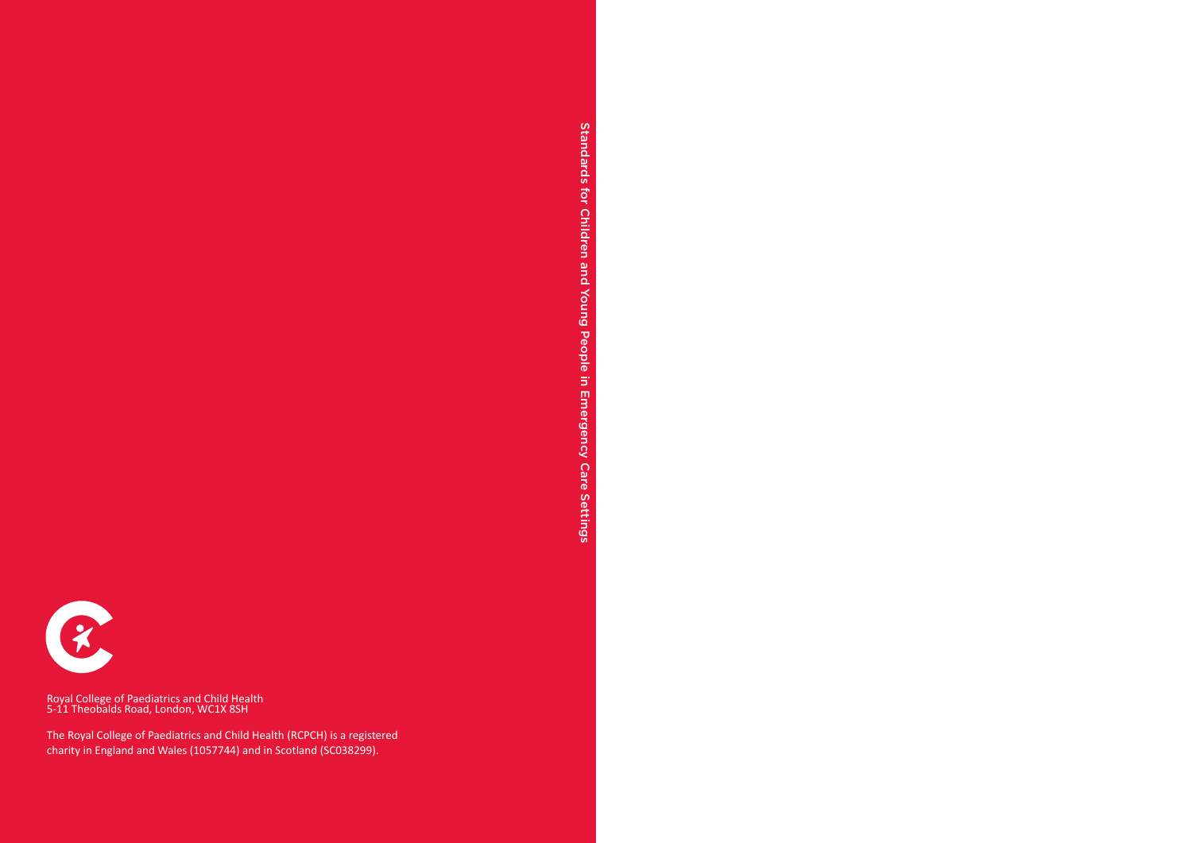Standards for Children and Young People in Emergency Care Settings

Royal College of Paediatrics and Child Health
5-11 Theobalds Road, London, WC1X 8SH

The Royal College of Paediatrics and Child Health (RCPCH) is a registered charity in England and Wales (1057744) and in Scotland (SC038299).